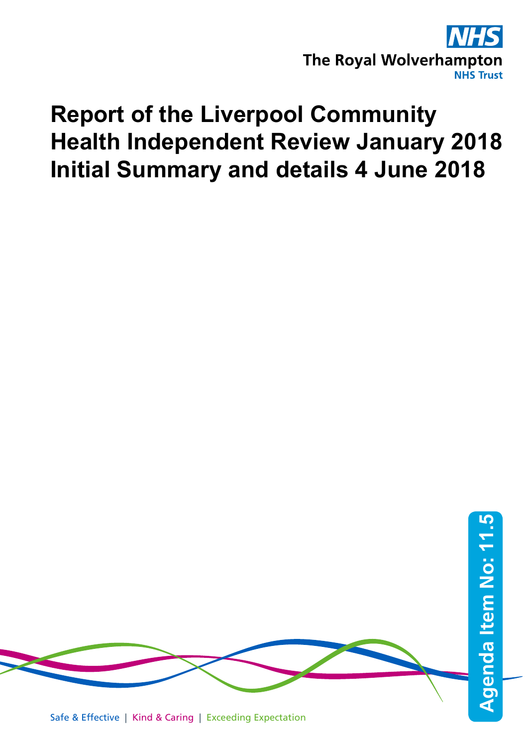NHS

The Royal Wolverhampton NHS Trust

# Report of the Liverpool Community Health Independent Review January 2018 Initial Summary and details 4 June 2018

Agenda Item No: 11.5

Safe & Effective | Kind & Caring | Exceeding Expectation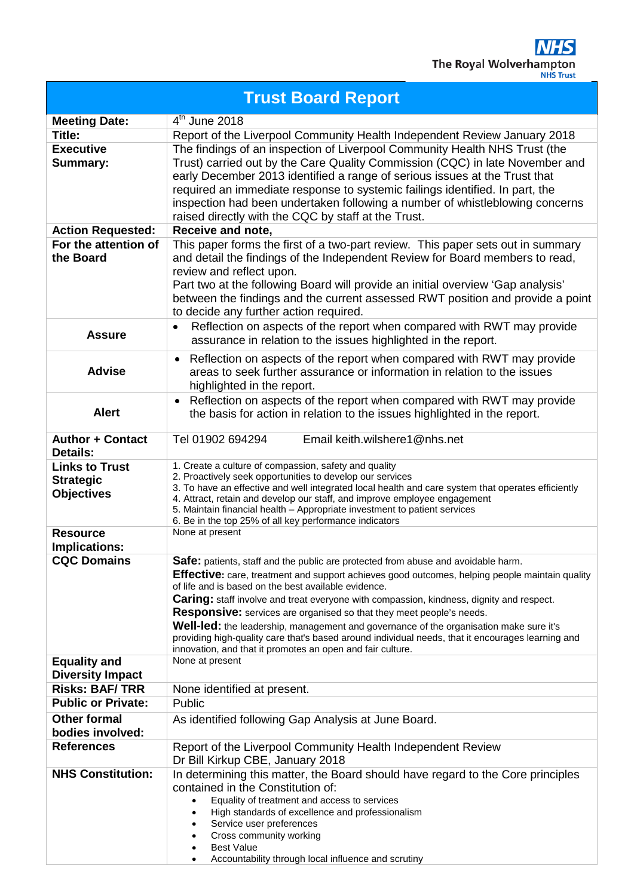The Royal Wolverhampton NHS Trust

# Trust Board Report

| | |
|---|---|
| **Meeting Date:** | 4th June 2018 |
| **Title:** | Report of the Liverpool Community Health Independent Review January 2018 |
| **Executive Summary:** | The findings of an inspection of Liverpool Community Health NHS Trust (the Trust) carried out by the Care Quality Commission (CQC) in late November and early December 2013 identified a range of serious issues at the Trust that required an immediate response to systemic failings identified. In part, the inspection had been undertaken following a number of whistleblowing concerns raised directly with the CQC by staff at the Trust. |
| **Action Requested:** | **Receive and note,** |
| **For the attention of the Board** | This paper forms the first of a two-part review. This paper sets out in summary and detail the findings of the Independent Review for Board members to read, review and reflect upon.<br>Part two at the following Board will provide an initial overview 'Gap analysis' between the findings and the current assessed RWT position and provide a point to decide any further action required. |
| **Assure** | • Reflection on aspects of the report when compared with RWT may provide assurance in relation to the issues highlighted in the report. |
| **Advise** | • Reflection on aspects of the report when compared with RWT may provide areas to seek further assurance or information in relation to the issues highlighted in the report. |
| **Alert** | • Reflection on aspects of the report when compared with RWT may provide the basis for action in relation to the issues highlighted in the report. |
| **Author + Contact Details:** | Tel 01902 694294 Email keith.wilshere1@nhs.net |
| **Links to Trust Strategic Objectives** | 1. Create a culture of compassion, safety and quality<br>2. Proactively seek opportunities to develop our services<br>3. To have an effective and well integrated local health and care system that operates efficiently<br>4. Attract, retain and develop our staff, and improve employee engagement<br>5. Maintain financial health – Appropriate investment to patient services<br>6. Be in the top 25% of all key performance indicators |
| **Resource Implications:** | None at present |
| **CQC Domains** | **Safe:** patients, staff and the public are protected from abuse and avoidable harm.<br>**Effective:** care, treatment and support achieves good outcomes, helping people maintain quality of life and is based on the best available evidence.<br>**Caring:** staff involve and treat everyone with compassion, kindness, dignity and respect.<br>**Responsive:** services are organised so that they meet people's needs.<br>**Well-led:** the leadership, management and governance of the organisation make sure it's providing high-quality care that's based around individual needs, that it encourages learning and innovation, and that it promotes an open and fair culture. |
| **Equality and Diversity Impact** | None at present |
| **Risks: BAF/ TRR** | None identified at present. |
| **Public or Private:** | Public |
| **Other formal bodies involved:** | As identified following Gap Analysis at June Board. |
| **References** | Report of the Liverpool Community Health Independent Review<br>Dr Bill Kirkup CBE, January 2018 |
| **NHS Constitution:** | In determining this matter, the Board should have regard to the Core principles contained in the Constitution of:<br>• Equality of treatment and access to services<br>• High standards of excellence and professionalism<br>• Service user preferences<br>• Cross community working<br>• Best Value<br>• Accountability through local influence and scrutiny |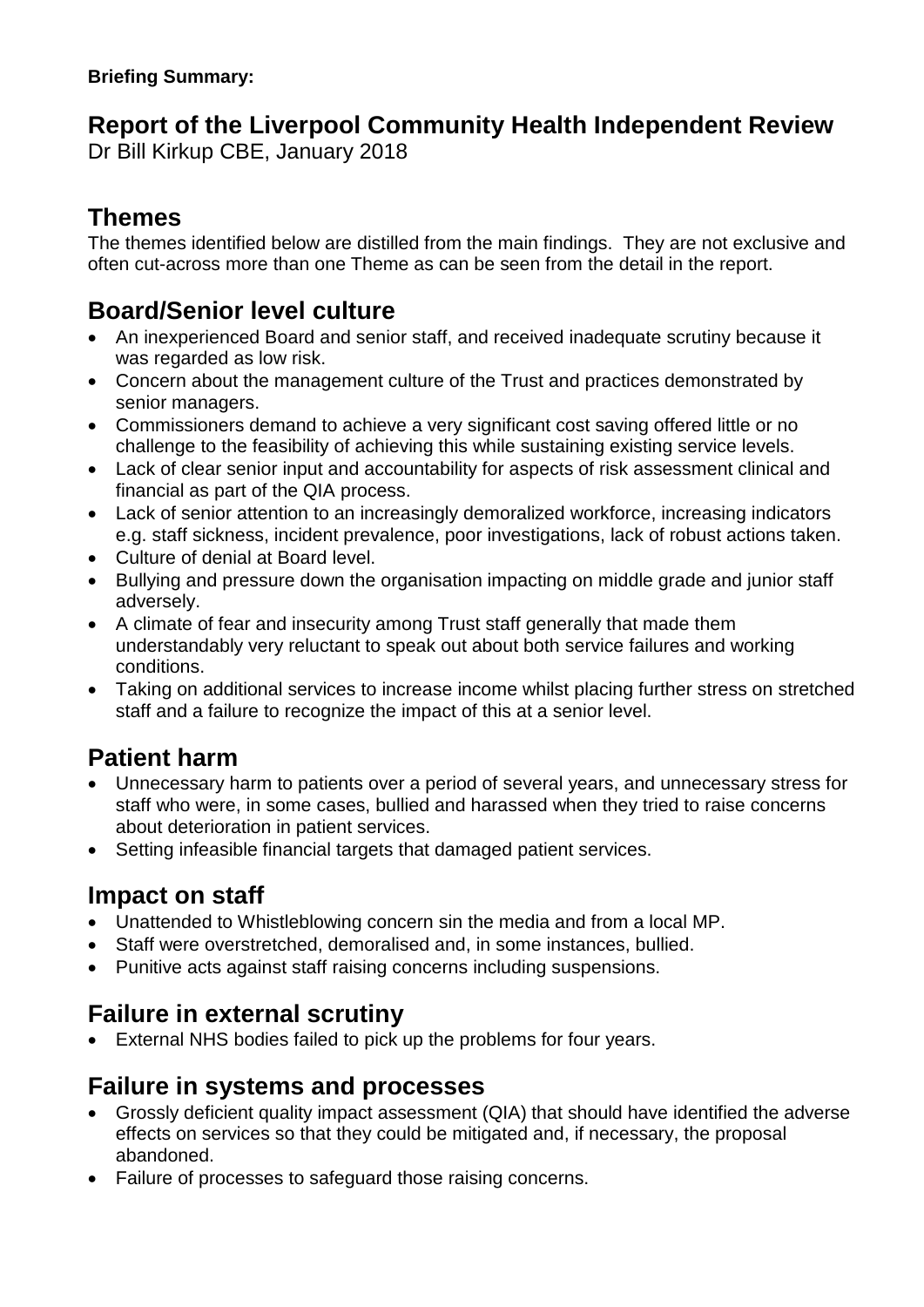**Briefing Summary:**

# Report of the Liverpool Community Health Independent Review

Dr Bill Kirkup CBE, January 2018

## Themes

The themes identified below are distilled from the main findings. They are not exclusive and often cut-across more than one Theme as can be seen from the detail in the report.

## Board/Senior level culture

- An inexperienced Board and senior staff, and received inadequate scrutiny because it was regarded as low risk.
- Concern about the management culture of the Trust and practices demonstrated by senior managers.
- Commissioners demand to achieve a very significant cost saving offered little or no challenge to the feasibility of achieving this while sustaining existing service levels.
- Lack of clear senior input and accountability for aspects of risk assessment clinical and financial as part of the QIA process.
- Lack of senior attention to an increasingly demoralized workforce, increasing indicators e.g. staff sickness, incident prevalence, poor investigations, lack of robust actions taken.
- Culture of denial at Board level.
- Bullying and pressure down the organisation impacting on middle grade and junior staff adversely.
- A climate of fear and insecurity among Trust staff generally that made them understandably very reluctant to speak out about both service failures and working conditions.
- Taking on additional services to increase income whilst placing further stress on stretched staff and a failure to recognize the impact of this at a senior level.

## Patient harm

- Unnecessary harm to patients over a period of several years, and unnecessary stress for staff who were, in some cases, bullied and harassed when they tried to raise concerns about deterioration in patient services.
- Setting infeasible financial targets that damaged patient services.

## Impact on staff

- Unattended to Whistleblowing concern sin the media and from a local MP.
- Staff were overstretched, demoralised and, in some instances, bullied.
- Punitive acts against staff raising concerns including suspensions.

## Failure in external scrutiny

- External NHS bodies failed to pick up the problems for four years.

## Failure in systems and processes

- Grossly deficient quality impact assessment (QIA) that should have identified the adverse effects on services so that they could be mitigated and, if necessary, the proposal abandoned.
- Failure of processes to safeguard those raising concerns.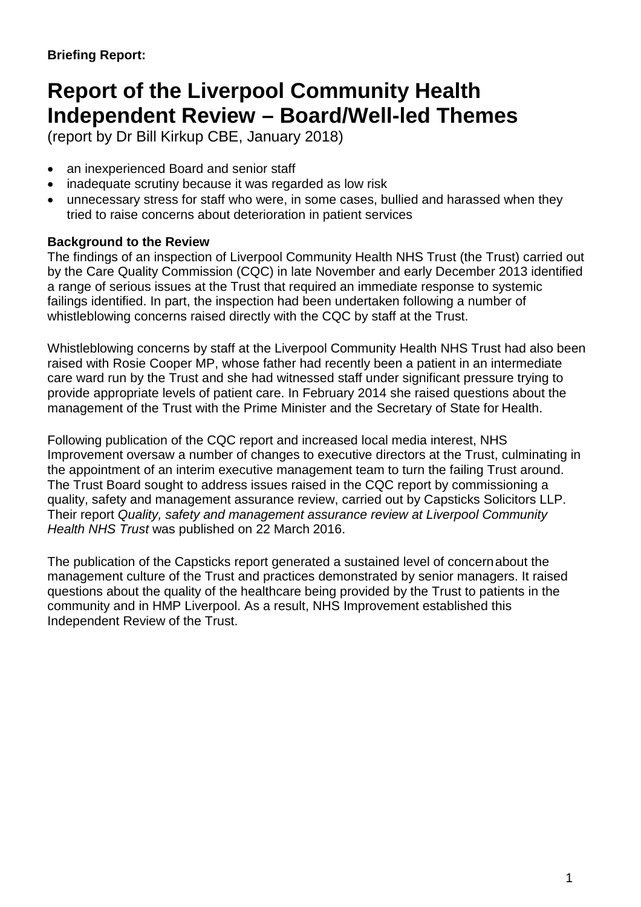**Briefing Report:**

# Report of the Liverpool Community Health Independent Review – Board/Well-led Themes

(report by Dr Bill Kirkup CBE, January 2018)

- an inexperienced Board and senior staff
- inadequate scrutiny because it was regarded as low risk
- unnecessary stress for staff who were, in some cases, bullied and harassed when they tried to raise concerns about deterioration in patient services

**Background to the Review**

The findings of an inspection of Liverpool Community Health NHS Trust (the Trust) carried out by the Care Quality Commission (CQC) in late November and early December 2013 identified a range of serious issues at the Trust that required an immediate response to systemic failings identified. In part, the inspection had been undertaken following a number of whistleblowing concerns raised directly with the CQC by staff at the Trust.

Whistleblowing concerns by staff at the Liverpool Community Health NHS Trust had also been raised with Rosie Cooper MP, whose father had recently been a patient in an intermediate care ward run by the Trust and she had witnessed staff under significant pressure trying to provide appropriate levels of patient care. In February 2014 she raised questions about the management of the Trust with the Prime Minister and the Secretary of State for Health.

Following publication of the CQC report and increased local media interest, NHS Improvement oversaw a number of changes to executive directors at the Trust, culminating in the appointment of an interim executive management team to turn the failing Trust around. The Trust Board sought to address issues raised in the CQC report by commissioning a quality, safety and management assurance review, carried out by Capsticks Solicitors LLP. Their report *Quality, safety and management assurance review at Liverpool Community Health NHS Trust* was published on 22 March 2016.

The publication of the Capsticks report generated a sustained level of concern about the management culture of the Trust and practices demonstrated by senior managers. It raised questions about the quality of the healthcare being provided by the Trust to patients in the community and in HMP Liverpool. As a result, NHS Improvement established this Independent Review of the Trust.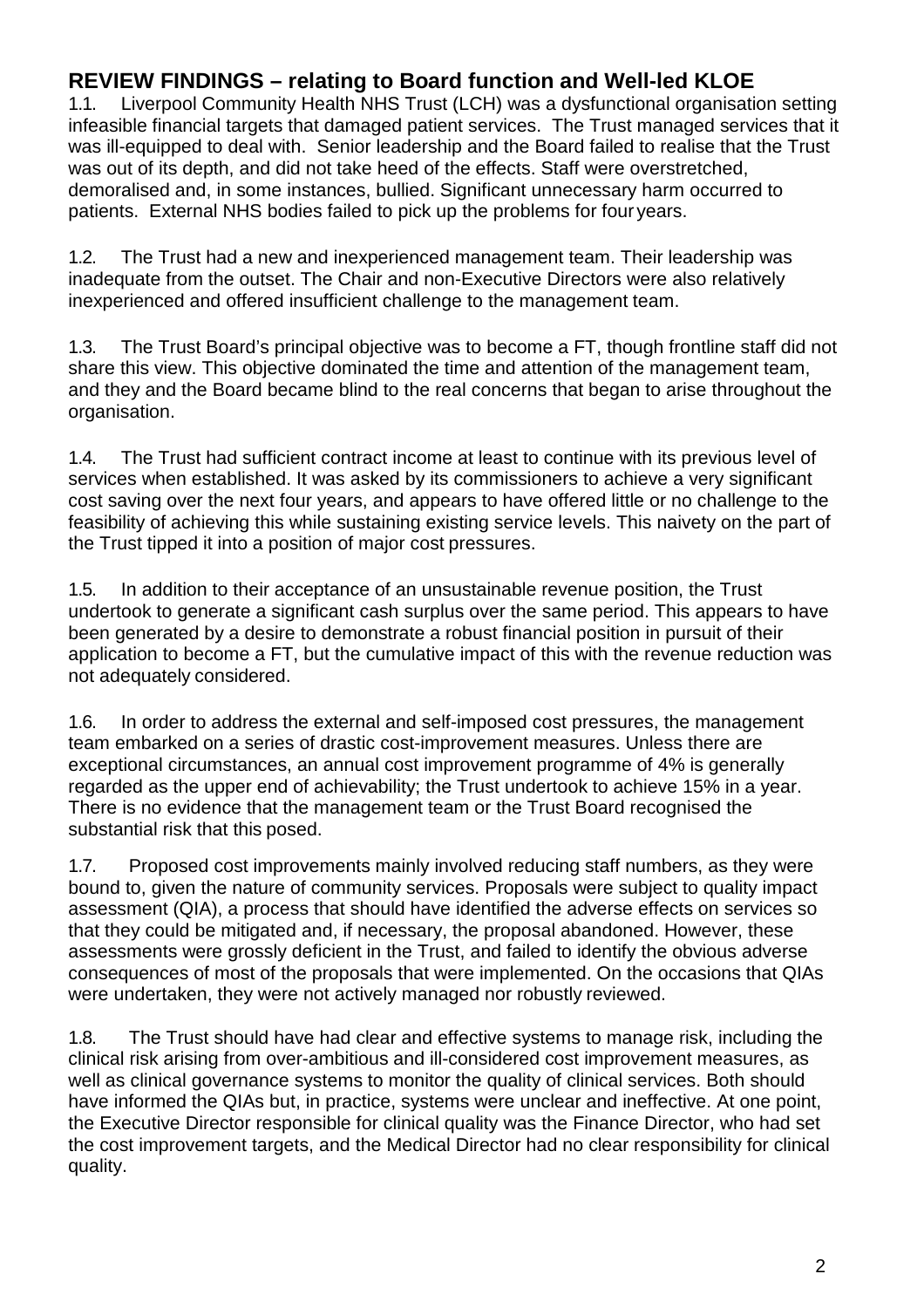## REVIEW FINDINGS – relating to Board function and Well-led KLOE

1.1. Liverpool Community Health NHS Trust (LCH) was a dysfunctional organisation setting infeasible financial targets that damaged patient services. The Trust managed services that it was ill-equipped to deal with. Senior leadership and the Board failed to realise that the Trust was out of its depth, and did not take heed of the effects. Staff were overstretched, demoralised and, in some instances, bullied. Significant unnecessary harm occurred to patients. External NHS bodies failed to pick up the problems for four years.

1.2. The Trust had a new and inexperienced management team. Their leadership was inadequate from the outset. The Chair and non-Executive Directors were also relatively inexperienced and offered insufficient challenge to the management team.

1.3. The Trust Board's principal objective was to become a FT, though frontline staff did not share this view. This objective dominated the time and attention of the management team, and they and the Board became blind to the real concerns that began to arise throughout the organisation.

1.4. The Trust had sufficient contract income at least to continue with its previous level of services when established. It was asked by its commissioners to achieve a very significant cost saving over the next four years, and appears to have offered little or no challenge to the feasibility of achieving this while sustaining existing service levels. This naivety on the part of the Trust tipped it into a position of major cost pressures.

1.5. In addition to their acceptance of an unsustainable revenue position, the Trust undertook to generate a significant cash surplus over the same period. This appears to have been generated by a desire to demonstrate a robust financial position in pursuit of their application to become a FT, but the cumulative impact of this with the revenue reduction was not adequately considered.

1.6. In order to address the external and self-imposed cost pressures, the management team embarked on a series of drastic cost-improvement measures. Unless there are exceptional circumstances, an annual cost improvement programme of 4% is generally regarded as the upper end of achievability; the Trust undertook to achieve 15% in a year. There is no evidence that the management team or the Trust Board recognised the substantial risk that this posed.

1.7. Proposed cost improvements mainly involved reducing staff numbers, as they were bound to, given the nature of community services. Proposals were subject to quality impact assessment (QIA), a process that should have identified the adverse effects on services so that they could be mitigated and, if necessary, the proposal abandoned. However, these assessments were grossly deficient in the Trust, and failed to identify the obvious adverse consequences of most of the proposals that were implemented. On the occasions that QIAs were undertaken, they were not actively managed nor robustly reviewed.

1.8. The Trust should have had clear and effective systems to manage risk, including the clinical risk arising from over-ambitious and ill-considered cost improvement measures, as well as clinical governance systems to monitor the quality of clinical services. Both should have informed the QIAs but, in practice, systems were unclear and ineffective. At one point, the Executive Director responsible for clinical quality was the Finance Director, who had set the cost improvement targets, and the Medical Director had no clear responsibility for clinical quality.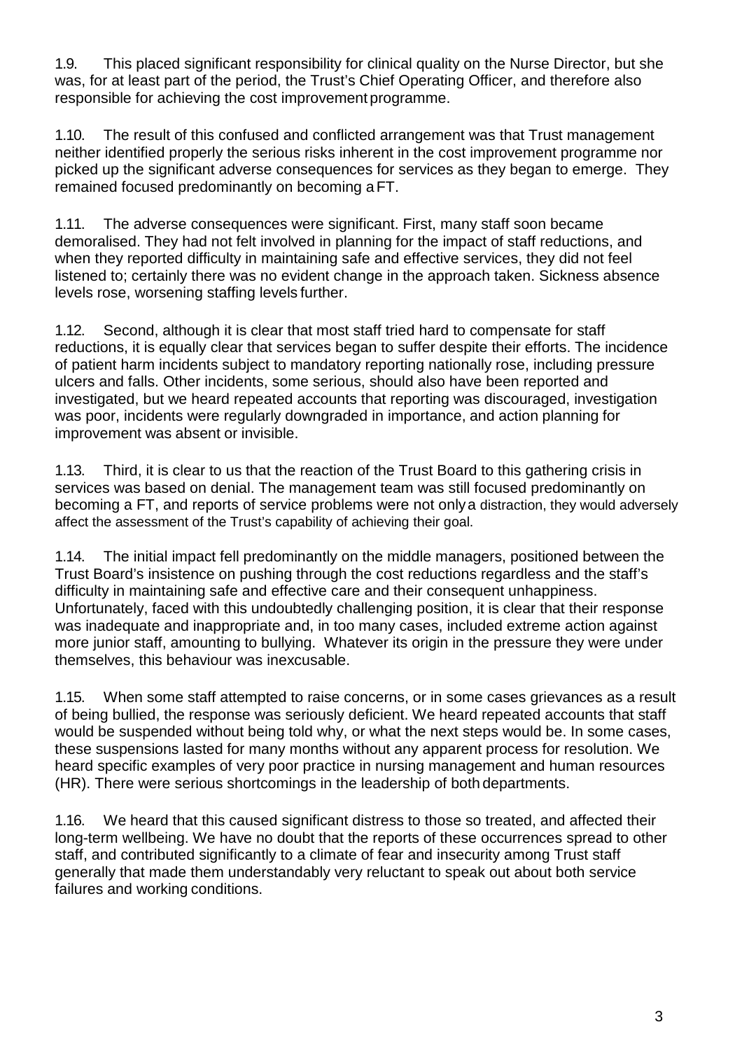1.9. This placed significant responsibility for clinical quality on the Nurse Director, but she was, for at least part of the period, the Trust's Chief Operating Officer, and therefore also responsible for achieving the cost improvement programme.

1.10. The result of this confused and conflicted arrangement was that Trust management neither identified properly the serious risks inherent in the cost improvement programme nor picked up the significant adverse consequences for services as they began to emerge. They remained focused predominantly on becoming a FT.

1.11. The adverse consequences were significant. First, many staff soon became demoralised. They had not felt involved in planning for the impact of staff reductions, and when they reported difficulty in maintaining safe and effective services, they did not feel listened to; certainly there was no evident change in the approach taken. Sickness absence levels rose, worsening staffing levels further.

1.12. Second, although it is clear that most staff tried hard to compensate for staff reductions, it is equally clear that services began to suffer despite their efforts. The incidence of patient harm incidents subject to mandatory reporting nationally rose, including pressure ulcers and falls. Other incidents, some serious, should also have been reported and investigated, but we heard repeated accounts that reporting was discouraged, investigation was poor, incidents were regularly downgraded in importance, and action planning for improvement was absent or invisible.

1.13. Third, it is clear to us that the reaction of the Trust Board to this gathering crisis in services was based on denial. The management team was still focused predominantly on becoming a FT, and reports of service problems were not only a distraction, they would adversely affect the assessment of the Trust's capability of achieving their goal.

1.14. The initial impact fell predominantly on the middle managers, positioned between the Trust Board's insistence on pushing through the cost reductions regardless and the staff's difficulty in maintaining safe and effective care and their consequent unhappiness. Unfortunately, faced with this undoubtedly challenging position, it is clear that their response was inadequate and inappropriate and, in too many cases, included extreme action against more junior staff, amounting to bullying. Whatever its origin in the pressure they were under themselves, this behaviour was inexcusable.

1.15. When some staff attempted to raise concerns, or in some cases grievances as a result of being bullied, the response was seriously deficient. We heard repeated accounts that staff would be suspended without being told why, or what the next steps would be. In some cases, these suspensions lasted for many months without any apparent process for resolution. We heard specific examples of very poor practice in nursing management and human resources (HR). There were serious shortcomings in the leadership of both departments.

1.16. We heard that this caused significant distress to those so treated, and affected their long-term wellbeing. We have no doubt that the reports of these occurrences spread to other staff, and contributed significantly to a climate of fear and insecurity among Trust staff generally that made them understandably very reluctant to speak out about both service failures and working conditions.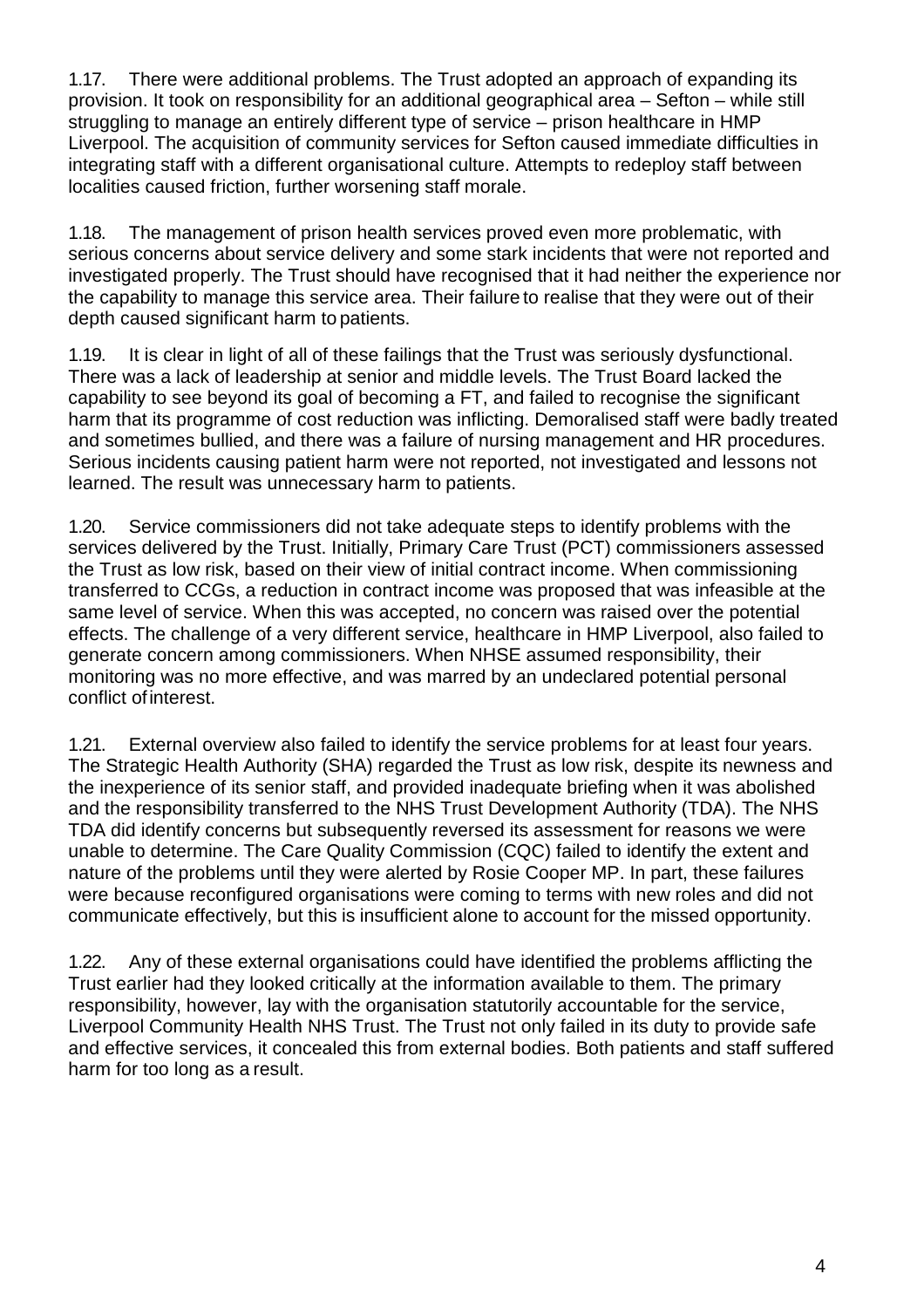1.17. There were additional problems. The Trust adopted an approach of expanding its provision. It took on responsibility for an additional geographical area – Sefton – while still struggling to manage an entirely different type of service – prison healthcare in HMP Liverpool. The acquisition of community services for Sefton caused immediate difficulties in integrating staff with a different organisational culture. Attempts to redeploy staff between localities caused friction, further worsening staff morale.

1.18. The management of prison health services proved even more problematic, with serious concerns about service delivery and some stark incidents that were not reported and investigated properly. The Trust should have recognised that it had neither the experience nor the capability to manage this service area. Their failure to realise that they were out of their depth caused significant harm to patients.

1.19. It is clear in light of all of these failings that the Trust was seriously dysfunctional. There was a lack of leadership at senior and middle levels. The Trust Board lacked the capability to see beyond its goal of becoming a FT, and failed to recognise the significant harm that its programme of cost reduction was inflicting. Demoralised staff were badly treated and sometimes bullied, and there was a failure of nursing management and HR procedures. Serious incidents causing patient harm were not reported, not investigated and lessons not learned. The result was unnecessary harm to patients.

1.20. Service commissioners did not take adequate steps to identify problems with the services delivered by the Trust. Initially, Primary Care Trust (PCT) commissioners assessed the Trust as low risk, based on their view of initial contract income. When commissioning transferred to CCGs, a reduction in contract income was proposed that was infeasible at the same level of service. When this was accepted, no concern was raised over the potential effects. The challenge of a very different service, healthcare in HMP Liverpool, also failed to generate concern among commissioners. When NHSE assumed responsibility, their monitoring was no more effective, and was marred by an undeclared potential personal conflict of interest.

1.21. External overview also failed to identify the service problems for at least four years. The Strategic Health Authority (SHA) regarded the Trust as low risk, despite its newness and the inexperience of its senior staff, and provided inadequate briefing when it was abolished and the responsibility transferred to the NHS Trust Development Authority (TDA). The NHS TDA did identify concerns but subsequently reversed its assessment for reasons we were unable to determine. The Care Quality Commission (CQC) failed to identify the extent and nature of the problems until they were alerted by Rosie Cooper MP. In part, these failures were because reconfigured organisations were coming to terms with new roles and did not communicate effectively, but this is insufficient alone to account for the missed opportunity.

1.22. Any of these external organisations could have identified the problems afflicting the Trust earlier had they looked critically at the information available to them. The primary responsibility, however, lay with the organisation statutorily accountable for the service, Liverpool Community Health NHS Trust. The Trust not only failed in its duty to provide safe and effective services, it concealed this from external bodies. Both patients and staff suffered harm for too long as a result.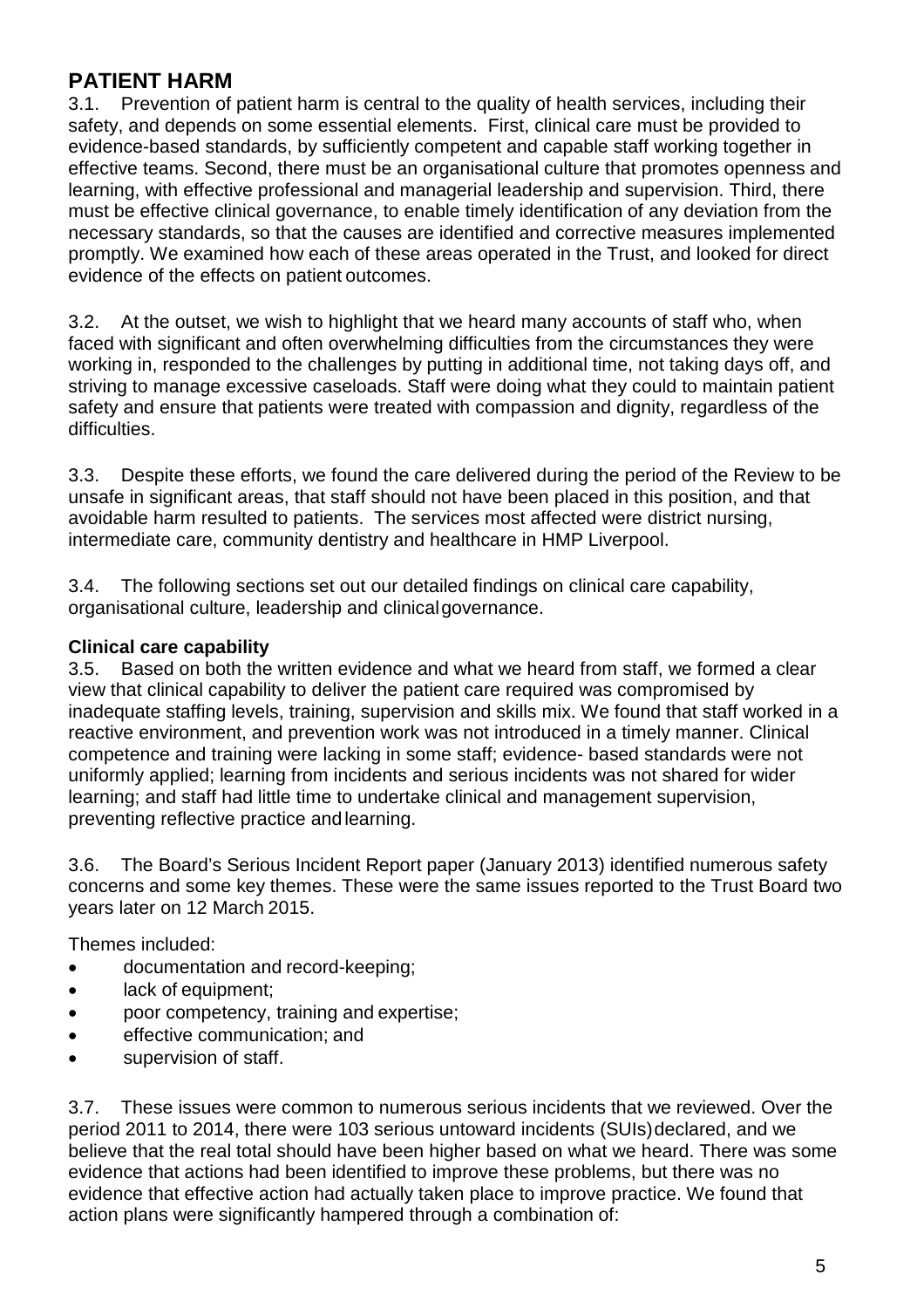## PATIENT HARM

3.1. Prevention of patient harm is central to the quality of health services, including their safety, and depends on some essential elements. First, clinical care must be provided to evidence-based standards, by sufficiently competent and capable staff working together in effective teams. Second, there must be an organisational culture that promotes openness and learning, with effective professional and managerial leadership and supervision. Third, there must be effective clinical governance, to enable timely identification of any deviation from the necessary standards, so that the causes are identified and corrective measures implemented promptly. We examined how each of these areas operated in the Trust, and looked for direct evidence of the effects on patient outcomes.

3.2. At the outset, we wish to highlight that we heard many accounts of staff who, when faced with significant and often overwhelming difficulties from the circumstances they were working in, responded to the challenges by putting in additional time, not taking days off, and striving to manage excessive caseloads. Staff were doing what they could to maintain patient safety and ensure that patients were treated with compassion and dignity, regardless of the difficulties.

3.3. Despite these efforts, we found the care delivered during the period of the Review to be unsafe in significant areas, that staff should not have been placed in this position, and that avoidable harm resulted to patients. The services most affected were district nursing, intermediate care, community dentistry and healthcare in HMP Liverpool.

3.4. The following sections set out our detailed findings on clinical care capability, organisational culture, leadership and clinical governance.

### Clinical care capability

3.5. Based on both the written evidence and what we heard from staff, we formed a clear view that clinical capability to deliver the patient care required was compromised by inadequate staffing levels, training, supervision and skills mix. We found that staff worked in a reactive environment, and prevention work was not introduced in a timely manner. Clinical competence and training were lacking in some staff; evidence- based standards were not uniformly applied; learning from incidents and serious incidents was not shared for wider learning; and staff had little time to undertake clinical and management supervision, preventing reflective practice and learning.

3.6. The Board's Serious Incident Report paper (January 2013) identified numerous safety concerns and some key themes. These were the same issues reported to the Trust Board two years later on 12 March 2015.

Themes included:

- documentation and record-keeping;
- lack of equipment;
- poor competency, training and expertise;
- effective communication; and
- supervision of staff.

3.7. These issues were common to numerous serious incidents that we reviewed. Over the period 2011 to 2014, there were 103 serious untoward incidents (SUIs) declared, and we believe that the real total should have been higher based on what we heard. There was some evidence that actions had been identified to improve these problems, but there was no evidence that effective action had actually taken place to improve practice. We found that action plans were significantly hampered through a combination of: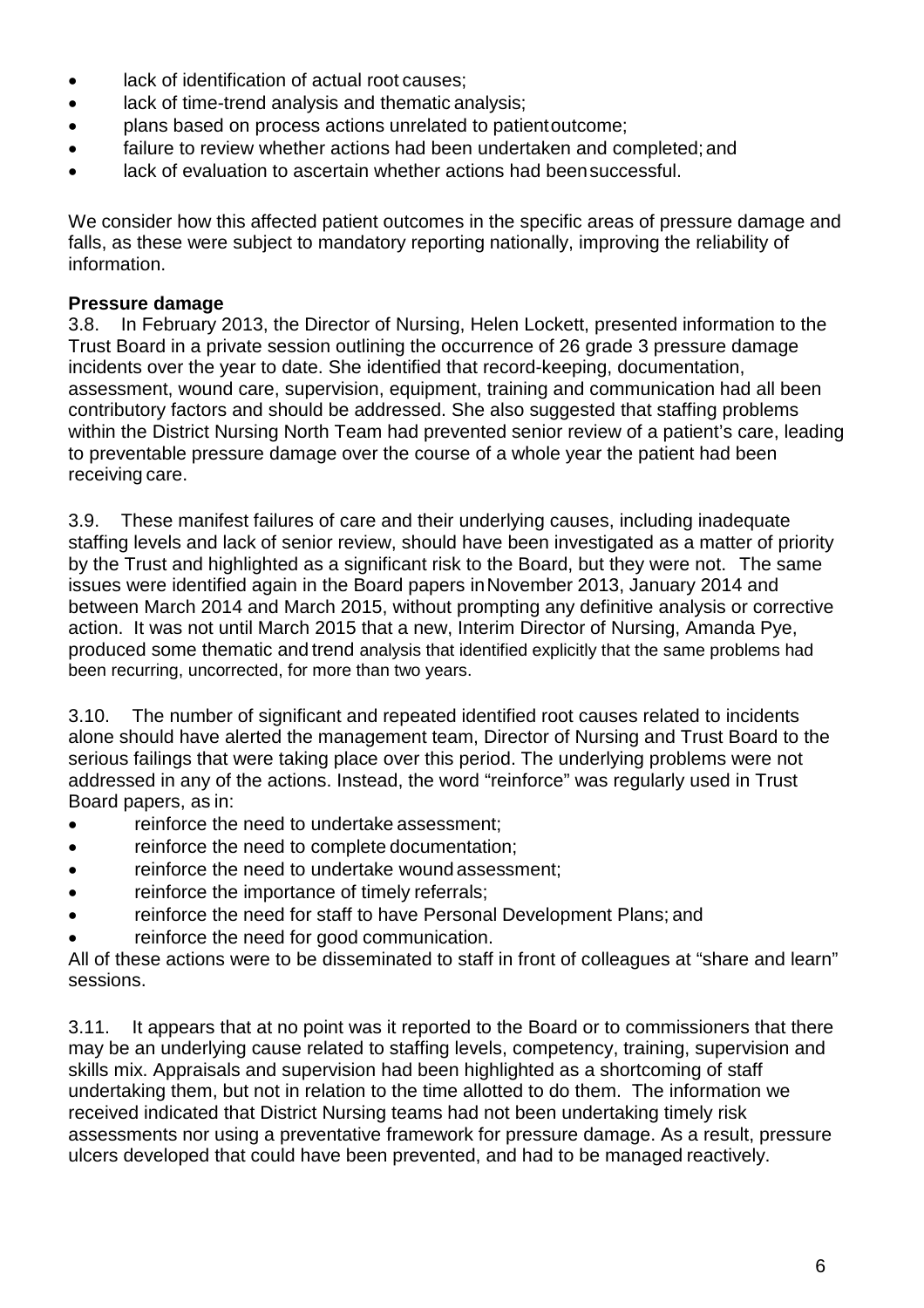- lack of identification of actual root causes;
- lack of time-trend analysis and thematic analysis;
- plans based on process actions unrelated to patient outcome;
- failure to review whether actions had been undertaken and completed; and
- lack of evaluation to ascertain whether actions had been successful.

We consider how this affected patient outcomes in the specific areas of pressure damage and falls, as these were subject to mandatory reporting nationally, improving the reliability of information.

**Pressure damage**

3.8. In February 2013, the Director of Nursing, Helen Lockett, presented information to the Trust Board in a private session outlining the occurrence of 26 grade 3 pressure damage incidents over the year to date. She identified that record-keeping, documentation, assessment, wound care, supervision, equipment, training and communication had all been contributory factors and should be addressed. She also suggested that staffing problems within the District Nursing North Team had prevented senior review of a patient's care, leading to preventable pressure damage over the course of a whole year the patient had been receiving care.

3.9. These manifest failures of care and their underlying causes, including inadequate staffing levels and lack of senior review, should have been investigated as a matter of priority by the Trust and highlighted as a significant risk to the Board, but they were not. The same issues were identified again in the Board papers in November 2013, January 2014 and between March 2014 and March 2015, without prompting any definitive analysis or corrective action. It was not until March 2015 that a new, Interim Director of Nursing, Amanda Pye, produced some thematic and trend analysis that identified explicitly that the same problems had been recurring, uncorrected, for more than two years.

3.10. The number of significant and repeated identified root causes related to incidents alone should have alerted the management team, Director of Nursing and Trust Board to the serious failings that were taking place over this period. The underlying problems were not addressed in any of the actions. Instead, the word "reinforce" was regularly used in Trust Board papers, as in:

- reinforce the need to undertake assessment;
- reinforce the need to complete documentation;
- reinforce the need to undertake wound assessment;
- reinforce the importance of timely referrals;
- reinforce the need for staff to have Personal Development Plans; and
- reinforce the need for good communication.

All of these actions were to be disseminated to staff in front of colleagues at "share and learn" sessions.

3.11. It appears that at no point was it reported to the Board or to commissioners that there may be an underlying cause related to staffing levels, competency, training, supervision and skills mix. Appraisals and supervision had been highlighted as a shortcoming of staff undertaking them, but not in relation to the time allotted to do them. The information we received indicated that District Nursing teams had not been undertaking timely risk assessments nor using a preventative framework for pressure damage. As a result, pressure ulcers developed that could have been prevented, and had to be managed reactively.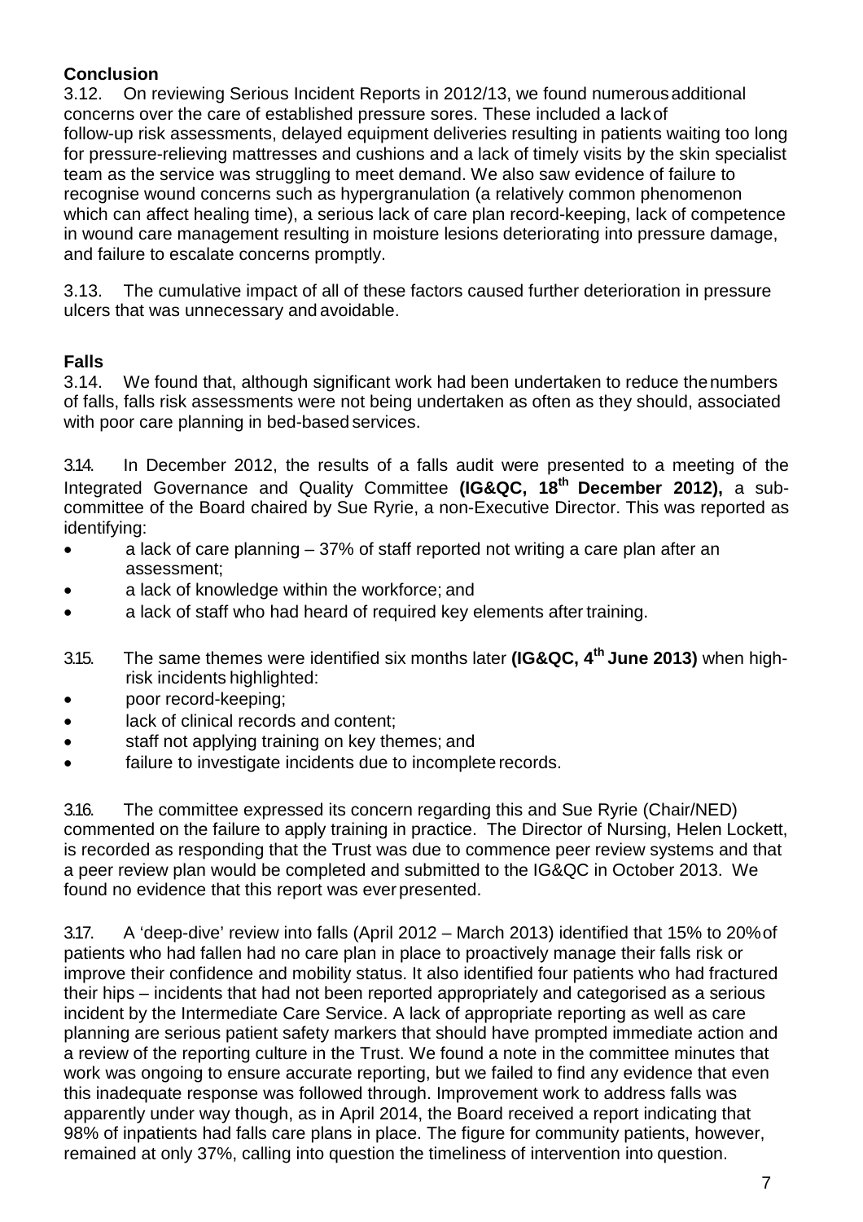**Conclusion**

3.12. On reviewing Serious Incident Reports in 2012/13, we found numerous additional concerns over the care of established pressure sores. These included a lack of follow-up risk assessments, delayed equipment deliveries resulting in patients waiting too long for pressure-relieving mattresses and cushions and a lack of timely visits by the skin specialist team as the service was struggling to meet demand. We also saw evidence of failure to recognise wound concerns such as hypergranulation (a relatively common phenomenon which can affect healing time), a serious lack of care plan record-keeping, lack of competence in wound care management resulting in moisture lesions deteriorating into pressure damage, and failure to escalate concerns promptly.

3.13. The cumulative impact of all of these factors caused further deterioration in pressure ulcers that was unnecessary and avoidable.

**Falls**

3.14. We found that, although significant work had been undertaken to reduce the numbers of falls, falls risk assessments were not being undertaken as often as they should, associated with poor care planning in bed-based services.

3.14. In December 2012, the results of a falls audit were presented to a meeting of the Integrated Governance and Quality Committee **(IG&QC, 18th December 2012),** a sub-committee of the Board chaired by Sue Ryrie, a non-Executive Director. This was reported as identifying:

- a lack of care planning – 37% of staff reported not writing a care plan after an assessment;
- a lack of knowledge within the workforce; and
- a lack of staff who had heard of required key elements after training.

3.15. The same themes were identified six months later **(IG&QC, 4th June 2013)** when high-risk incidents highlighted:

- poor record-keeping;
- lack of clinical records and content;
- staff not applying training on key themes; and
- failure to investigate incidents due to incomplete records.

3.16. The committee expressed its concern regarding this and Sue Ryrie (Chair/NED) commented on the failure to apply training in practice. The Director of Nursing, Helen Lockett, is recorded as responding that the Trust was due to commence peer review systems and that a peer review plan would be completed and submitted to the IG&QC in October 2013. We found no evidence that this report was ever presented.

3.17. A 'deep-dive' review into falls (April 2012 – March 2013) identified that 15% to 20% of patients who had fallen had no care plan in place to proactively manage their falls risk or improve their confidence and mobility status. It also identified four patients who had fractured their hips – incidents that had not been reported appropriately and categorised as a serious incident by the Intermediate Care Service. A lack of appropriate reporting as well as care planning are serious patient safety markers that should have prompted immediate action and a review of the reporting culture in the Trust. We found a note in the committee minutes that work was ongoing to ensure accurate reporting, but we failed to find any evidence that even this inadequate response was followed through. Improvement work to address falls was apparently under way though, as in April 2014, the Board received a report indicating that 98% of inpatients had falls care plans in place. The figure for community patients, however, remained at only 37%, calling into question the timeliness of intervention into question.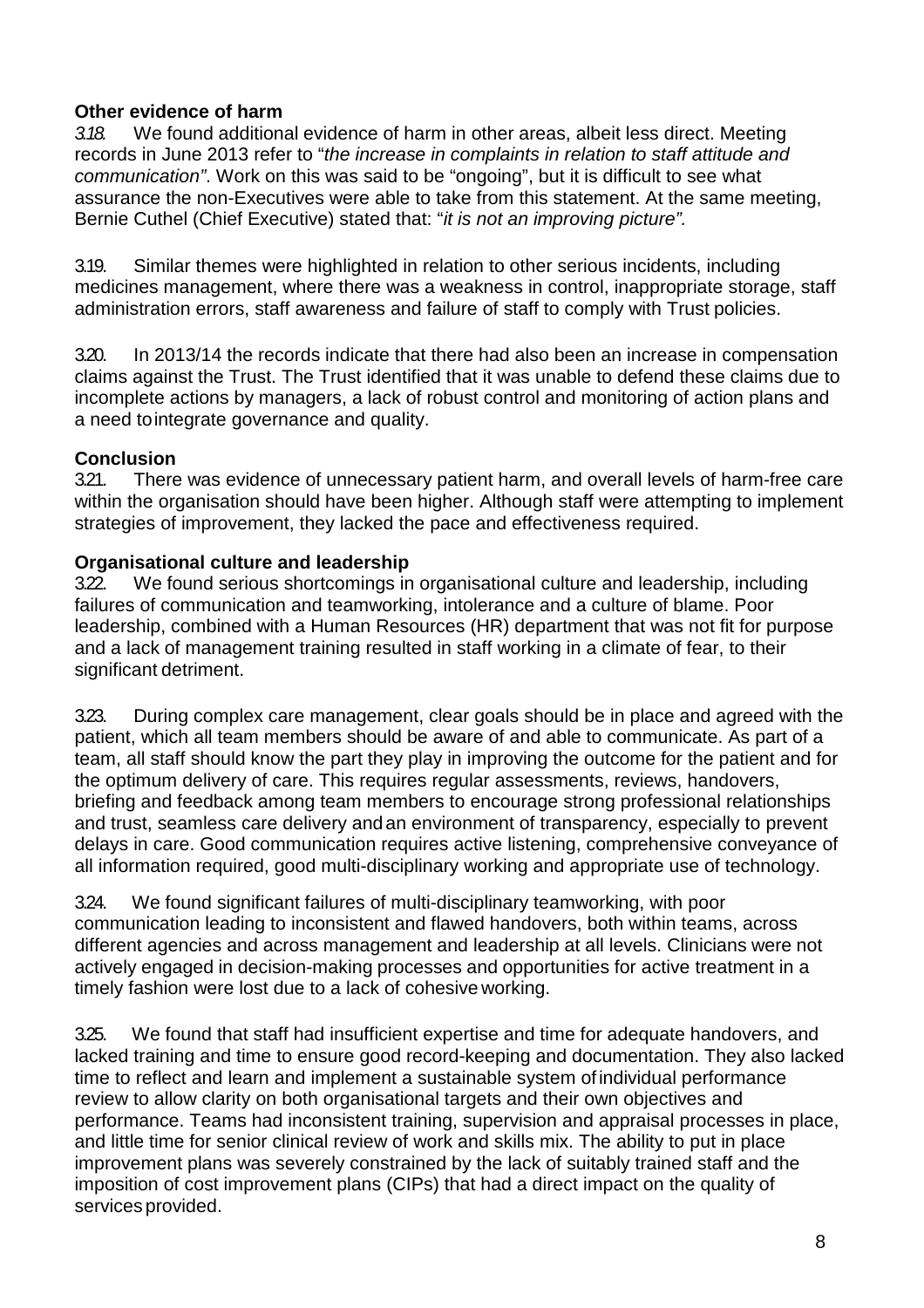**Other evidence of harm**

*3.18.* We found additional evidence of harm in other areas, albeit less direct. Meeting records in June 2013 refer to "*the increase in complaints in relation to staff attitude and communication"*. Work on this was said to be "ongoing", but it is difficult to see what assurance the non-Executives were able to take from this statement. At the same meeting, Bernie Cuthel (Chief Executive) stated that: "*it is not an improving picture".*

3.19. Similar themes were highlighted in relation to other serious incidents, including medicines management, where there was a weakness in control, inappropriate storage, staff administration errors, staff awareness and failure of staff to comply with Trust policies.

3.20. In 2013/14 the records indicate that there had also been an increase in compensation claims against the Trust. The Trust identified that it was unable to defend these claims due to incomplete actions by managers, a lack of robust control and monitoring of action plans and a need to integrate governance and quality.

**Conclusion**

3.21. There was evidence of unnecessary patient harm, and overall levels of harm-free care within the organisation should have been higher. Although staff were attempting to implement strategies of improvement, they lacked the pace and effectiveness required.

**Organisational culture and leadership**

3.22. We found serious shortcomings in organisational culture and leadership, including failures of communication and teamworking, intolerance and a culture of blame. Poor leadership, combined with a Human Resources (HR) department that was not fit for purpose and a lack of management training resulted in staff working in a climate of fear, to their significant detriment.

3.23. During complex care management, clear goals should be in place and agreed with the patient, which all team members should be aware of and able to communicate. As part of a team, all staff should know the part they play in improving the outcome for the patient and for the optimum delivery of care. This requires regular assessments, reviews, handovers, briefing and feedback among team members to encourage strong professional relationships and trust, seamless care delivery and an environment of transparency, especially to prevent delays in care. Good communication requires active listening, comprehensive conveyance of all information required, good multi-disciplinary working and appropriate use of technology.

3.24. We found significant failures of multi-disciplinary teamworking, with poor communication leading to inconsistent and flawed handovers, both within teams, across different agencies and across management and leadership at all levels. Clinicians were not actively engaged in decision-making processes and opportunities for active treatment in a timely fashion were lost due to a lack of cohesive working.

3.25. We found that staff had insufficient expertise and time for adequate handovers, and lacked training and time to ensure good record-keeping and documentation. They also lacked time to reflect and learn and implement a sustainable system of individual performance review to allow clarity on both organisational targets and their own objectives and performance. Teams had inconsistent training, supervision and appraisal processes in place, and little time for senior clinical review of work and skills mix. The ability to put in place improvement plans was severely constrained by the lack of suitably trained staff and the imposition of cost improvement plans (CIPs) that had a direct impact on the quality of services provided.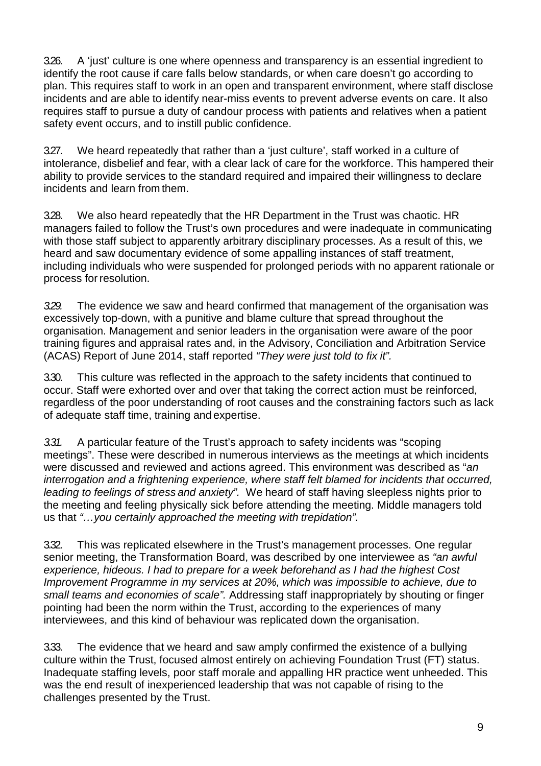3.26. A 'just' culture is one where openness and transparency is an essential ingredient to identify the root cause if care falls below standards, or when care doesn't go according to plan. This requires staff to work in an open and transparent environment, where staff disclose incidents and are able to identify near-miss events to prevent adverse events on care. It also requires staff to pursue a duty of candour process with patients and relatives when a patient safety event occurs, and to instill public confidence.

3.27. We heard repeatedly that rather than a 'just culture', staff worked in a culture of intolerance, disbelief and fear, with a clear lack of care for the workforce. This hampered their ability to provide services to the standard required and impaired their willingness to declare incidents and learn from them.

3.28. We also heard repeatedly that the HR Department in the Trust was chaotic. HR managers failed to follow the Trust's own procedures and were inadequate in communicating with those staff subject to apparently arbitrary disciplinary processes. As a result of this, we heard and saw documentary evidence of some appalling instances of staff treatment, including individuals who were suspended for prolonged periods with no apparent rationale or process for resolution.

*3.29.* The evidence we saw and heard confirmed that management of the organisation was excessively top-down, with a punitive and blame culture that spread throughout the organisation. Management and senior leaders in the organisation were aware of the poor training figures and appraisal rates and, in the Advisory, Conciliation and Arbitration Service (ACAS) Report of June 2014, staff reported *"They were just told to fix it".*

3.30. This culture was reflected in the approach to the safety incidents that continued to occur. Staff were exhorted over and over that taking the correct action must be reinforced, regardless of the poor understanding of root causes and the constraining factors such as lack of adequate staff time, training and expertise.

*3.31.* A particular feature of the Trust's approach to safety incidents was "scoping meetings". These were described in numerous interviews as the meetings at which incidents were discussed and reviewed and actions agreed. This environment was described as "*an interrogation and a frightening experience, where staff felt blamed for incidents that occurred, leading to feelings of stress and anxiety".* We heard of staff having sleepless nights prior to the meeting and feeling physically sick before attending the meeting. Middle managers told us that *"…you certainly approached the meeting with trepidation".*

3.32. This was replicated elsewhere in the Trust's management processes. One regular senior meeting, the Transformation Board, was described by one interviewee as *"an awful experience, hideous. I had to prepare for a week beforehand as I had the highest Cost Improvement Programme in my services at 20%, which was impossible to achieve, due to small teams and economies of scale".* Addressing staff inappropriately by shouting or finger pointing had been the norm within the Trust, according to the experiences of many interviewees, and this kind of behaviour was replicated down the organisation.

3.33. The evidence that we heard and saw amply confirmed the existence of a bullying culture within the Trust, focused almost entirely on achieving Foundation Trust (FT) status. Inadequate staffing levels, poor staff morale and appalling HR practice went unheeded. This was the end result of inexperienced leadership that was not capable of rising to the challenges presented by the Trust.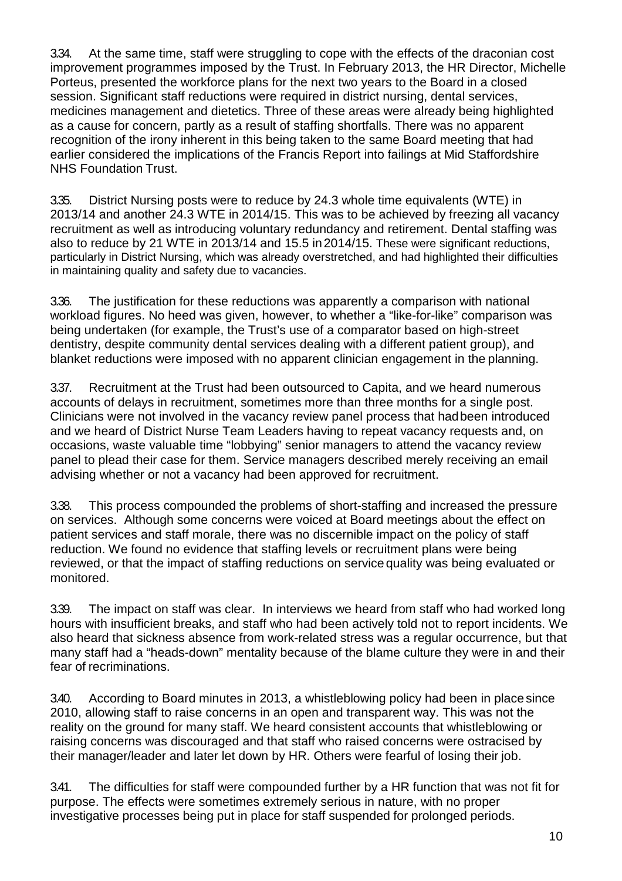3.34. At the same time, staff were struggling to cope with the effects of the draconian cost improvement programmes imposed by the Trust. In February 2013, the HR Director, Michelle Porteus, presented the workforce plans for the next two years to the Board in a closed session. Significant staff reductions were required in district nursing, dental services, medicines management and dietetics. Three of these areas were already being highlighted as a cause for concern, partly as a result of staffing shortfalls. There was no apparent recognition of the irony inherent in this being taken to the same Board meeting that had earlier considered the implications of the Francis Report into failings at Mid Staffordshire NHS Foundation Trust.

3.35. District Nursing posts were to reduce by 24.3 whole time equivalents (WTE) in 2013/14 and another 24.3 WTE in 2014/15. This was to be achieved by freezing all vacancy recruitment as well as introducing voluntary redundancy and retirement. Dental staffing was also to reduce by 21 WTE in 2013/14 and 15.5 in 2014/15. These were significant reductions, particularly in District Nursing, which was already overstretched, and had highlighted their difficulties in maintaining quality and safety due to vacancies.

3.36. The justification for these reductions was apparently a comparison with national workload figures. No heed was given, however, to whether a "like-for-like" comparison was being undertaken (for example, the Trust's use of a comparator based on high-street dentistry, despite community dental services dealing with a different patient group), and blanket reductions were imposed with no apparent clinician engagement in the planning.

3.37. Recruitment at the Trust had been outsourced to Capita, and we heard numerous accounts of delays in recruitment, sometimes more than three months for a single post. Clinicians were not involved in the vacancy review panel process that had been introduced and we heard of District Nurse Team Leaders having to repeat vacancy requests and, on occasions, waste valuable time "lobbying" senior managers to attend the vacancy review panel to plead their case for them. Service managers described merely receiving an email advising whether or not a vacancy had been approved for recruitment.

3.38. This process compounded the problems of short-staffing and increased the pressure on services. Although some concerns were voiced at Board meetings about the effect on patient services and staff morale, there was no discernible impact on the policy of staff reduction. We found no evidence that staffing levels or recruitment plans were being reviewed, or that the impact of staffing reductions on service quality was being evaluated or monitored.

3.39. The impact on staff was clear. In interviews we heard from staff who had worked long hours with insufficient breaks, and staff who had been actively told not to report incidents. We also heard that sickness absence from work-related stress was a regular occurrence, but that many staff had a "heads-down" mentality because of the blame culture they were in and their fear of recriminations.

3.40. According to Board minutes in 2013, a whistleblowing policy had been in place since 2010, allowing staff to raise concerns in an open and transparent way. This was not the reality on the ground for many staff. We heard consistent accounts that whistleblowing or raising concerns was discouraged and that staff who raised concerns were ostracised by their manager/leader and later let down by HR. Others were fearful of losing their job.

3.41. The difficulties for staff were compounded further by a HR function that was not fit for purpose. The effects were sometimes extremely serious in nature, with no proper investigative processes being put in place for staff suspended for prolonged periods.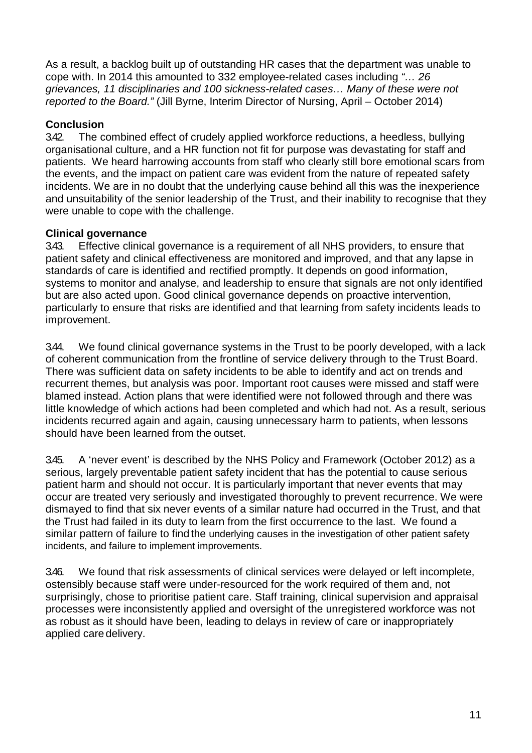As a result, a backlog built up of outstanding HR cases that the department was unable to cope with. In 2014 this amounted to 332 employee-related cases including *"… 26 grievances, 11 disciplinaries and 100 sickness-related cases… Many of these were not reported to the Board."* (Jill Byrne, Interim Director of Nursing, April – October 2014)

**Conclusion**

3.42. The combined effect of crudely applied workforce reductions, a heedless, bullying organisational culture, and a HR function not fit for purpose was devastating for staff and patients. We heard harrowing accounts from staff who clearly still bore emotional scars from the events, and the impact on patient care was evident from the nature of repeated safety incidents. We are in no doubt that the underlying cause behind all this was the inexperience and unsuitability of the senior leadership of the Trust, and their inability to recognise that they were unable to cope with the challenge.

**Clinical governance**

3.43. Effective clinical governance is a requirement of all NHS providers, to ensure that patient safety and clinical effectiveness are monitored and improved, and that any lapse in standards of care is identified and rectified promptly. It depends on good information, systems to monitor and analyse, and leadership to ensure that signals are not only identified but are also acted upon. Good clinical governance depends on proactive intervention, particularly to ensure that risks are identified and that learning from safety incidents leads to improvement.

3.44. We found clinical governance systems in the Trust to be poorly developed, with a lack of coherent communication from the frontline of service delivery through to the Trust Board. There was sufficient data on safety incidents to be able to identify and act on trends and recurrent themes, but analysis was poor. Important root causes were missed and staff were blamed instead. Action plans that were identified were not followed through and there was little knowledge of which actions had been completed and which had not. As a result, serious incidents recurred again and again, causing unnecessary harm to patients, when lessons should have been learned from the outset.

3.45. A 'never event' is described by the NHS Policy and Framework (October 2012) as a serious, largely preventable patient safety incident that has the potential to cause serious patient harm and should not occur. It is particularly important that never events that may occur are treated very seriously and investigated thoroughly to prevent recurrence. We were dismayed to find that six never events of a similar nature had occurred in the Trust, and that the Trust had failed in its duty to learn from the first occurrence to the last. We found a similar pattern of failure to find the underlying causes in the investigation of other patient safety incidents, and failure to implement improvements.

3.46. We found that risk assessments of clinical services were delayed or left incomplete, ostensibly because staff were under-resourced for the work required of them and, not surprisingly, chose to prioritise patient care. Staff training, clinical supervision and appraisal processes were inconsistently applied and oversight of the unregistered workforce was not as robust as it should have been, leading to delays in review of care or inappropriately applied care delivery.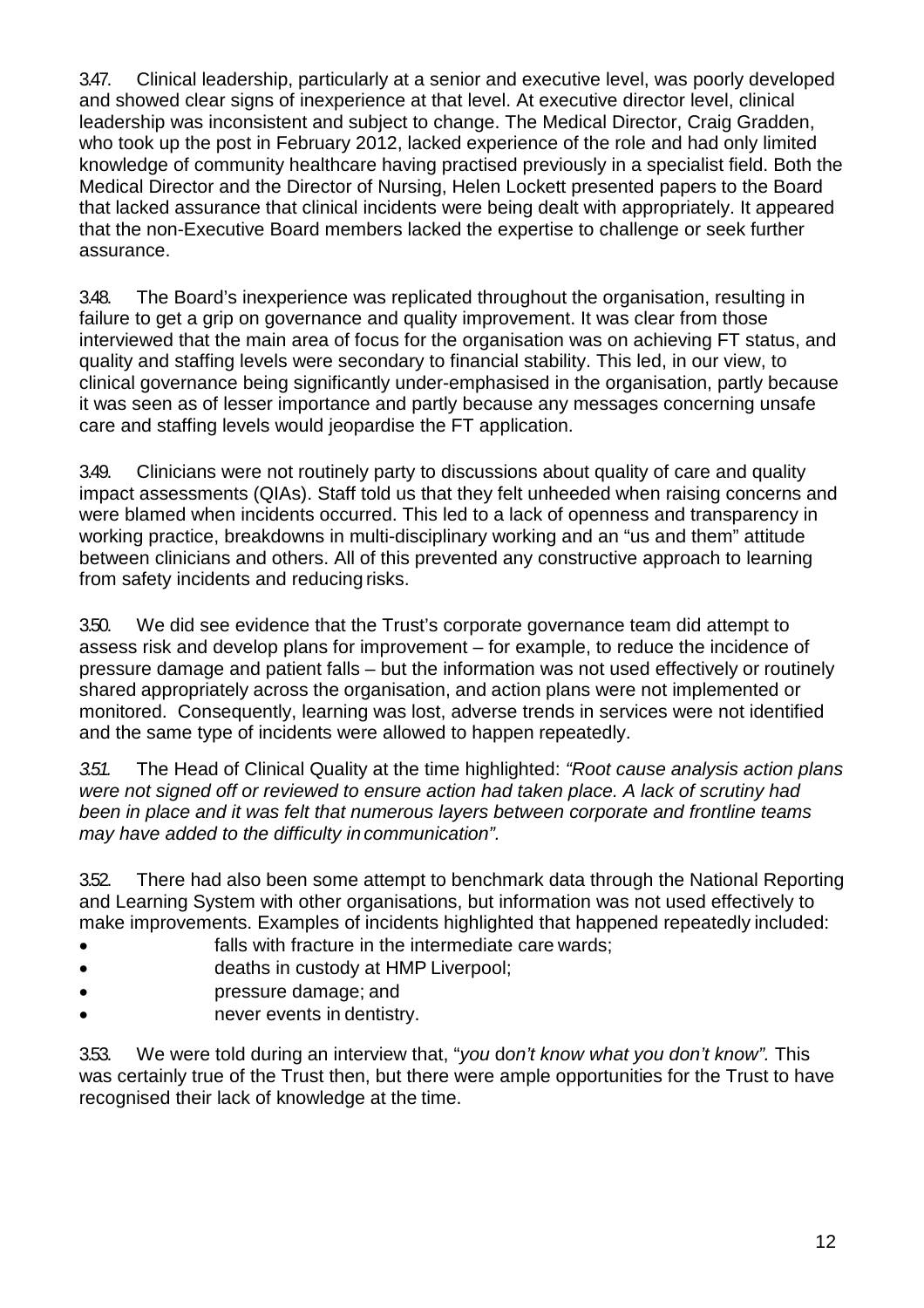3.47. Clinical leadership, particularly at a senior and executive level, was poorly developed and showed clear signs of inexperience at that level. At executive director level, clinical leadership was inconsistent and subject to change. The Medical Director, Craig Gradden, who took up the post in February 2012, lacked experience of the role and had only limited knowledge of community healthcare having practised previously in a specialist field. Both the Medical Director and the Director of Nursing, Helen Lockett presented papers to the Board that lacked assurance that clinical incidents were being dealt with appropriately. It appeared that the non-Executive Board members lacked the expertise to challenge or seek further assurance.

3.48. The Board's inexperience was replicated throughout the organisation, resulting in failure to get a grip on governance and quality improvement. It was clear from those interviewed that the main area of focus for the organisation was on achieving FT status, and quality and staffing levels were secondary to financial stability. This led, in our view, to clinical governance being significantly under-emphasised in the organisation, partly because it was seen as of lesser importance and partly because any messages concerning unsafe care and staffing levels would jeopardise the FT application.

3.49. Clinicians were not routinely party to discussions about quality of care and quality impact assessments (QIAs). Staff told us that they felt unheeded when raising concerns and were blamed when incidents occurred. This led to a lack of openness and transparency in working practice, breakdowns in multi-disciplinary working and an "us and them" attitude between clinicians and others. All of this prevented any constructive approach to learning from safety incidents and reducing risks.

3.50. We did see evidence that the Trust's corporate governance team did attempt to assess risk and develop plans for improvement – for example, to reduce the incidence of pressure damage and patient falls – but the information was not used effectively or routinely shared appropriately across the organisation, and action plans were not implemented or monitored. Consequently, learning was lost, adverse trends in services were not identified and the same type of incidents were allowed to happen repeatedly.

*3.51.* The Head of Clinical Quality at the time highlighted: *"Root cause analysis action plans were not signed off or reviewed to ensure action had taken place. A lack of scrutiny had been in place and it was felt that numerous layers between corporate and frontline teams may have added to the difficulty in communication".*

3.52. There had also been some attempt to benchmark data through the National Reporting and Learning System with other organisations, but information was not used effectively to make improvements. Examples of incidents highlighted that happened repeatedly included:

- falls with fracture in the intermediate care wards;
- deaths in custody at HMP Liverpool;
- pressure damage; and
- never events in dentistry.

3.53. We were told during an interview that, "*you don't know what you don't know".* This was certainly true of the Trust then, but there were ample opportunities for the Trust to have recognised their lack of knowledge at the time.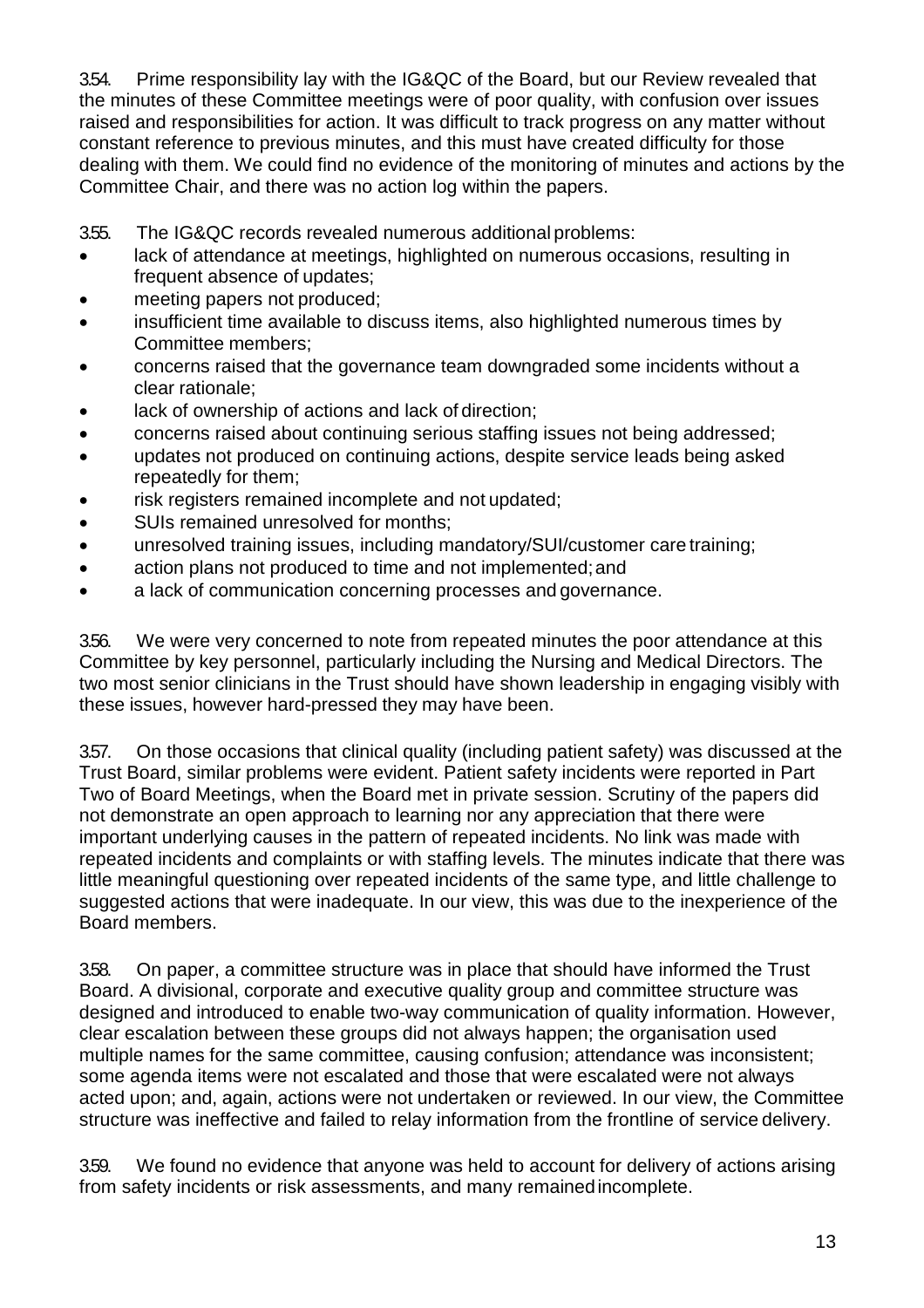3.54. Prime responsibility lay with the IG&QC of the Board, but our Review revealed that the minutes of these Committee meetings were of poor quality, with confusion over issues raised and responsibilities for action. It was difficult to track progress on any matter without constant reference to previous minutes, and this must have created difficulty for those dealing with them. We could find no evidence of the monitoring of minutes and actions by the Committee Chair, and there was no action log within the papers.

3.55. The IG&QC records revealed numerous additional problems:

- lack of attendance at meetings, highlighted on numerous occasions, resulting in frequent absence of updates;
- meeting papers not produced;
- insufficient time available to discuss items, also highlighted numerous times by Committee members;
- concerns raised that the governance team downgraded some incidents without a clear rationale;
- lack of ownership of actions and lack of direction;
- concerns raised about continuing serious staffing issues not being addressed;
- updates not produced on continuing actions, despite service leads being asked repeatedly for them;
- risk registers remained incomplete and not updated;
- SUIs remained unresolved for months;
- unresolved training issues, including mandatory/SUI/customer care training;
- action plans not produced to time and not implemented; and
- a lack of communication concerning processes and governance.

3.56. We were very concerned to note from repeated minutes the poor attendance at this Committee by key personnel, particularly including the Nursing and Medical Directors. The two most senior clinicians in the Trust should have shown leadership in engaging visibly with these issues, however hard-pressed they may have been.

3.57. On those occasions that clinical quality (including patient safety) was discussed at the Trust Board, similar problems were evident. Patient safety incidents were reported in Part Two of Board Meetings, when the Board met in private session. Scrutiny of the papers did not demonstrate an open approach to learning nor any appreciation that there were important underlying causes in the pattern of repeated incidents. No link was made with repeated incidents and complaints or with staffing levels. The minutes indicate that there was little meaningful questioning over repeated incidents of the same type, and little challenge to suggested actions that were inadequate. In our view, this was due to the inexperience of the Board members.

3.58. On paper, a committee structure was in place that should have informed the Trust Board. A divisional, corporate and executive quality group and committee structure was designed and introduced to enable two-way communication of quality information. However, clear escalation between these groups did not always happen; the organisation used multiple names for the same committee, causing confusion; attendance was inconsistent; some agenda items were not escalated and those that were escalated were not always acted upon; and, again, actions were not undertaken or reviewed. In our view, the Committee structure was ineffective and failed to relay information from the frontline of service delivery.

3.59. We found no evidence that anyone was held to account for delivery of actions arising from safety incidents or risk assessments, and many remained incomplete.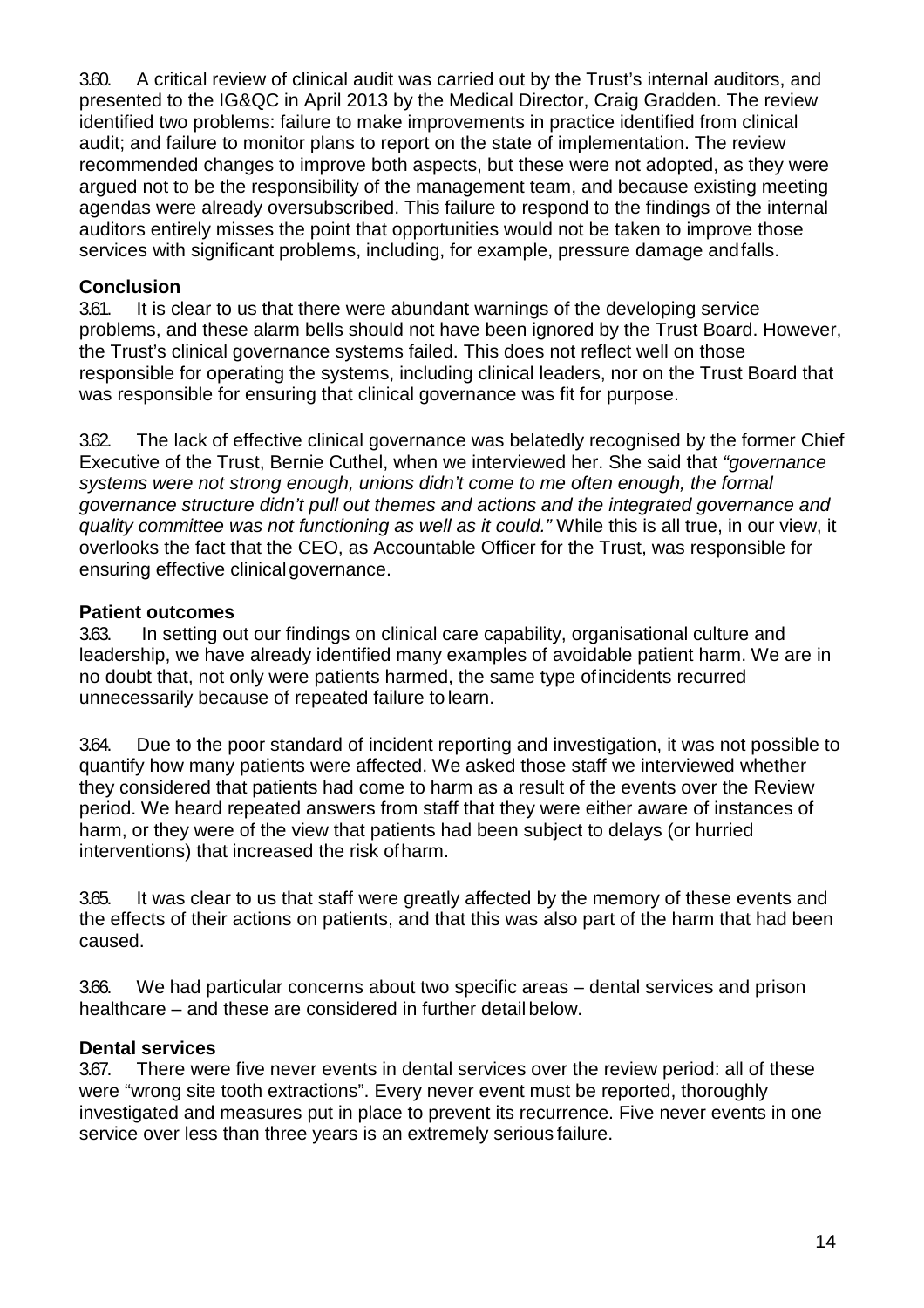3.60. A critical review of clinical audit was carried out by the Trust's internal auditors, and presented to the IG&QC in April 2013 by the Medical Director, Craig Gradden. The review identified two problems: failure to make improvements in practice identified from clinical audit; and failure to monitor plans to report on the state of implementation. The review recommended changes to improve both aspects, but these were not adopted, as they were argued not to be the responsibility of the management team, and because existing meeting agendas were already oversubscribed. This failure to respond to the findings of the internal auditors entirely misses the point that opportunities would not be taken to improve those services with significant problems, including, for example, pressure damage and falls.

### Conclusion

3.61. It is clear to us that there were abundant warnings of the developing service problems, and these alarm bells should not have been ignored by the Trust Board. However, the Trust's clinical governance systems failed. This does not reflect well on those responsible for operating the systems, including clinical leaders, nor on the Trust Board that was responsible for ensuring that clinical governance was fit for purpose.

3.62. The lack of effective clinical governance was belatedly recognised by the former Chief Executive of the Trust, Bernie Cuthel, when we interviewed her. She said that *"governance systems were not strong enough, unions didn't come to me often enough, the formal governance structure didn't pull out themes and actions and the integrated governance and quality committee was not functioning as well as it could."* While this is all true, in our view, it overlooks the fact that the CEO, as Accountable Officer for the Trust, was responsible for ensuring effective clinical governance.

### Patient outcomes

3.63. In setting out our findings on clinical care capability, organisational culture and leadership, we have already identified many examples of avoidable patient harm. We are in no doubt that, not only were patients harmed, the same type of incidents recurred unnecessarily because of repeated failure to learn.

3.64. Due to the poor standard of incident reporting and investigation, it was not possible to quantify how many patients were affected. We asked those staff we interviewed whether they considered that patients had come to harm as a result of the events over the Review period. We heard repeated answers from staff that they were either aware of instances of harm, or they were of the view that patients had been subject to delays (or hurried interventions) that increased the risk of harm.

3.65. It was clear to us that staff were greatly affected by the memory of these events and the effects of their actions on patients, and that this was also part of the harm that had been caused.

3.66. We had particular concerns about two specific areas – dental services and prison healthcare – and these are considered in further detail below.

### Dental services

3.67. There were five never events in dental services over the review period: all of these were "wrong site tooth extractions". Every never event must be reported, thoroughly investigated and measures put in place to prevent its recurrence. Five never events in one service over less than three years is an extremely serious failure.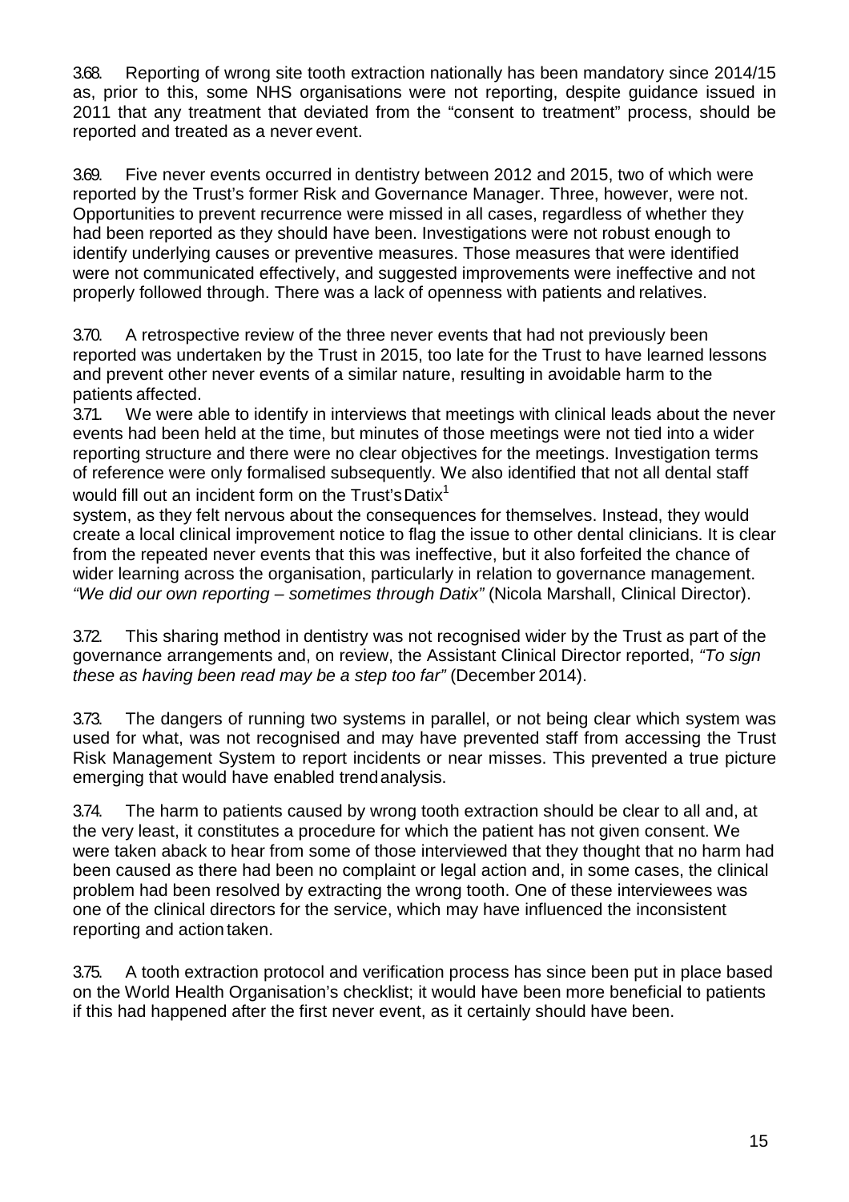3.68. Reporting of wrong site tooth extraction nationally has been mandatory since 2014/15 as, prior to this, some NHS organisations were not reporting, despite guidance issued in 2011 that any treatment that deviated from the "consent to treatment" process, should be reported and treated as a never event.

3.69. Five never events occurred in dentistry between 2012 and 2015, two of which were reported by the Trust's former Risk and Governance Manager. Three, however, were not. Opportunities to prevent recurrence were missed in all cases, regardless of whether they had been reported as they should have been. Investigations were not robust enough to identify underlying causes or preventive measures. Those measures that were identified were not communicated effectively, and suggested improvements were ineffective and not properly followed through. There was a lack of openness with patients and relatives.

3.70. A retrospective review of the three never events that had not previously been reported was undertaken by the Trust in 2015, too late for the Trust to have learned lessons and prevent other never events of a similar nature, resulting in avoidable harm to the patients affected.

3.71. We were able to identify in interviews that meetings with clinical leads about the never events had been held at the time, but minutes of those meetings were not tied into a wider reporting structure and there were no clear objectives for the meetings. Investigation terms of reference were only formalised subsequently. We also identified that not all dental staff would fill out an incident form on the Trust's Datix[1] system, as they felt nervous about the consequences for themselves. Instead, they would create a local clinical improvement notice to flag the issue to other dental clinicians. It is clear from the repeated never events that this was ineffective, but it also forfeited the chance of wider learning across the organisation, particularly in relation to governance management. *"We did our own reporting – sometimes through Datix"* (Nicola Marshall, Clinical Director).

3.72. This sharing method in dentistry was not recognised wider by the Trust as part of the governance arrangements and, on review, the Assistant Clinical Director reported, *"To sign these as having been read may be a step too far"* (December 2014).

3.73. The dangers of running two systems in parallel, or not being clear which system was used for what, was not recognised and may have prevented staff from accessing the Trust Risk Management System to report incidents or near misses. This prevented a true picture emerging that would have enabled trend analysis.

3.74. The harm to patients caused by wrong tooth extraction should be clear to all and, at the very least, it constitutes a procedure for which the patient has not given consent. We were taken aback to hear from some of those interviewed that they thought that no harm had been caused as there had been no complaint or legal action and, in some cases, the clinical problem had been resolved by extracting the wrong tooth. One of these interviewees was one of the clinical directors for the service, which may have influenced the inconsistent reporting and action taken.

3.75. A tooth extraction protocol and verification process has since been put in place based on the World Health Organisation's checklist; it would have been more beneficial to patients if this had happened after the first never event, as it certainly should have been.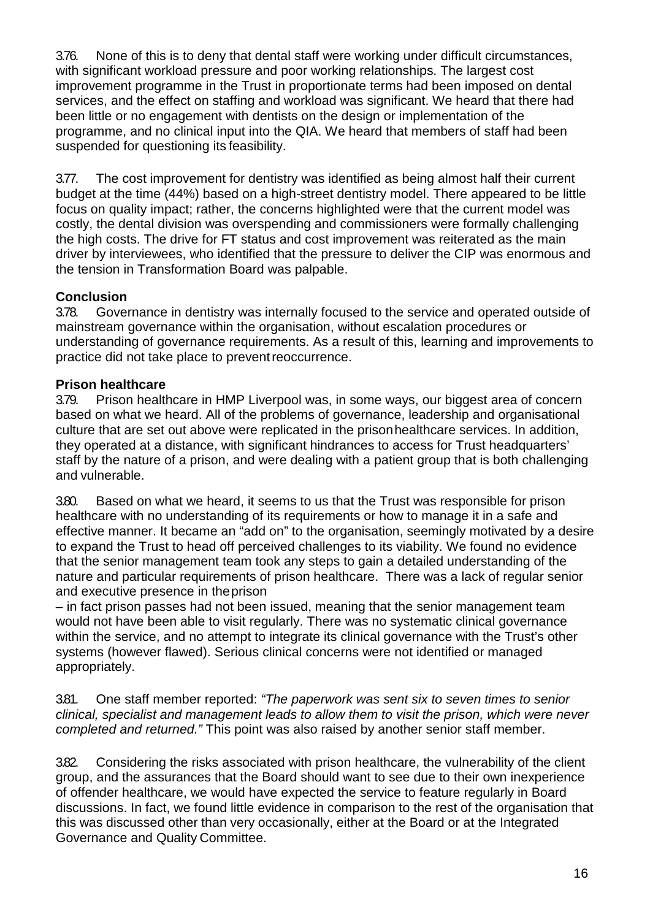3.76. None of this is to deny that dental staff were working under difficult circumstances, with significant workload pressure and poor working relationships. The largest cost improvement programme in the Trust in proportionate terms had been imposed on dental services, and the effect on staffing and workload was significant. We heard that there had been little or no engagement with dentists on the design or implementation of the programme, and no clinical input into the QIA. We heard that members of staff had been suspended for questioning its feasibility.

3.77. The cost improvement for dentistry was identified as being almost half their current budget at the time (44%) based on a high-street dentistry model. There appeared to be little focus on quality impact; rather, the concerns highlighted were that the current model was costly, the dental division was overspending and commissioners were formally challenging the high costs. The drive for FT status and cost improvement was reiterated as the main driver by interviewees, who identified that the pressure to deliver the CIP was enormous and the tension in Transformation Board was palpable.

**Conclusion**

3.78. Governance in dentistry was internally focused to the service and operated outside of mainstream governance within the organisation, without escalation procedures or understanding of governance requirements. As a result of this, learning and improvements to practice did not take place to prevent reoccurrence.

**Prison healthcare**

3.79. Prison healthcare in HMP Liverpool was, in some ways, our biggest area of concern based on what we heard. All of the problems of governance, leadership and organisational culture that are set out above were replicated in the prison healthcare services. In addition, they operated at a distance, with significant hindrances to access for Trust headquarters' staff by the nature of a prison, and were dealing with a patient group that is both challenging and vulnerable.

3.80. Based on what we heard, it seems to us that the Trust was responsible for prison healthcare with no understanding of its requirements or how to manage it in a safe and effective manner. It became an "add on" to the organisation, seemingly motivated by a desire to expand the Trust to head off perceived challenges to its viability. We found no evidence that the senior management team took any steps to gain a detailed understanding of the nature and particular requirements of prison healthcare. There was a lack of regular senior and executive presence in the prison – in fact prison passes had not been issued, meaning that the senior management team would not have been able to visit regularly. There was no systematic clinical governance within the service, and no attempt to integrate its clinical governance with the Trust's other systems (however flawed). Serious clinical concerns were not identified or managed appropriately.

3.81. One staff member reported: *"The paperwork was sent six to seven times to senior clinical, specialist and management leads to allow them to visit the prison, which were never completed and returned."* This point was also raised by another senior staff member.

3.82. Considering the risks associated with prison healthcare, the vulnerability of the client group, and the assurances that the Board should want to see due to their own inexperience of offender healthcare, we would have expected the service to feature regularly in Board discussions. In fact, we found little evidence in comparison to the rest of the organisation that this was discussed other than very occasionally, either at the Board or at the Integrated Governance and Quality Committee.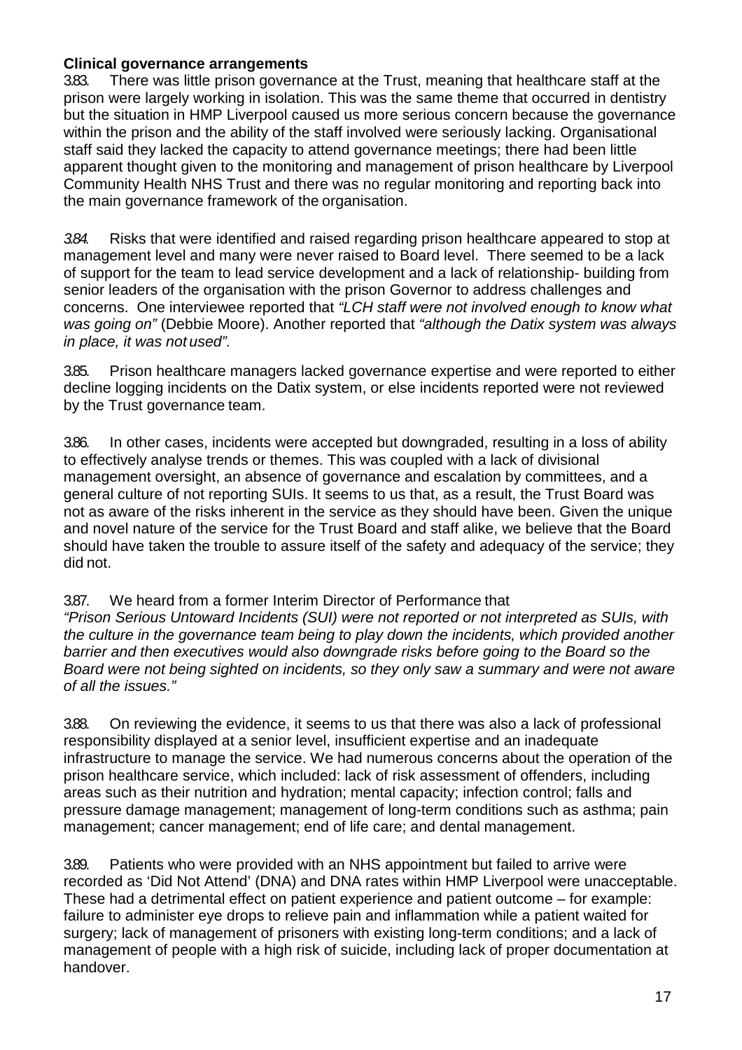**Clinical governance arrangements**

3.83. There was little prison governance at the Trust, meaning that healthcare staff at the prison were largely working in isolation. This was the same theme that occurred in dentistry but the situation in HMP Liverpool caused us more serious concern because the governance within the prison and the ability of the staff involved were seriously lacking. Organisational staff said they lacked the capacity to attend governance meetings; there had been little apparent thought given to the monitoring and management of prison healthcare by Liverpool Community Health NHS Trust and there was no regular monitoring and reporting back into the main governance framework of the organisation.

*3.84.* Risks that were identified and raised regarding prison healthcare appeared to stop at management level and many were never raised to Board level. There seemed to be a lack of support for the team to lead service development and a lack of relationship- building from senior leaders of the organisation with the prison Governor to address challenges and concerns. One interviewee reported that *"LCH staff were not involved enough to know what was going on"* (Debbie Moore). Another reported that *"although the Datix system was always in place, it was not used".*

3.85. Prison healthcare managers lacked governance expertise and were reported to either decline logging incidents on the Datix system, or else incidents reported were not reviewed by the Trust governance team.

3.86. In other cases, incidents were accepted but downgraded, resulting in a loss of ability to effectively analyse trends or themes. This was coupled with a lack of divisional management oversight, an absence of governance and escalation by committees, and a general culture of not reporting SUIs. It seems to us that, as a result, the Trust Board was not as aware of the risks inherent in the service as they should have been. Given the unique and novel nature of the service for the Trust Board and staff alike, we believe that the Board should have taken the trouble to assure itself of the safety and adequacy of the service; they did not.

3.87. We heard from a former Interim Director of Performance that
*"Prison Serious Untoward Incidents (SUI) were not reported or not interpreted as SUIs, with the culture in the governance team being to play down the incidents, which provided another barrier and then executives would also downgrade risks before going to the Board so the Board were not being sighted on incidents, so they only saw a summary and were not aware of all the issues."*

3.88. On reviewing the evidence, it seems to us that there was also a lack of professional responsibility displayed at a senior level, insufficient expertise and an inadequate infrastructure to manage the service. We had numerous concerns about the operation of the prison healthcare service, which included: lack of risk assessment of offenders, including areas such as their nutrition and hydration; mental capacity; infection control; falls and pressure damage management; management of long-term conditions such as asthma; pain management; cancer management; end of life care; and dental management.

3.89. Patients who were provided with an NHS appointment but failed to arrive were recorded as 'Did Not Attend' (DNA) and DNA rates within HMP Liverpool were unacceptable. These had a detrimental effect on patient experience and patient outcome – for example: failure to administer eye drops to relieve pain and inflammation while a patient waited for surgery; lack of management of prisoners with existing long-term conditions; and a lack of management of people with a high risk of suicide, including lack of proper documentation at handover.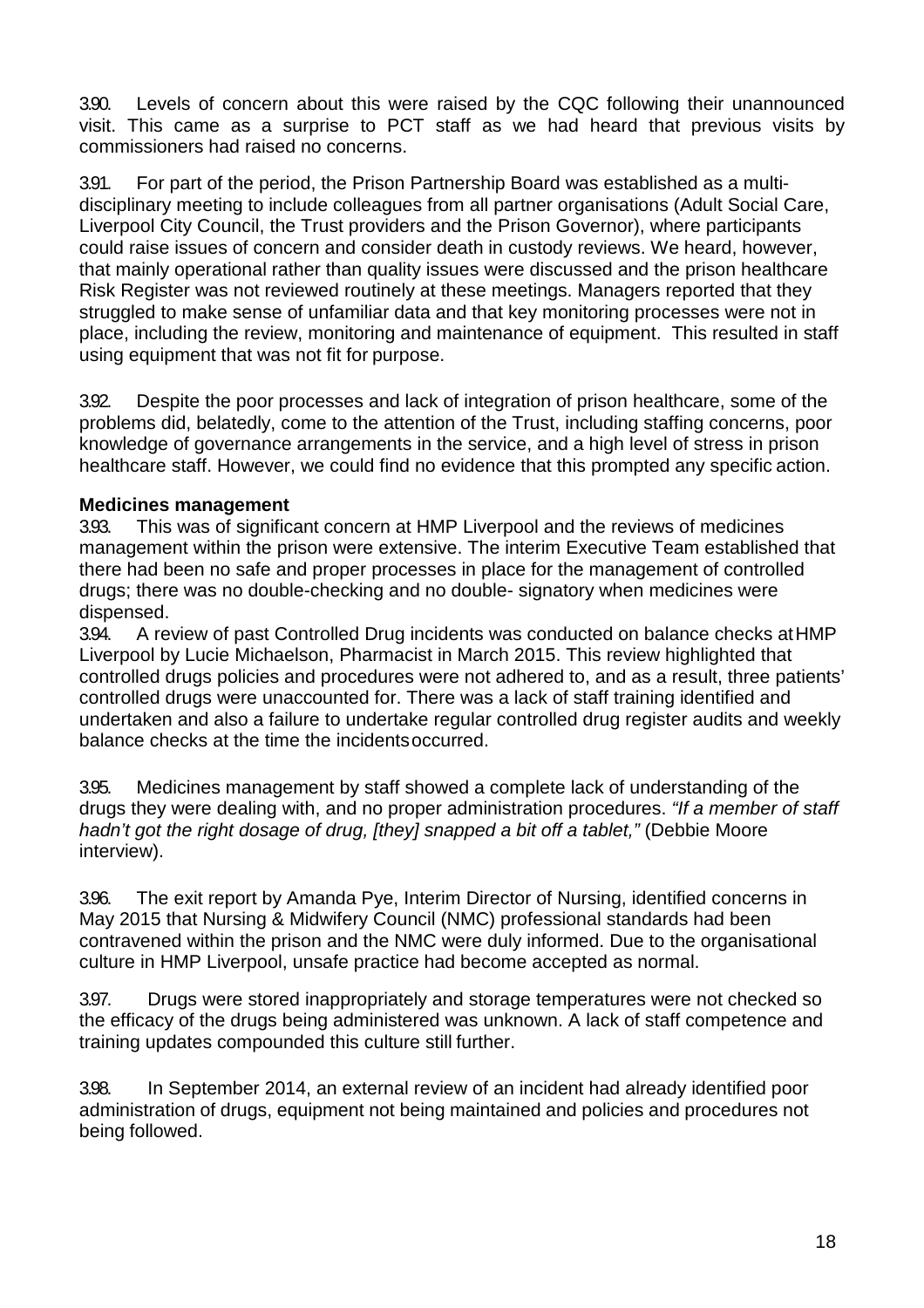3.90. Levels of concern about this were raised by the CQC following their unannounced visit. This came as a surprise to PCT staff as we had heard that previous visits by commissioners had raised no concerns.

3.91. For part of the period, the Prison Partnership Board was established as a multi-disciplinary meeting to include colleagues from all partner organisations (Adult Social Care, Liverpool City Council, the Trust providers and the Prison Governor), where participants could raise issues of concern and consider death in custody reviews. We heard, however, that mainly operational rather than quality issues were discussed and the prison healthcare Risk Register was not reviewed routinely at these meetings. Managers reported that they struggled to make sense of unfamiliar data and that key monitoring processes were not in place, including the review, monitoring and maintenance of equipment. This resulted in staff using equipment that was not fit for purpose.

3.92. Despite the poor processes and lack of integration of prison healthcare, some of the problems did, belatedly, come to the attention of the Trust, including staffing concerns, poor knowledge of governance arrangements in the service, and a high level of stress in prison healthcare staff. However, we could find no evidence that this prompted any specific action.

**Medicines management**

3.93. This was of significant concern at HMP Liverpool and the reviews of medicines management within the prison were extensive. The interim Executive Team established that there had been no safe and proper processes in place for the management of controlled drugs; there was no double-checking and no double- signatory when medicines were dispensed.

3.94. A review of past Controlled Drug incidents was conducted on balance checks at HMP Liverpool by Lucie Michaelson, Pharmacist in March 2015. This review highlighted that controlled drugs policies and procedures were not adhered to, and as a result, three patients' controlled drugs were unaccounted for. There was a lack of staff training identified and undertaken and also a failure to undertake regular controlled drug register audits and weekly balance checks at the time the incidents occurred.

3.95. Medicines management by staff showed a complete lack of understanding of the drugs they were dealing with, and no proper administration procedures. *"If a member of staff hadn't got the right dosage of drug, [they] snapped a bit off a tablet,"* (Debbie Moore interview).

3.96. The exit report by Amanda Pye, Interim Director of Nursing, identified concerns in May 2015 that Nursing & Midwifery Council (NMC) professional standards had been contravened within the prison and the NMC were duly informed. Due to the organisational culture in HMP Liverpool, unsafe practice had become accepted as normal.

3.97. Drugs were stored inappropriately and storage temperatures were not checked so the efficacy of the drugs being administered was unknown. A lack of staff competence and training updates compounded this culture still further.

3.98. In September 2014, an external review of an incident had already identified poor administration of drugs, equipment not being maintained and policies and procedures not being followed.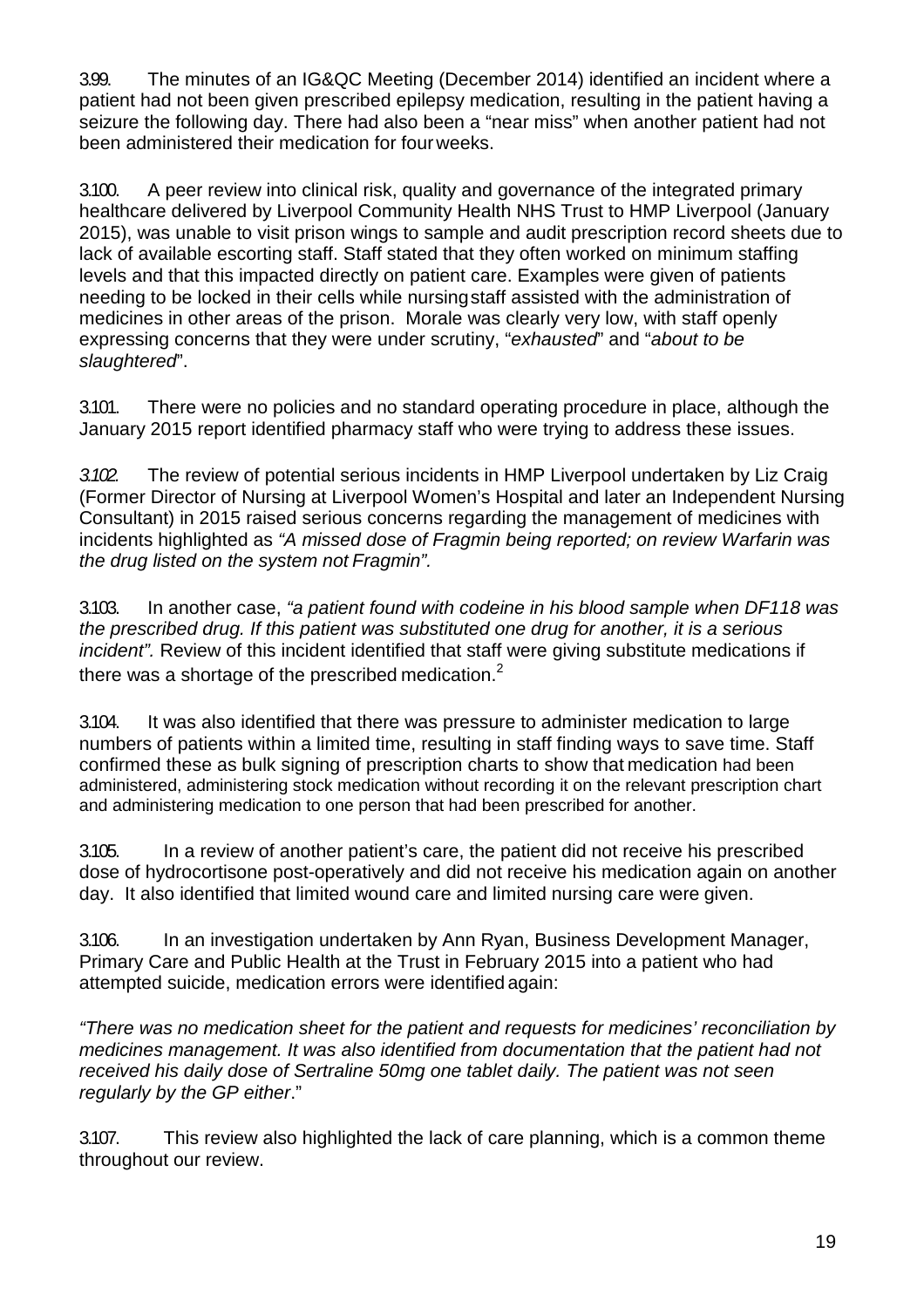3.99. The minutes of an IG&QC Meeting (December 2014) identified an incident where a patient had not been given prescribed epilepsy medication, resulting in the patient having a seizure the following day. There had also been a "near miss" when another patient had not been administered their medication for four weeks.

3.100. A peer review into clinical risk, quality and governance of the integrated primary healthcare delivered by Liverpool Community Health NHS Trust to HMP Liverpool (January 2015), was unable to visit prison wings to sample and audit prescription record sheets due to lack of available escorting staff. Staff stated that they often worked on minimum staffing levels and that this impacted directly on patient care. Examples were given of patients needing to be locked in their cells while nursing staff assisted with the administration of medicines in other areas of the prison. Morale was clearly very low, with staff openly expressing concerns that they were under scrutiny, "*exhausted*" and "*about to be slaughtered*".

3.101. There were no policies and no standard operating procedure in place, although the January 2015 report identified pharmacy staff who were trying to address these issues.

*3.102.* The review of potential serious incidents in HMP Liverpool undertaken by Liz Craig (Former Director of Nursing at Liverpool Women's Hospital and later an Independent Nursing Consultant) in 2015 raised serious concerns regarding the management of medicines with incidents highlighted as *"A missed dose of Fragmin being reported; on review Warfarin was the drug listed on the system not Fragmin".*

3.103. In another case, *"a patient found with codeine in his blood sample when DF118 was the prescribed drug. If this patient was substituted one drug for another, it is a serious incident".* Review of this incident identified that staff were giving substitute medications if there was a shortage of the prescribed medication.[2]

3.104. It was also identified that there was pressure to administer medication to large numbers of patients within a limited time, resulting in staff finding ways to save time. Staff confirmed these as bulk signing of prescription charts to show that medication had been administered, administering stock medication without recording it on the relevant prescription chart and administering medication to one person that had been prescribed for another.

3.105. In a review of another patient's care, the patient did not receive his prescribed dose of hydrocortisone post-operatively and did not receive his medication again on another day. It also identified that limited wound care and limited nursing care were given.

3.106. In an investigation undertaken by Ann Ryan, Business Development Manager, Primary Care and Public Health at the Trust in February 2015 into a patient who had attempted suicide, medication errors were identified again:

*"There was no medication sheet for the patient and requests for medicines' reconciliation by medicines management. It was also identified from documentation that the patient had not received his daily dose of Sertraline 50mg one tablet daily. The patient was not seen regularly by the GP either*."

3.107. This review also highlighted the lack of care planning, which is a common theme throughout our review.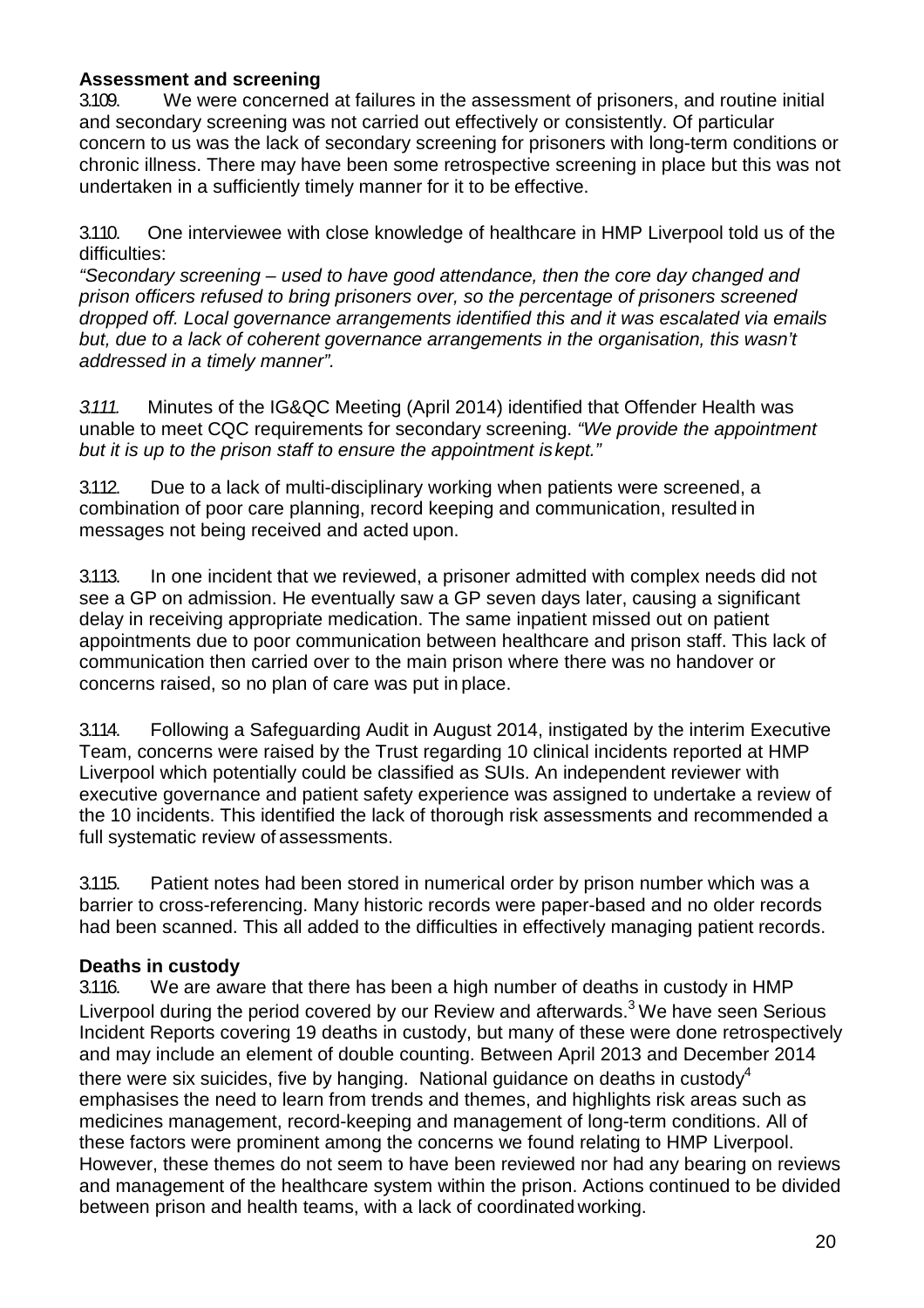**Assessment and screening**

3.109. We were concerned at failures in the assessment of prisoners, and routine initial and secondary screening was not carried out effectively or consistently. Of particular concern to us was the lack of secondary screening for prisoners with long-term conditions or chronic illness. There may have been some retrospective screening in place but this was not undertaken in a sufficiently timely manner for it to be effective.

3.110. One interviewee with close knowledge of healthcare in HMP Liverpool told us of the difficulties:

*"Secondary screening – used to have good attendance, then the core day changed and prison officers refused to bring prisoners over, so the percentage of prisoners screened dropped off. Local governance arrangements identified this and it was escalated via emails but, due to a lack of coherent governance arrangements in the organisation, this wasn't addressed in a timely manner".*

*3.111.* Minutes of the IG&QC Meeting (April 2014) identified that Offender Health was unable to meet CQC requirements for secondary screening. *"We provide the appointment but it is up to the prison staff to ensure the appointment is kept."*

3.112. Due to a lack of multi-disciplinary working when patients were screened, a combination of poor care planning, record keeping and communication, resulted in messages not being received and acted upon.

3.113. In one incident that we reviewed, a prisoner admitted with complex needs did not see a GP on admission. He eventually saw a GP seven days later, causing a significant delay in receiving appropriate medication. The same inpatient missed out on patient appointments due to poor communication between healthcare and prison staff. This lack of communication then carried over to the main prison where there was no handover or concerns raised, so no plan of care was put in place.

3.114. Following a Safeguarding Audit in August 2014, instigated by the interim Executive Team, concerns were raised by the Trust regarding 10 clinical incidents reported at HMP Liverpool which potentially could be classified as SUIs. An independent reviewer with executive governance and patient safety experience was assigned to undertake a review of the 10 incidents. This identified the lack of thorough risk assessments and recommended a full systematic review of assessments.

3.115. Patient notes had been stored in numerical order by prison number which was a barrier to cross-referencing. Many historic records were paper-based and no older records had been scanned. This all added to the difficulties in effectively managing patient records.

**Deaths in custody**

3.116. We are aware that there has been a high number of deaths in custody in HMP Liverpool during the period covered by our Review and afterwards.[3] We have seen Serious Incident Reports covering 19 deaths in custody, but many of these were done retrospectively and may include an element of double counting. Between April 2013 and December 2014 there were six suicides, five by hanging. National guidance on deaths in custody[4] emphasises the need to learn from trends and themes, and highlights risk areas such as medicines management, record-keeping and management of long-term conditions. All of these factors were prominent among the concerns we found relating to HMP Liverpool. However, these themes do not seem to have been reviewed nor had any bearing on reviews and management of the healthcare system within the prison. Actions continued to be divided between prison and health teams, with a lack of coordinated working.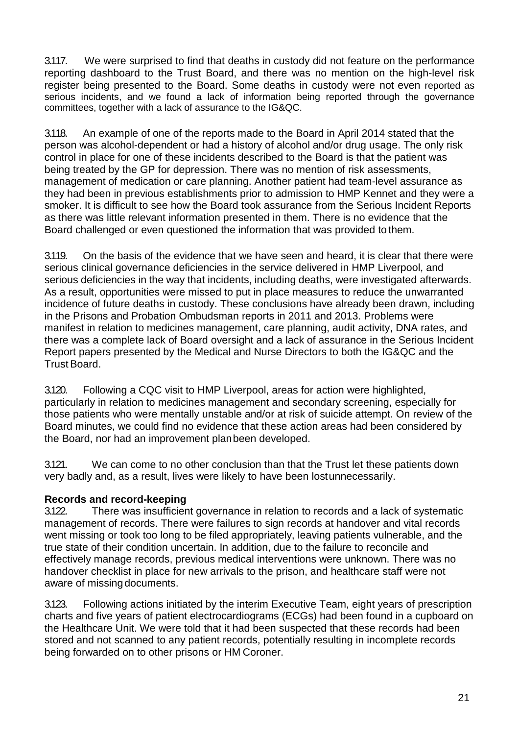3.117. We were surprised to find that deaths in custody did not feature on the performance reporting dashboard to the Trust Board, and there was no mention on the high-level risk register being presented to the Board. Some deaths in custody were not even reported as serious incidents, and we found a lack of information being reported through the governance committees, together with a lack of assurance to the IG&QC.

3.118. An example of one of the reports made to the Board in April 2014 stated that the person was alcohol-dependent or had a history of alcohol and/or drug usage. The only risk control in place for one of these incidents described to the Board is that the patient was being treated by the GP for depression. There was no mention of risk assessments, management of medication or care planning. Another patient had team-level assurance as they had been in previous establishments prior to admission to HMP Kennet and they were a smoker. It is difficult to see how the Board took assurance from the Serious Incident Reports as there was little relevant information presented in them. There is no evidence that the Board challenged or even questioned the information that was provided to them.

3.119. On the basis of the evidence that we have seen and heard, it is clear that there were serious clinical governance deficiencies in the service delivered in HMP Liverpool, and serious deficiencies in the way that incidents, including deaths, were investigated afterwards. As a result, opportunities were missed to put in place measures to reduce the unwarranted incidence of future deaths in custody. These conclusions have already been drawn, including in the Prisons and Probation Ombudsman reports in 2011 and 2013. Problems were manifest in relation to medicines management, care planning, audit activity, DNA rates, and there was a complete lack of Board oversight and a lack of assurance in the Serious Incident Report papers presented by the Medical and Nurse Directors to both the IG&QC and the Trust Board.

3.120. Following a CQC visit to HMP Liverpool, areas for action were highlighted, particularly in relation to medicines management and secondary screening, especially for those patients who were mentally unstable and/or at risk of suicide attempt. On review of the Board minutes, we could find no evidence that these action areas had been considered by the Board, nor had an improvement plan been developed.

3.121. We can come to no other conclusion than that the Trust let these patients down very badly and, as a result, lives were likely to have been lost unnecessarily.

**Records and record-keeping**

3.122. There was insufficient governance in relation to records and a lack of systematic management of records. There were failures to sign records at handover and vital records went missing or took too long to be filed appropriately, leaving patients vulnerable, and the true state of their condition uncertain. In addition, due to the failure to reconcile and effectively manage records, previous medical interventions were unknown. There was no handover checklist in place for new arrivals to the prison, and healthcare staff were not aware of missing documents.

3.123. Following actions initiated by the interim Executive Team, eight years of prescription charts and five years of patient electrocardiograms (ECGs) had been found in a cupboard on the Healthcare Unit. We were told that it had been suspected that these records had been stored and not scanned to any patient records, potentially resulting in incomplete records being forwarded on to other prisons or HM Coroner.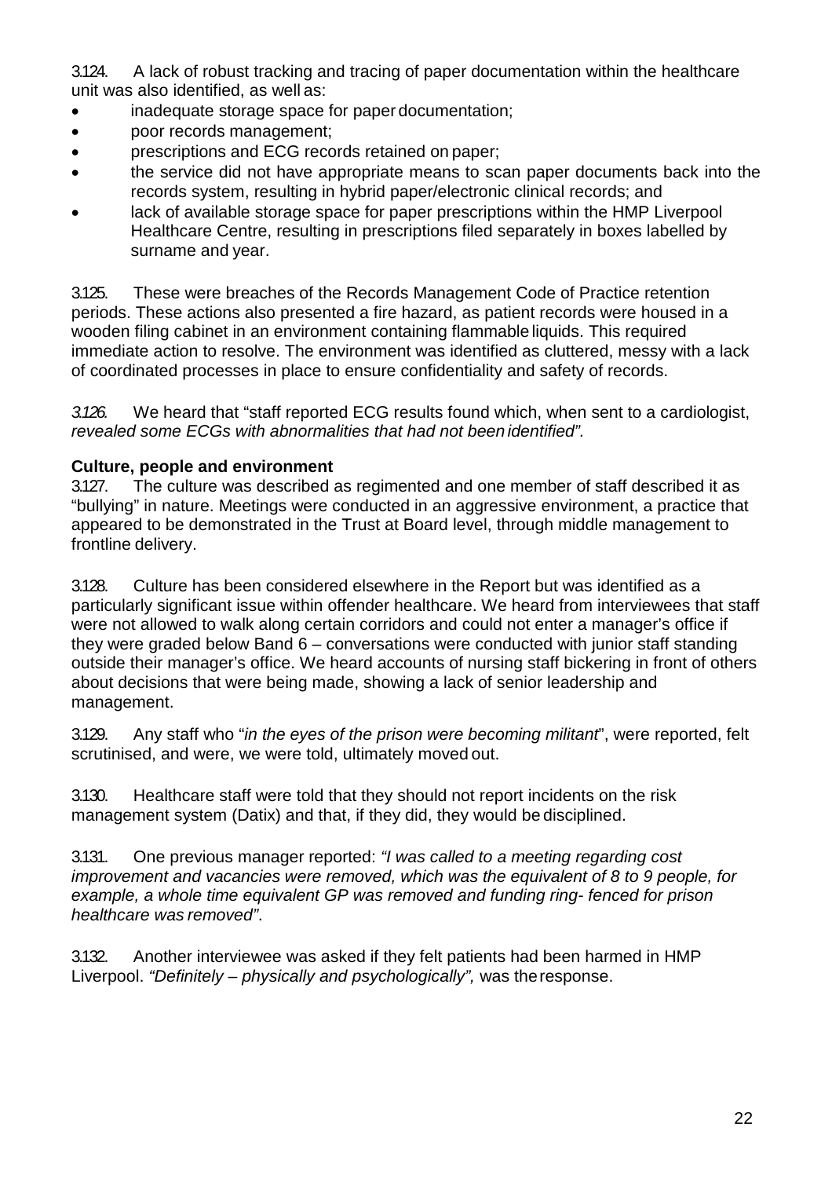3.124. A lack of robust tracking and tracing of paper documentation within the healthcare unit was also identified, as well as:

- inadequate storage space for paper documentation;
- poor records management;
- prescriptions and ECG records retained on paper;
- the service did not have appropriate means to scan paper documents back into the records system, resulting in hybrid paper/electronic clinical records; and
- lack of available storage space for paper prescriptions within the HMP Liverpool Healthcare Centre, resulting in prescriptions filed separately in boxes labelled by surname and year.

3.125. These were breaches of the Records Management Code of Practice retention periods. These actions also presented a fire hazard, as patient records were housed in a wooden filing cabinet in an environment containing flammable liquids. This required immediate action to resolve. The environment was identified as cluttered, messy with a lack of coordinated processes in place to ensure confidentiality and safety of records.

*3.126.* We heard that "staff reported ECG results found which, when sent to a cardiologist, *revealed some ECGs with abnormalities that had not been identified".*

**Culture, people and environment**

3.127. The culture was described as regimented and one member of staff described it as "bullying" in nature. Meetings were conducted in an aggressive environment, a practice that appeared to be demonstrated in the Trust at Board level, through middle management to frontline delivery.

3.128. Culture has been considered elsewhere in the Report but was identified as a particularly significant issue within offender healthcare. We heard from interviewees that staff were not allowed to walk along certain corridors and could not enter a manager's office if they were graded below Band 6 – conversations were conducted with junior staff standing outside their manager's office. We heard accounts of nursing staff bickering in front of others about decisions that were being made, showing a lack of senior leadership and management.

3.129. Any staff who "*in the eyes of the prison were becoming militant*", were reported, felt scrutinised, and were, we were told, ultimately moved out.

3.130. Healthcare staff were told that they should not report incidents on the risk management system (Datix) and that, if they did, they would be disciplined.

3.131. One previous manager reported: *"I was called to a meeting regarding cost improvement and vacancies were removed, which was the equivalent of 8 to 9 people, for example, a whole time equivalent GP was removed and funding ring- fenced for prison healthcare was removed"*.

3.132. Another interviewee was asked if they felt patients had been harmed in HMP Liverpool. *"Definitely – physically and psychologically",* was the response.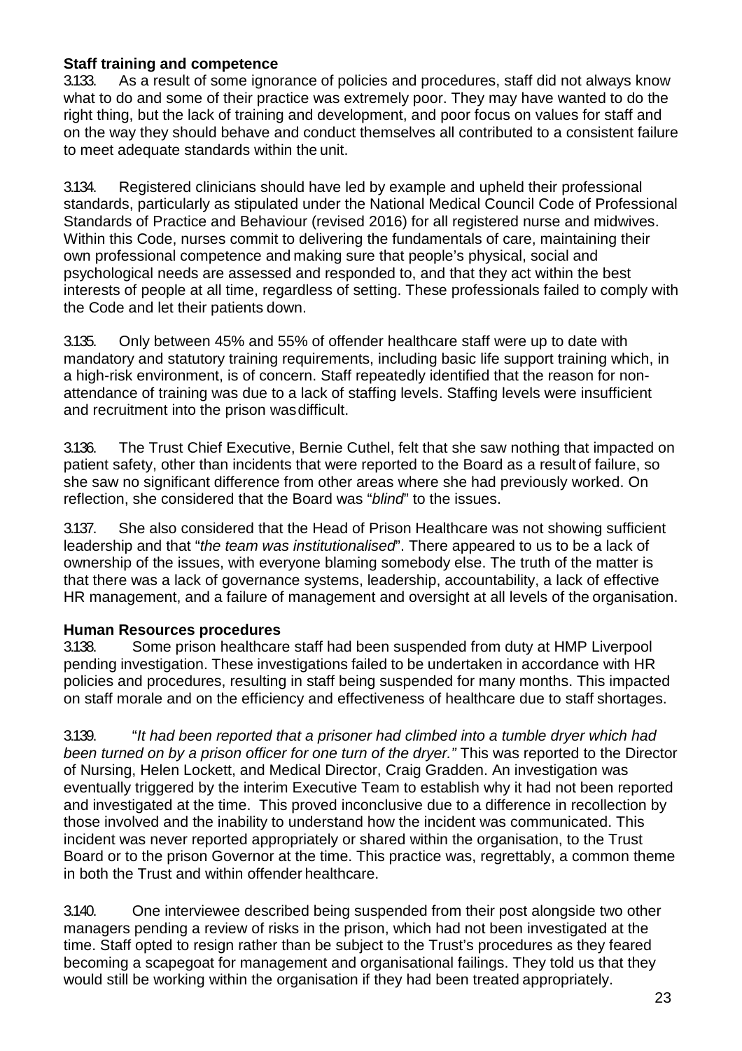**Staff training and competence**

3.133. As a result of some ignorance of policies and procedures, staff did not always know what to do and some of their practice was extremely poor. They may have wanted to do the right thing, but the lack of training and development, and poor focus on values for staff and on the way they should behave and conduct themselves all contributed to a consistent failure to meet adequate standards within the unit.

3.134. Registered clinicians should have led by example and upheld their professional standards, particularly as stipulated under the National Medical Council Code of Professional Standards of Practice and Behaviour (revised 2016) for all registered nurse and midwives. Within this Code, nurses commit to delivering the fundamentals of care, maintaining their own professional competence and making sure that people's physical, social and psychological needs are assessed and responded to, and that they act within the best interests of people at all time, regardless of setting. These professionals failed to comply with the Code and let their patients down.

3.135. Only between 45% and 55% of offender healthcare staff were up to date with mandatory and statutory training requirements, including basic life support training which, in a high-risk environment, is of concern. Staff repeatedly identified that the reason for non-attendance of training was due to a lack of staffing levels. Staffing levels were insufficient and recruitment into the prison was difficult.

3.136. The Trust Chief Executive, Bernie Cuthel, felt that she saw nothing that impacted on patient safety, other than incidents that were reported to the Board as a result of failure, so she saw no significant difference from other areas where she had previously worked. On reflection, she considered that the Board was "*blind*" to the issues.

3.137. She also considered that the Head of Prison Healthcare was not showing sufficient leadership and that "*the team was institutionalised*". There appeared to us to be a lack of ownership of the issues, with everyone blaming somebody else. The truth of the matter is that there was a lack of governance systems, leadership, accountability, a lack of effective HR management, and a failure of management and oversight at all levels of the organisation.

**Human Resources procedures**

3.138. Some prison healthcare staff had been suspended from duty at HMP Liverpool pending investigation. These investigations failed to be undertaken in accordance with HR policies and procedures, resulting in staff being suspended for many months. This impacted on staff morale and on the efficiency and effectiveness of healthcare due to staff shortages.

3.139. "*It had been reported that a prisoner had climbed into a tumble dryer which had been turned on by a prison officer for one turn of the dryer.*" This was reported to the Director of Nursing, Helen Lockett, and Medical Director, Craig Gradden. An investigation was eventually triggered by the interim Executive Team to establish why it had not been reported and investigated at the time. This proved inconclusive due to a difference in recollection by those involved and the inability to understand how the incident was communicated. This incident was never reported appropriately or shared within the organisation, to the Trust Board or to the prison Governor at the time. This practice was, regrettably, a common theme in both the Trust and within offender healthcare.

3.140. One interviewee described being suspended from their post alongside two other managers pending a review of risks in the prison, which had not been investigated at the time. Staff opted to resign rather than be subject to the Trust's procedures as they feared becoming a scapegoat for management and organisational failings. They told us that they would still be working within the organisation if they had been treated appropriately.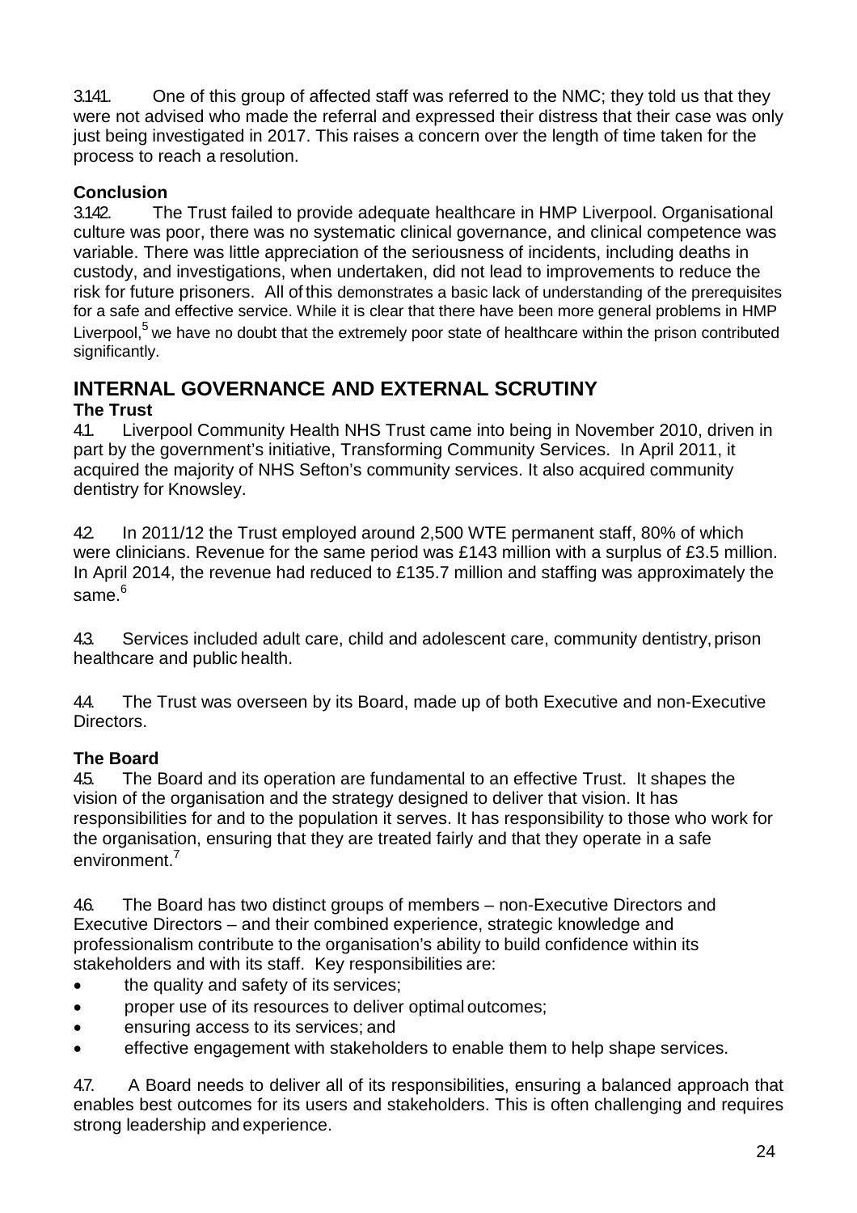3.141. One of this group of affected staff was referred to the NMC; they told us that they were not advised who made the referral and expressed their distress that their case was only just being investigated in 2017. This raises a concern over the length of time taken for the process to reach a resolution.

**Conclusion**

3.142. The Trust failed to provide adequate healthcare in HMP Liverpool. Organisational culture was poor, there was no systematic clinical governance, and clinical competence was variable. There was little appreciation of the seriousness of incidents, including deaths in custody, and investigations, when undertaken, did not lead to improvements to reduce the risk for future prisoners. All of this demonstrates a basic lack of understanding of the prerequisites for a safe and effective service. While it is clear that there have been more general problems in HMP Liverpool,[5] we have no doubt that the extremely poor state of healthcare within the prison contributed significantly.

# INTERNAL GOVERNANCE AND EXTERNAL SCRUTINY

## The Trust

4.1. Liverpool Community Health NHS Trust came into being in November 2010, driven in part by the government's initiative, Transforming Community Services. In April 2011, it acquired the majority of NHS Sefton's community services. It also acquired community dentistry for Knowsley.

4.2. In 2011/12 the Trust employed around 2,500 WTE permanent staff, 80% of which were clinicians. Revenue for the same period was £143 million with a surplus of £3.5 million. In April 2014, the revenue had reduced to £135.7 million and staffing was approximately the same.[6]

4.3. Services included adult care, child and adolescent care, community dentistry, prison healthcare and public health.

4.4. The Trust was overseen by its Board, made up of both Executive and non-Executive Directors.

## The Board

4.5. The Board and its operation are fundamental to an effective Trust. It shapes the vision of the organisation and the strategy designed to deliver that vision. It has responsibilities for and to the population it serves. It has responsibility to those who work for the organisation, ensuring that they are treated fairly and that they operate in a safe environment.[7]

4.6. The Board has two distinct groups of members – non-Executive Directors and Executive Directors – and their combined experience, strategic knowledge and professionalism contribute to the organisation's ability to build confidence within its stakeholders and with its staff. Key responsibilities are:

- the quality and safety of its services;
- proper use of its resources to deliver optimal outcomes;
- ensuring access to its services; and
- effective engagement with stakeholders to enable them to help shape services.

4.7. A Board needs to deliver all of its responsibilities, ensuring a balanced approach that enables best outcomes for its users and stakeholders. This is often challenging and requires strong leadership and experience.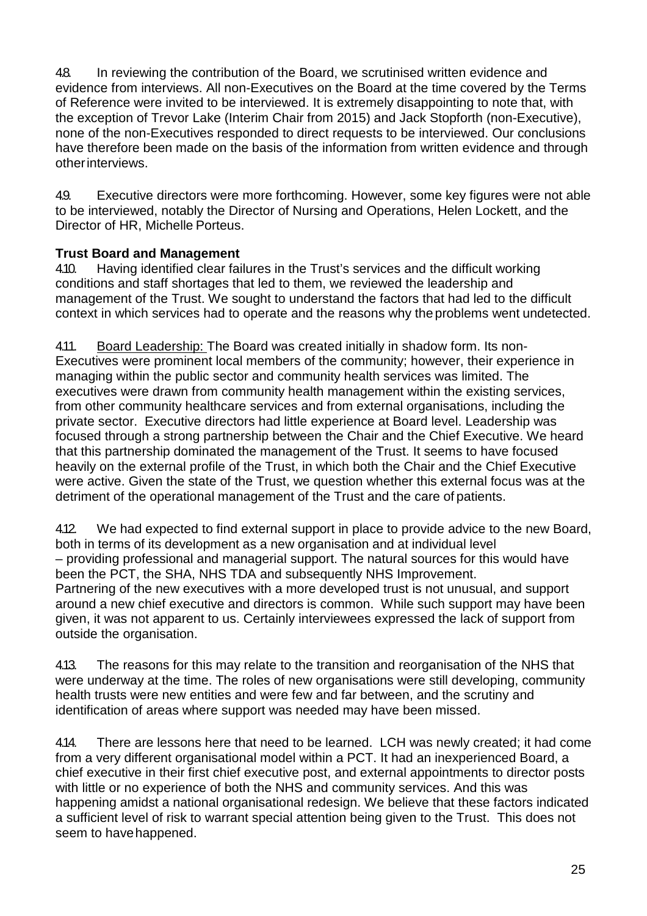4.8. In reviewing the contribution of the Board, we scrutinised written evidence and evidence from interviews. All non-Executives on the Board at the time covered by the Terms of Reference were invited to be interviewed. It is extremely disappointing to note that, with the exception of Trevor Lake (Interim Chair from 2015) and Jack Stopforth (non-Executive), none of the non-Executives responded to direct requests to be interviewed. Our conclusions have therefore been made on the basis of the information from written evidence and through other interviews.

4.9. Executive directors were more forthcoming. However, some key figures were not able to be interviewed, notably the Director of Nursing and Operations, Helen Lockett, and the Director of HR, Michelle Porteus.

**Trust Board and Management**

4.10. Having identified clear failures in the Trust's services and the difficult working conditions and staff shortages that led to them, we reviewed the leadership and management of the Trust. We sought to understand the factors that had led to the difficult context in which services had to operate and the reasons why the problems went undetected.

4.11. Board Leadership: The Board was created initially in shadow form. Its non-Executives were prominent local members of the community; however, their experience in managing within the public sector and community health services was limited. The executives were drawn from community health management within the existing services, from other community healthcare services and from external organisations, including the private sector. Executive directors had little experience at Board level. Leadership was focused through a strong partnership between the Chair and the Chief Executive. We heard that this partnership dominated the management of the Trust. It seems to have focused heavily on the external profile of the Trust, in which both the Chair and the Chief Executive were active. Given the state of the Trust, we question whether this external focus was at the detriment of the operational management of the Trust and the care of patients.

4.12. We had expected to find external support in place to provide advice to the new Board, both in terms of its development as a new organisation and at individual level – providing professional and managerial support. The natural sources for this would have been the PCT, the SHA, NHS TDA and subsequently NHS Improvement. Partnering of the new executives with a more developed trust is not unusual, and support around a new chief executive and directors is common. While such support may have been given, it was not apparent to us. Certainly interviewees expressed the lack of support from outside the organisation.

4.13. The reasons for this may relate to the transition and reorganisation of the NHS that were underway at the time. The roles of new organisations were still developing, community health trusts were new entities and were few and far between, and the scrutiny and identification of areas where support was needed may have been missed.

4.14. There are lessons here that need to be learned. LCH was newly created; it had come from a very different organisational model within a PCT. It had an inexperienced Board, a chief executive in their first chief executive post, and external appointments to director posts with little or no experience of both the NHS and community services. And this was happening amidst a national organisational redesign. We believe that these factors indicated a sufficient level of risk to warrant special attention being given to the Trust. This does not seem to have happened.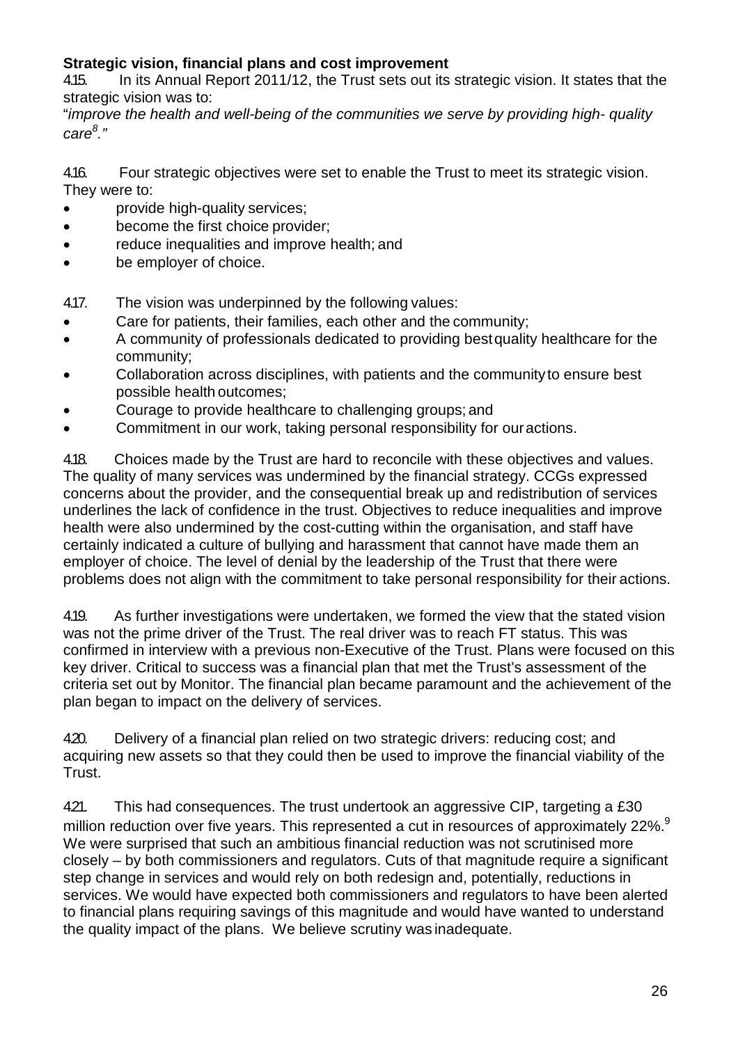**Strategic vision, financial plans and cost improvement**

4.15. In its Annual Report 2011/12, the Trust sets out its strategic vision. It states that the strategic vision was to:

"*improve the health and well-being of the communities we serve by providing high- quality care*[8]*.*"

4.16. Four strategic objectives were set to enable the Trust to meet its strategic vision. They were to:

- provide high-quality services;
- become the first choice provider;
- reduce inequalities and improve health; and
- be employer of choice.

4.17. The vision was underpinned by the following values:

- Care for patients, their families, each other and the community;
- A community of professionals dedicated to providing best quality healthcare for the community;
- Collaboration across disciplines, with patients and the community to ensure best possible health outcomes;
- Courage to provide healthcare to challenging groups; and
- Commitment in our work, taking personal responsibility for our actions.

4.18. Choices made by the Trust are hard to reconcile with these objectives and values. The quality of many services was undermined by the financial strategy. CCGs expressed concerns about the provider, and the consequential break up and redistribution of services underlines the lack of confidence in the trust. Objectives to reduce inequalities and improve health were also undermined by the cost-cutting within the organisation, and staff have certainly indicated a culture of bullying and harassment that cannot have made them an employer of choice. The level of denial by the leadership of the Trust that there were problems does not align with the commitment to take personal responsibility for their actions.

4.19. As further investigations were undertaken, we formed the view that the stated vision was not the prime driver of the Trust. The real driver was to reach FT status. This was confirmed in interview with a previous non-Executive of the Trust. Plans were focused on this key driver. Critical to success was a financial plan that met the Trust's assessment of the criteria set out by Monitor. The financial plan became paramount and the achievement of the plan began to impact on the delivery of services.

4.20. Delivery of a financial plan relied on two strategic drivers: reducing cost; and acquiring new assets so that they could then be used to improve the financial viability of the Trust.

4.21. This had consequences. The trust undertook an aggressive CIP, targeting a £30 million reduction over five years. This represented a cut in resources of approximately 22%.[9] We were surprised that such an ambitious financial reduction was not scrutinised more closely – by both commissioners and regulators. Cuts of that magnitude require a significant step change in services and would rely on both redesign and, potentially, reductions in services. We would have expected both commissioners and regulators to have been alerted to financial plans requiring savings of this magnitude and would have wanted to understand the quality impact of the plans. We believe scrutiny was inadequate.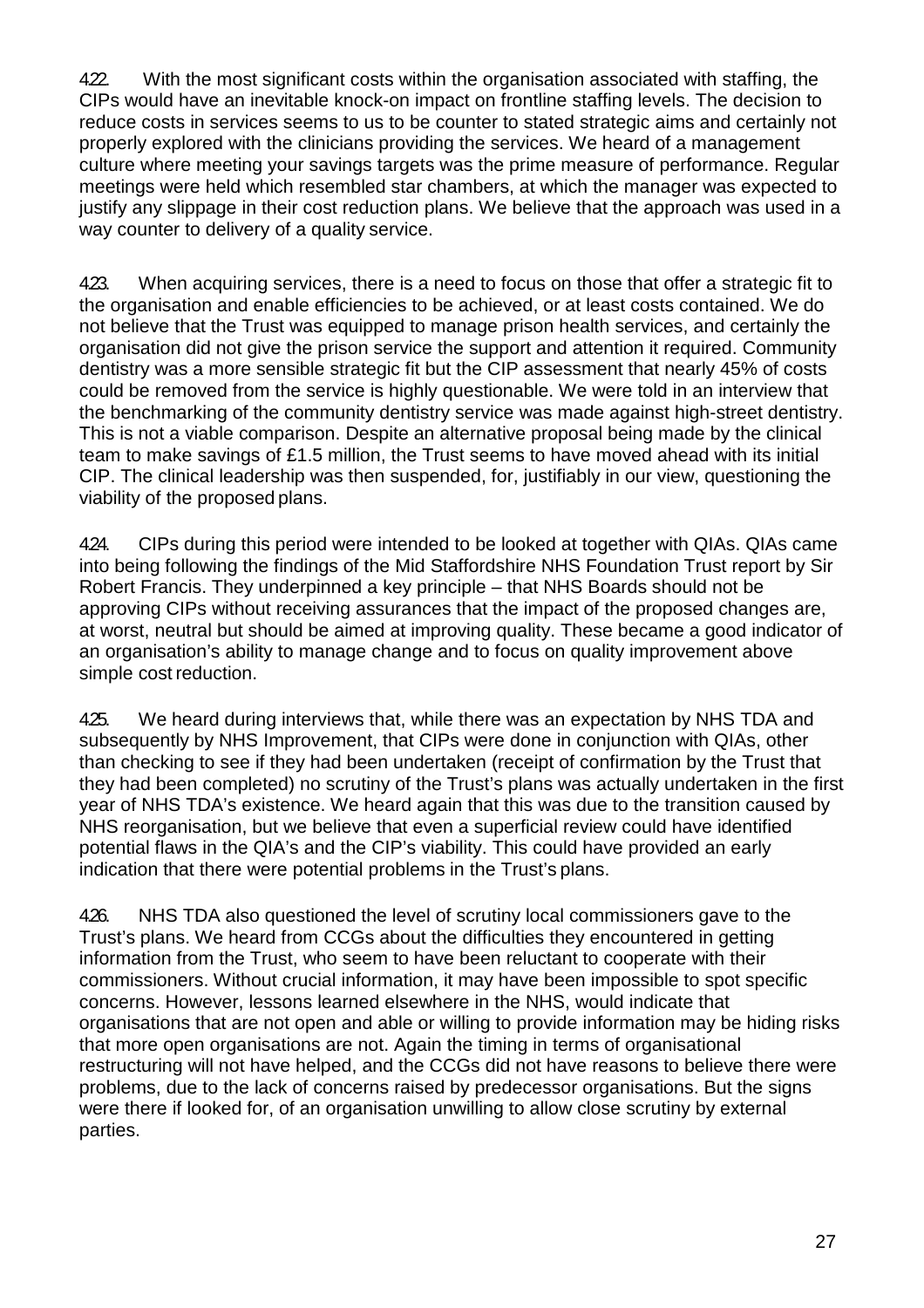4.22. With the most significant costs within the organisation associated with staffing, the CIPs would have an inevitable knock-on impact on frontline staffing levels. The decision to reduce costs in services seems to us to be counter to stated strategic aims and certainly not properly explored with the clinicians providing the services. We heard of a management culture where meeting your savings targets was the prime measure of performance. Regular meetings were held which resembled star chambers, at which the manager was expected to justify any slippage in their cost reduction plans. We believe that the approach was used in a way counter to delivery of a quality service.

4.23. When acquiring services, there is a need to focus on those that offer a strategic fit to the organisation and enable efficiencies to be achieved, or at least costs contained. We do not believe that the Trust was equipped to manage prison health services, and certainly the organisation did not give the prison service the support and attention it required. Community dentistry was a more sensible strategic fit but the CIP assessment that nearly 45% of costs could be removed from the service is highly questionable. We were told in an interview that the benchmarking of the community dentistry service was made against high-street dentistry. This is not a viable comparison. Despite an alternative proposal being made by the clinical team to make savings of £1.5 million, the Trust seems to have moved ahead with its initial CIP. The clinical leadership was then suspended, for, justifiably in our view, questioning the viability of the proposed plans.

4.24. CIPs during this period were intended to be looked at together with QIAs. QIAs came into being following the findings of the Mid Staffordshire NHS Foundation Trust report by Sir Robert Francis. They underpinned a key principle – that NHS Boards should not be approving CIPs without receiving assurances that the impact of the proposed changes are, at worst, neutral but should be aimed at improving quality. These became a good indicator of an organisation's ability to manage change and to focus on quality improvement above simple cost reduction.

4.25. We heard during interviews that, while there was an expectation by NHS TDA and subsequently by NHS Improvement, that CIPs were done in conjunction with QIAs, other than checking to see if they had been undertaken (receipt of confirmation by the Trust that they had been completed) no scrutiny of the Trust's plans was actually undertaken in the first year of NHS TDA's existence. We heard again that this was due to the transition caused by NHS reorganisation, but we believe that even a superficial review could have identified potential flaws in the QIA's and the CIP's viability. This could have provided an early indication that there were potential problems in the Trust's plans.

4.26. NHS TDA also questioned the level of scrutiny local commissioners gave to the Trust's plans. We heard from CCGs about the difficulties they encountered in getting information from the Trust, who seem to have been reluctant to cooperate with their commissioners. Without crucial information, it may have been impossible to spot specific concerns. However, lessons learned elsewhere in the NHS, would indicate that organisations that are not open and able or willing to provide information may be hiding risks that more open organisations are not. Again the timing in terms of organisational restructuring will not have helped, and the CCGs did not have reasons to believe there were problems, due to the lack of concerns raised by predecessor organisations. But the signs were there if looked for, of an organisation unwilling to allow close scrutiny by external parties.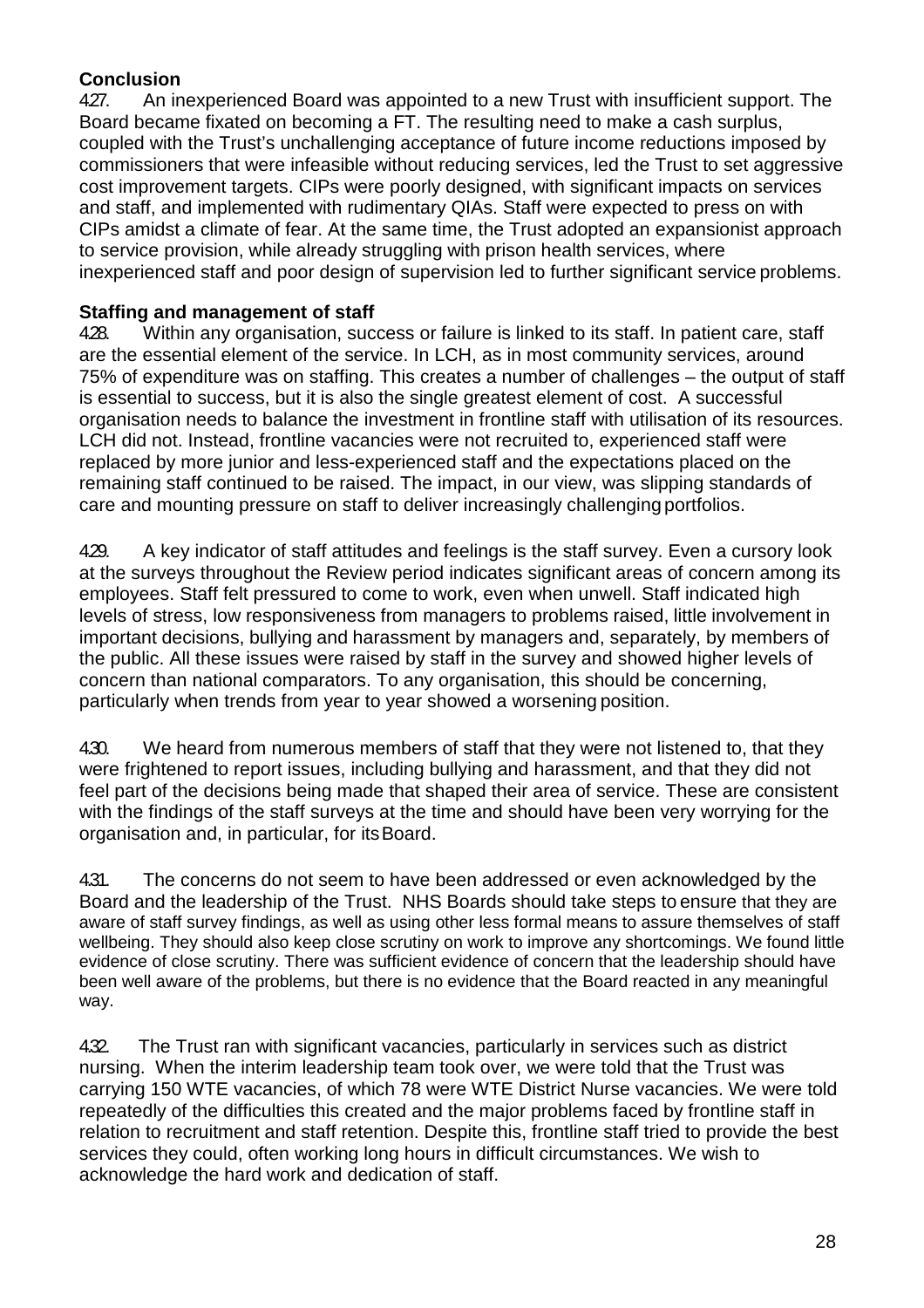**Conclusion**

4.27. An inexperienced Board was appointed to a new Trust with insufficient support. The Board became fixated on becoming a FT. The resulting need to make a cash surplus, coupled with the Trust's unchallenging acceptance of future income reductions imposed by commissioners that were infeasible without reducing services, led the Trust to set aggressive cost improvement targets. CIPs were poorly designed, with significant impacts on services and staff, and implemented with rudimentary QIAs. Staff were expected to press on with CIPs amidst a climate of fear. At the same time, the Trust adopted an expansionist approach to service provision, while already struggling with prison health services, where inexperienced staff and poor design of supervision led to further significant service problems.

**Staffing and management of staff**

4.28. Within any organisation, success or failure is linked to its staff. In patient care, staff are the essential element of the service. In LCH, as in most community services, around 75% of expenditure was on staffing. This creates a number of challenges – the output of staff is essential to success, but it is also the single greatest element of cost. A successful organisation needs to balance the investment in frontline staff with utilisation of its resources. LCH did not. Instead, frontline vacancies were not recruited to, experienced staff were replaced by more junior and less-experienced staff and the expectations placed on the remaining staff continued to be raised. The impact, in our view, was slipping standards of care and mounting pressure on staff to deliver increasingly challenging portfolios.

4.29. A key indicator of staff attitudes and feelings is the staff survey. Even a cursory look at the surveys throughout the Review period indicates significant areas of concern among its employees. Staff felt pressured to come to work, even when unwell. Staff indicated high levels of stress, low responsiveness from managers to problems raised, little involvement in important decisions, bullying and harassment by managers and, separately, by members of the public. All these issues were raised by staff in the survey and showed higher levels of concern than national comparators. To any organisation, this should be concerning, particularly when trends from year to year showed a worsening position.

4.30. We heard from numerous members of staff that they were not listened to, that they were frightened to report issues, including bullying and harassment, and that they did not feel part of the decisions being made that shaped their area of service. These are consistent with the findings of the staff surveys at the time and should have been very worrying for the organisation and, in particular, for its Board.

4.31. The concerns do not seem to have been addressed or even acknowledged by the Board and the leadership of the Trust. NHS Boards should take steps to ensure that they are aware of staff survey findings, as well as using other less formal means to assure themselves of staff wellbeing. They should also keep close scrutiny on work to improve any shortcomings. We found little evidence of close scrutiny. There was sufficient evidence of concern that the leadership should have been well aware of the problems, but there is no evidence that the Board reacted in any meaningful way.

4.32. The Trust ran with significant vacancies, particularly in services such as district nursing. When the interim leadership team took over, we were told that the Trust was carrying 150 WTE vacancies, of which 78 were WTE District Nurse vacancies. We were told repeatedly of the difficulties this created and the major problems faced by frontline staff in relation to recruitment and staff retention. Despite this, frontline staff tried to provide the best services they could, often working long hours in difficult circumstances. We wish to acknowledge the hard work and dedication of staff.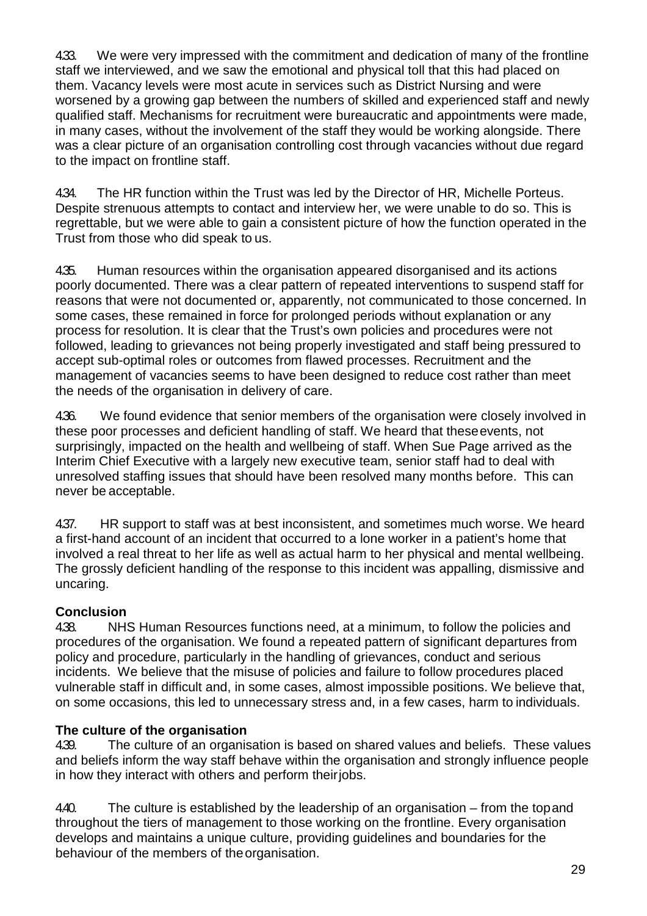4.33. We were very impressed with the commitment and dedication of many of the frontline staff we interviewed, and we saw the emotional and physical toll that this had placed on them. Vacancy levels were most acute in services such as District Nursing and were worsened by a growing gap between the numbers of skilled and experienced staff and newly qualified staff. Mechanisms for recruitment were bureaucratic and appointments were made, in many cases, without the involvement of the staff they would be working alongside. There was a clear picture of an organisation controlling cost through vacancies without due regard to the impact on frontline staff.

4.34. The HR function within the Trust was led by the Director of HR, Michelle Porteus. Despite strenuous attempts to contact and interview her, we were unable to do so. This is regrettable, but we were able to gain a consistent picture of how the function operated in the Trust from those who did speak to us.

4.35. Human resources within the organisation appeared disorganised and its actions poorly documented. There was a clear pattern of repeated interventions to suspend staff for reasons that were not documented or, apparently, not communicated to those concerned. In some cases, these remained in force for prolonged periods without explanation or any process for resolution. It is clear that the Trust's own policies and procedures were not followed, leading to grievances not being properly investigated and staff being pressured to accept sub-optimal roles or outcomes from flawed processes. Recruitment and the management of vacancies seems to have been designed to reduce cost rather than meet the needs of the organisation in delivery of care.

4.36. We found evidence that senior members of the organisation were closely involved in these poor processes and deficient handling of staff. We heard that these events, not surprisingly, impacted on the health and wellbeing of staff. When Sue Page arrived as the Interim Chief Executive with a largely new executive team, senior staff had to deal with unresolved staffing issues that should have been resolved many months before. This can never be acceptable.

4.37. HR support to staff was at best inconsistent, and sometimes much worse. We heard a first-hand account of an incident that occurred to a lone worker in a patient's home that involved a real threat to her life as well as actual harm to her physical and mental wellbeing. The grossly deficient handling of the response to this incident was appalling, dismissive and uncaring.

**Conclusion**

4.38. NHS Human Resources functions need, at a minimum, to follow the policies and procedures of the organisation. We found a repeated pattern of significant departures from policy and procedure, particularly in the handling of grievances, conduct and serious incidents. We believe that the misuse of policies and failure to follow procedures placed vulnerable staff in difficult and, in some cases, almost impossible positions. We believe that, on some occasions, this led to unnecessary stress and, in a few cases, harm to individuals.

**The culture of the organisation**

4.39. The culture of an organisation is based on shared values and beliefs. These values and beliefs inform the way staff behave within the organisation and strongly influence people in how they interact with others and perform their jobs.

4.40. The culture is established by the leadership of an organisation – from the top and throughout the tiers of management to those working on the frontline. Every organisation develops and maintains a unique culture, providing guidelines and boundaries for the behaviour of the members of the organisation.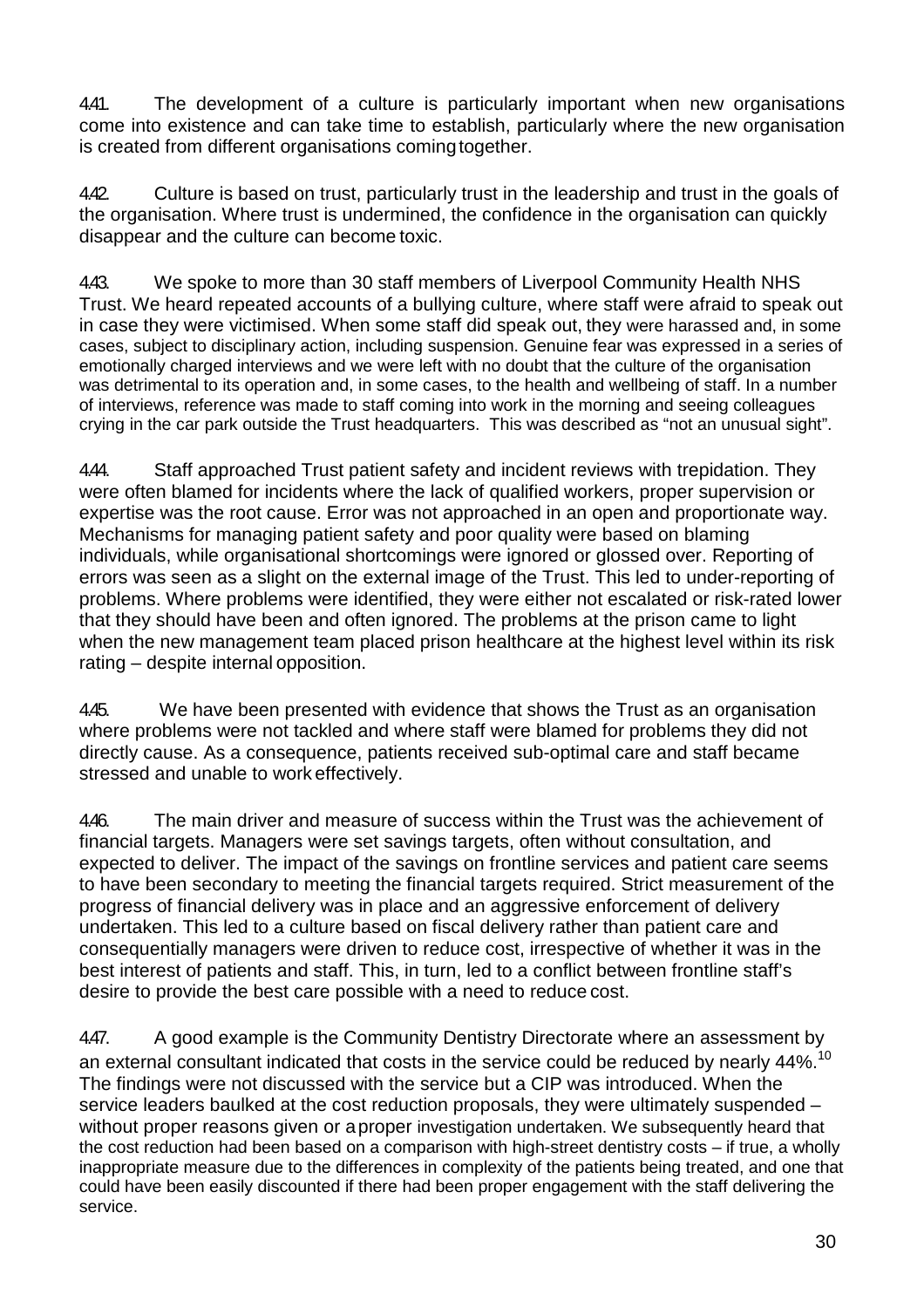4.41. The development of a culture is particularly important when new organisations come into existence and can take time to establish, particularly where the new organisation is created from different organisations coming together.

4.42. Culture is based on trust, particularly trust in the leadership and trust in the goals of the organisation. Where trust is undermined, the confidence in the organisation can quickly disappear and the culture can become toxic.

4.43. We spoke to more than 30 staff members of Liverpool Community Health NHS Trust. We heard repeated accounts of a bullying culture, where staff were afraid to speak out in case they were victimised. When some staff did speak out, they were harassed and, in some cases, subject to disciplinary action, including suspension. Genuine fear was expressed in a series of emotionally charged interviews and we were left with no doubt that the culture of the organisation was detrimental to its operation and, in some cases, to the health and wellbeing of staff. In a number of interviews, reference was made to staff coming into work in the morning and seeing colleagues crying in the car park outside the Trust headquarters. This was described as "not an unusual sight".

4.44. Staff approached Trust patient safety and incident reviews with trepidation. They were often blamed for incidents where the lack of qualified workers, proper supervision or expertise was the root cause. Error was not approached in an open and proportionate way. Mechanisms for managing patient safety and poor quality were based on blaming individuals, while organisational shortcomings were ignored or glossed over. Reporting of errors was seen as a slight on the external image of the Trust. This led to under-reporting of problems. Where problems were identified, they were either not escalated or risk-rated lower that they should have been and often ignored. The problems at the prison came to light when the new management team placed prison healthcare at the highest level within its risk rating – despite internal opposition.

4.45. We have been presented with evidence that shows the Trust as an organisation where problems were not tackled and where staff were blamed for problems they did not directly cause. As a consequence, patients received sub-optimal care and staff became stressed and unable to work effectively.

4.46. The main driver and measure of success within the Trust was the achievement of financial targets. Managers were set savings targets, often without consultation, and expected to deliver. The impact of the savings on frontline services and patient care seems to have been secondary to meeting the financial targets required. Strict measurement of the progress of financial delivery was in place and an aggressive enforcement of delivery undertaken. This led to a culture based on fiscal delivery rather than patient care and consequentially managers were driven to reduce cost, irrespective of whether it was in the best interest of patients and staff. This, in turn, led to a conflict between frontline staff's desire to provide the best care possible with a need to reduce cost.

4.47. A good example is the Community Dentistry Directorate where an assessment by an external consultant indicated that costs in the service could be reduced by nearly 44%.[10] The findings were not discussed with the service but a CIP was introduced. When the service leaders baulked at the cost reduction proposals, they were ultimately suspended – without proper reasons given or a proper investigation undertaken. We subsequently heard that the cost reduction had been based on a comparison with high-street dentistry costs – if true, a wholly inappropriate measure due to the differences in complexity of the patients being treated, and one that could have been easily discounted if there had been proper engagement with the staff delivering the service.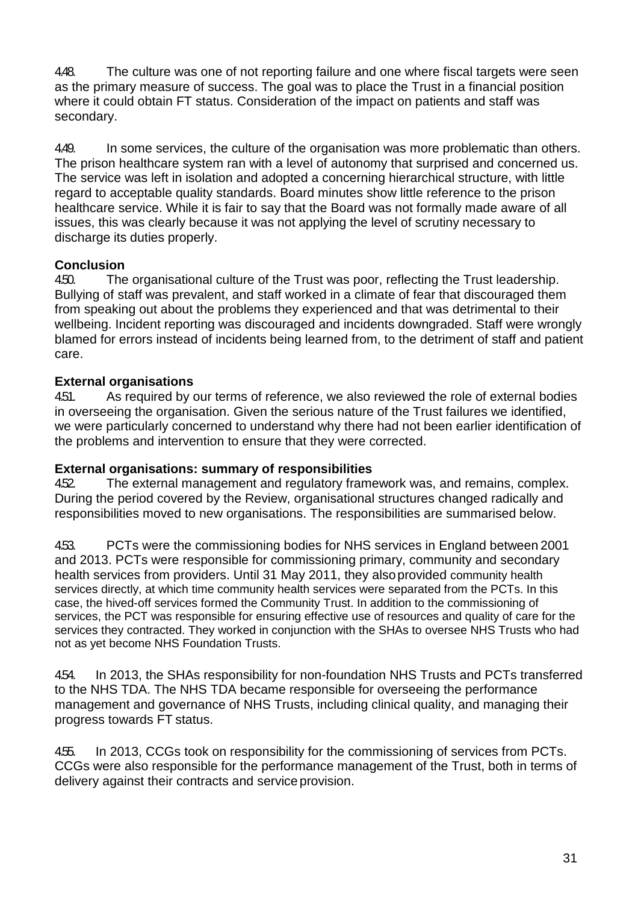4.48. The culture was one of not reporting failure and one where fiscal targets were seen as the primary measure of success. The goal was to place the Trust in a financial position where it could obtain FT status. Consideration of the impact on patients and staff was secondary.

4.49. In some services, the culture of the organisation was more problematic than others. The prison healthcare system ran with a level of autonomy that surprised and concerned us. The service was left in isolation and adopted a concerning hierarchical structure, with little regard to acceptable quality standards. Board minutes show little reference to the prison healthcare service. While it is fair to say that the Board was not formally made aware of all issues, this was clearly because it was not applying the level of scrutiny necessary to discharge its duties properly.

**Conclusion**

4.50. The organisational culture of the Trust was poor, reflecting the Trust leadership. Bullying of staff was prevalent, and staff worked in a climate of fear that discouraged them from speaking out about the problems they experienced and that was detrimental to their wellbeing. Incident reporting was discouraged and incidents downgraded. Staff were wrongly blamed for errors instead of incidents being learned from, to the detriment of staff and patient care.

**External organisations**

4.51. As required by our terms of reference, we also reviewed the role of external bodies in overseeing the organisation. Given the serious nature of the Trust failures we identified, we were particularly concerned to understand why there had not been earlier identification of the problems and intervention to ensure that they were corrected.

**External organisations: summary of responsibilities**

4.52. The external management and regulatory framework was, and remains, complex. During the period covered by the Review, organisational structures changed radically and responsibilities moved to new organisations. The responsibilities are summarised below.

4.53. PCTs were the commissioning bodies for NHS services in England between 2001 and 2013. PCTs were responsible for commissioning primary, community and secondary health services from providers. Until 31 May 2011, they also provided community health services directly, at which time community health services were separated from the PCTs. In this case, the hived-off services formed the Community Trust. In addition to the commissioning of services, the PCT was responsible for ensuring effective use of resources and quality of care for the services they contracted. They worked in conjunction with the SHAs to oversee NHS Trusts who had not as yet become NHS Foundation Trusts.

4.54. In 2013, the SHAs responsibility for non-foundation NHS Trusts and PCTs transferred to the NHS TDA. The NHS TDA became responsible for overseeing the performance management and governance of NHS Trusts, including clinical quality, and managing their progress towards FT status.

4.55. In 2013, CCGs took on responsibility for the commissioning of services from PCTs. CCGs were also responsible for the performance management of the Trust, both in terms of delivery against their contracts and service provision.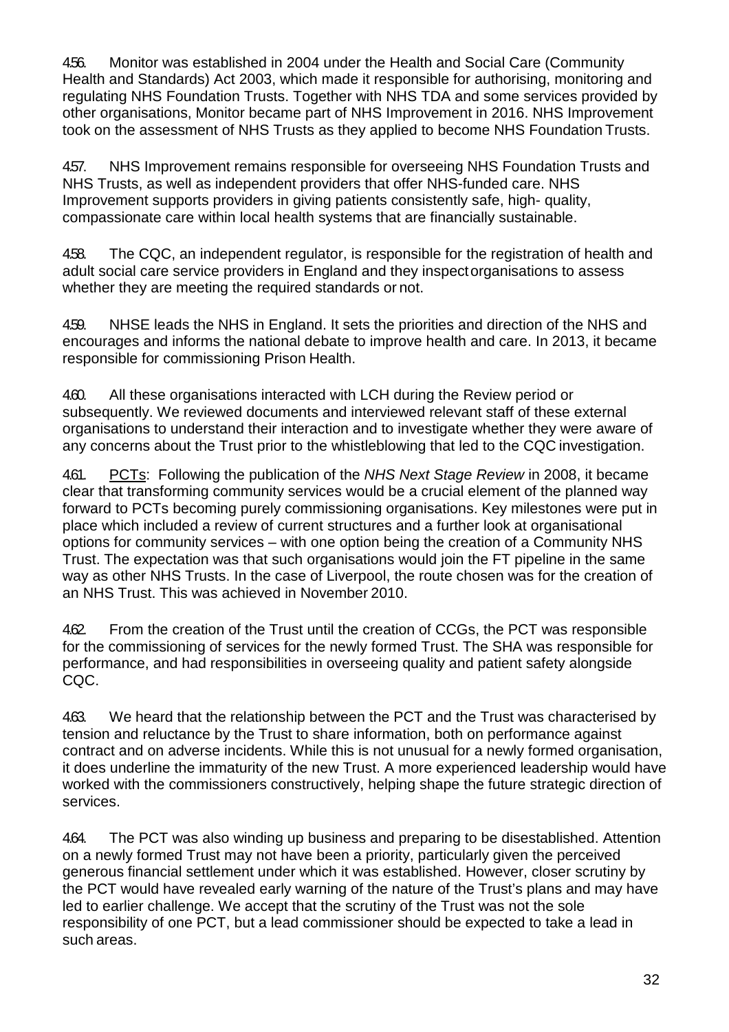4.56. Monitor was established in 2004 under the Health and Social Care (Community Health and Standards) Act 2003, which made it responsible for authorising, monitoring and regulating NHS Foundation Trusts. Together with NHS TDA and some services provided by other organisations, Monitor became part of NHS Improvement in 2016. NHS Improvement took on the assessment of NHS Trusts as they applied to become NHS Foundation Trusts.

4.57. NHS Improvement remains responsible for overseeing NHS Foundation Trusts and NHS Trusts, as well as independent providers that offer NHS-funded care. NHS Improvement supports providers in giving patients consistently safe, high- quality, compassionate care within local health systems that are financially sustainable.

4.58. The CQC, an independent regulator, is responsible for the registration of health and adult social care service providers in England and they inspect organisations to assess whether they are meeting the required standards or not.

4.59. NHSE leads the NHS in England. It sets the priorities and direction of the NHS and encourages and informs the national debate to improve health and care. In 2013, it became responsible for commissioning Prison Health.

4.60. All these organisations interacted with LCH during the Review period or subsequently. We reviewed documents and interviewed relevant staff of these external organisations to understand their interaction and to investigate whether they were aware of any concerns about the Trust prior to the whistleblowing that led to the CQC investigation.

4.61. PCTs: Following the publication of the *NHS Next Stage Review* in 2008, it became clear that transforming community services would be a crucial element of the planned way forward to PCTs becoming purely commissioning organisations. Key milestones were put in place which included a review of current structures and a further look at organisational options for community services – with one option being the creation of a Community NHS Trust. The expectation was that such organisations would join the FT pipeline in the same way as other NHS Trusts. In the case of Liverpool, the route chosen was for the creation of an NHS Trust. This was achieved in November 2010.

4.62. From the creation of the Trust until the creation of CCGs, the PCT was responsible for the commissioning of services for the newly formed Trust. The SHA was responsible for performance, and had responsibilities in overseeing quality and patient safety alongside CQC.

4.63. We heard that the relationship between the PCT and the Trust was characterised by tension and reluctance by the Trust to share information, both on performance against contract and on adverse incidents. While this is not unusual for a newly formed organisation, it does underline the immaturity of the new Trust. A more experienced leadership would have worked with the commissioners constructively, helping shape the future strategic direction of services.

4.64. The PCT was also winding up business and preparing to be disestablished. Attention on a newly formed Trust may not have been a priority, particularly given the perceived generous financial settlement under which it was established. However, closer scrutiny by the PCT would have revealed early warning of the nature of the Trust's plans and may have led to earlier challenge. We accept that the scrutiny of the Trust was not the sole responsibility of one PCT, but a lead commissioner should be expected to take a lead in such areas.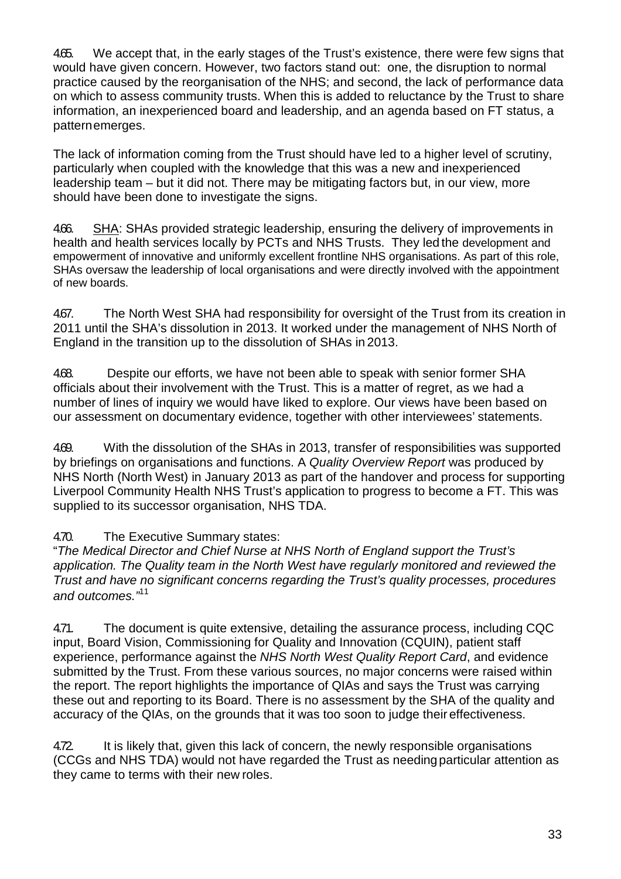4.65. We accept that, in the early stages of the Trust's existence, there were few signs that would have given concern. However, two factors stand out: one, the disruption to normal practice caused by the reorganisation of the NHS; and second, the lack of performance data on which to assess community trusts. When this is added to reluctance by the Trust to share information, an inexperienced board and leadership, and an agenda based on FT status, a pattern emerges.

The lack of information coming from the Trust should have led to a higher level of scrutiny, particularly when coupled with the knowledge that this was a new and inexperienced leadership team – but it did not. There may be mitigating factors but, in our view, more should have been done to investigate the signs.

4.66. SHA: SHAs provided strategic leadership, ensuring the delivery of improvements in health and health services locally by PCTs and NHS Trusts. They led the development and empowerment of innovative and uniformly excellent frontline NHS organisations. As part of this role, SHAs oversaw the leadership of local organisations and were directly involved with the appointment of new boards.

4.67. The North West SHA had responsibility for oversight of the Trust from its creation in 2011 until the SHA's dissolution in 2013. It worked under the management of NHS North of England in the transition up to the dissolution of SHAs in 2013.

4.68. Despite our efforts, we have not been able to speak with senior former SHA officials about their involvement with the Trust. This is a matter of regret, as we had a number of lines of inquiry we would have liked to explore. Our views have been based on our assessment on documentary evidence, together with other interviewees' statements.

4.69. With the dissolution of the SHAs in 2013, transfer of responsibilities was supported by briefings on organisations and functions. A *Quality Overview Report* was produced by NHS North (North West) in January 2013 as part of the handover and process for supporting Liverpool Community Health NHS Trust's application to progress to become a FT. This was supplied to its successor organisation, NHS TDA.

4.70. The Executive Summary states:
"*The Medical Director and Chief Nurse at NHS North of England support the Trust's application. The Quality team in the North West have regularly monitored and reviewed the Trust and have no significant concerns regarding the Trust's quality processes, procedures and outcomes.*"[11]

4.71. The document is quite extensive, detailing the assurance process, including CQC input, Board Vision, Commissioning for Quality and Innovation (CQUIN), patient staff experience, performance against the *NHS North West Quality Report Card*, and evidence submitted by the Trust. From these various sources, no major concerns were raised within the report. The report highlights the importance of QIAs and says the Trust was carrying these out and reporting to its Board. There is no assessment by the SHA of the quality and accuracy of the QIAs, on the grounds that it was too soon to judge their effectiveness.

4.72. It is likely that, given this lack of concern, the newly responsible organisations (CCGs and NHS TDA) would not have regarded the Trust as needing particular attention as they came to terms with their new roles.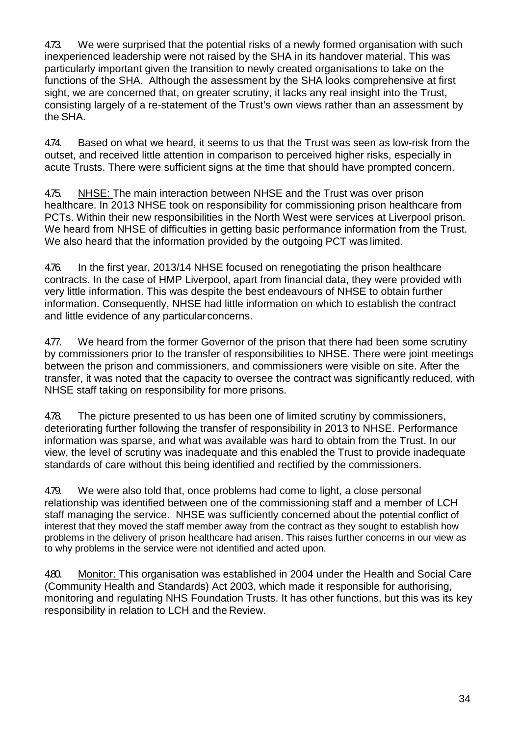4.73. We were surprised that the potential risks of a newly formed organisation with such inexperienced leadership were not raised by the SHA in its handover material. This was particularly important given the transition to newly created organisations to take on the functions of the SHA. Although the assessment by the SHA looks comprehensive at first sight, we are concerned that, on greater scrutiny, it lacks any real insight into the Trust, consisting largely of a re-statement of the Trust's own views rather than an assessment by the SHA.

4.74. Based on what we heard, it seems to us that the Trust was seen as low-risk from the outset, and received little attention in comparison to perceived higher risks, especially in acute Trusts. There were sufficient signs at the time that should have prompted concern.

4.75. NHSE: The main interaction between NHSE and the Trust was over prison healthcare. In 2013 NHSE took on responsibility for commissioning prison healthcare from PCTs. Within their new responsibilities in the North West were services at Liverpool prison. We heard from NHSE of difficulties in getting basic performance information from the Trust. We also heard that the information provided by the outgoing PCT was limited.

4.76. In the first year, 2013/14 NHSE focused on renegotiating the prison healthcare contracts. In the case of HMP Liverpool, apart from financial data, they were provided with very little information. This was despite the best endeavours of NHSE to obtain further information. Consequently, NHSE had little information on which to establish the contract and little evidence of any particular concerns.

4.77. We heard from the former Governor of the prison that there had been some scrutiny by commissioners prior to the transfer of responsibilities to NHSE. There were joint meetings between the prison and commissioners, and commissioners were visible on site. After the transfer, it was noted that the capacity to oversee the contract was significantly reduced, with NHSE staff taking on responsibility for more prisons.

4.78. The picture presented to us has been one of limited scrutiny by commissioners, deteriorating further following the transfer of responsibility in 2013 to NHSE. Performance information was sparse, and what was available was hard to obtain from the Trust. In our view, the level of scrutiny was inadequate and this enabled the Trust to provide inadequate standards of care without this being identified and rectified by the commissioners.

4.79. We were also told that, once problems had come to light, a close personal relationship was identified between one of the commissioning staff and a member of LCH staff managing the service. NHSE was sufficiently concerned about the potential conflict of interest that they moved the staff member away from the contract as they sought to establish how problems in the delivery of prison healthcare had arisen. This raises further concerns in our view as to why problems in the service were not identified and acted upon.

4.80. Monitor: This organisation was established in 2004 under the Health and Social Care (Community Health and Standards) Act 2003, which made it responsible for authorising, monitoring and regulating NHS Foundation Trusts. It has other functions, but this was its key responsibility in relation to LCH and the Review.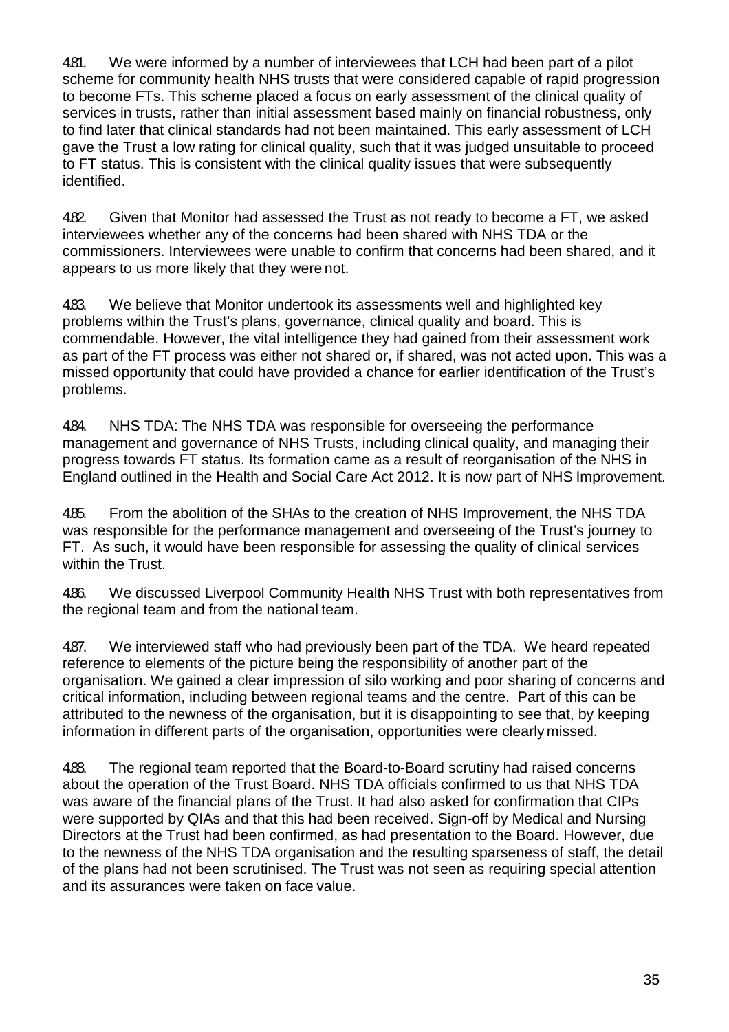4.81. We were informed by a number of interviewees that LCH had been part of a pilot scheme for community health NHS trusts that were considered capable of rapid progression to become FTs. This scheme placed a focus on early assessment of the clinical quality of services in trusts, rather than initial assessment based mainly on financial robustness, only to find later that clinical standards had not been maintained. This early assessment of LCH gave the Trust a low rating for clinical quality, such that it was judged unsuitable to proceed to FT status. This is consistent with the clinical quality issues that were subsequently identified.

4.82. Given that Monitor had assessed the Trust as not ready to become a FT, we asked interviewees whether any of the concerns had been shared with NHS TDA or the commissioners. Interviewees were unable to confirm that concerns had been shared, and it appears to us more likely that they were not.

4.83. We believe that Monitor undertook its assessments well and highlighted key problems within the Trust's plans, governance, clinical quality and board. This is commendable. However, the vital intelligence they had gained from their assessment work as part of the FT process was either not shared or, if shared, was not acted upon. This was a missed opportunity that could have provided a chance for earlier identification of the Trust's problems.

4.84. <u>NHS TDA</u>: The NHS TDA was responsible for overseeing the performance management and governance of NHS Trusts, including clinical quality, and managing their progress towards FT status. Its formation came as a result of reorganisation of the NHS in England outlined in the Health and Social Care Act 2012. It is now part of NHS Improvement.

4.85. From the abolition of the SHAs to the creation of NHS Improvement, the NHS TDA was responsible for the performance management and overseeing of the Trust's journey to FT. As such, it would have been responsible for assessing the quality of clinical services within the Trust.

4.86. We discussed Liverpool Community Health NHS Trust with both representatives from the regional team and from the national team.

4.87. We interviewed staff who had previously been part of the TDA. We heard repeated reference to elements of the picture being the responsibility of another part of the organisation. We gained a clear impression of silo working and poor sharing of concerns and critical information, including between regional teams and the centre. Part of this can be attributed to the newness of the organisation, but it is disappointing to see that, by keeping information in different parts of the organisation, opportunities were clearly missed.

4.88. The regional team reported that the Board-to-Board scrutiny had raised concerns about the operation of the Trust Board. NHS TDA officials confirmed to us that NHS TDA was aware of the financial plans of the Trust. It had also asked for confirmation that CIPs were supported by QIAs and that this had been received. Sign-off by Medical and Nursing Directors at the Trust had been confirmed, as had presentation to the Board. However, due to the newness of the NHS TDA organisation and the resulting sparseness of staff, the detail of the plans had not been scrutinised. The Trust was not seen as requiring special attention and its assurances were taken on face value.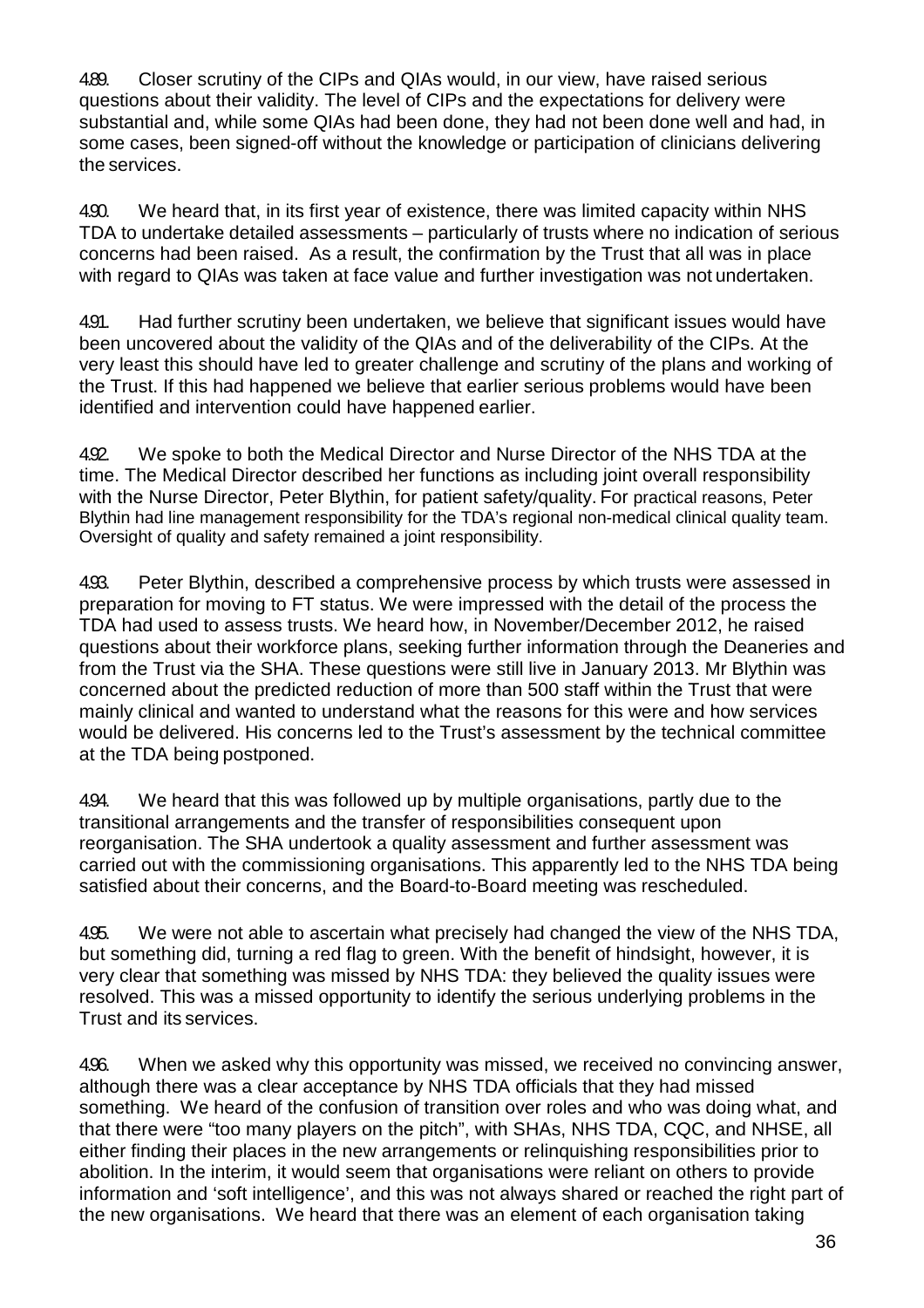4.89. Closer scrutiny of the CIPs and QIAs would, in our view, have raised serious questions about their validity. The level of CIPs and the expectations for delivery were substantial and, while some QIAs had been done, they had not been done well and had, in some cases, been signed-off without the knowledge or participation of clinicians delivering the services.

4.90. We heard that, in its first year of existence, there was limited capacity within NHS TDA to undertake detailed assessments – particularly of trusts where no indication of serious concerns had been raised. As a result, the confirmation by the Trust that all was in place with regard to QIAs was taken at face value and further investigation was not undertaken.

4.91. Had further scrutiny been undertaken, we believe that significant issues would have been uncovered about the validity of the QIAs and of the deliverability of the CIPs. At the very least this should have led to greater challenge and scrutiny of the plans and working of the Trust. If this had happened we believe that earlier serious problems would have been identified and intervention could have happened earlier.

4.92. We spoke to both the Medical Director and Nurse Director of the NHS TDA at the time. The Medical Director described her functions as including joint overall responsibility with the Nurse Director, Peter Blythin, for patient safety/quality. For practical reasons, Peter Blythin had line management responsibility for the TDA's regional non-medical clinical quality team. Oversight of quality and safety remained a joint responsibility.

4.93. Peter Blythin, described a comprehensive process by which trusts were assessed in preparation for moving to FT status. We were impressed with the detail of the process the TDA had used to assess trusts. We heard how, in November/December 2012, he raised questions about their workforce plans, seeking further information through the Deaneries and from the Trust via the SHA. These questions were still live in January 2013. Mr Blythin was concerned about the predicted reduction of more than 500 staff within the Trust that were mainly clinical and wanted to understand what the reasons for this were and how services would be delivered. His concerns led to the Trust's assessment by the technical committee at the TDA being postponed.

4.94. We heard that this was followed up by multiple organisations, partly due to the transitional arrangements and the transfer of responsibilities consequent upon reorganisation. The SHA undertook a quality assessment and further assessment was carried out with the commissioning organisations. This apparently led to the NHS TDA being satisfied about their concerns, and the Board-to-Board meeting was rescheduled.

4.95. We were not able to ascertain what precisely had changed the view of the NHS TDA, but something did, turning a red flag to green. With the benefit of hindsight, however, it is very clear that something was missed by NHS TDA: they believed the quality issues were resolved. This was a missed opportunity to identify the serious underlying problems in the Trust and its services.

4.96. When we asked why this opportunity was missed, we received no convincing answer, although there was a clear acceptance by NHS TDA officials that they had missed something. We heard of the confusion of transition over roles and who was doing what, and that there were "too many players on the pitch", with SHAs, NHS TDA, CQC, and NHSE, all either finding their places in the new arrangements or relinquishing responsibilities prior to abolition. In the interim, it would seem that organisations were reliant on others to provide information and 'soft intelligence', and this was not always shared or reached the right part of the new organisations. We heard that there was an element of each organisation taking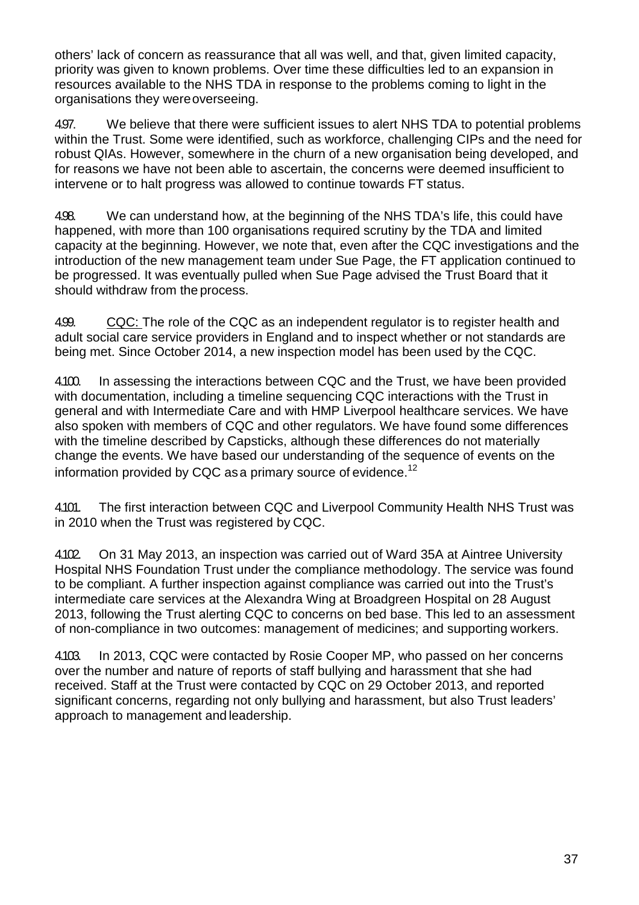others' lack of concern as reassurance that all was well, and that, given limited capacity, priority was given to known problems. Over time these difficulties led to an expansion in resources available to the NHS TDA in response to the problems coming to light in the organisations they were overseeing.

4.97. We believe that there were sufficient issues to alert NHS TDA to potential problems within the Trust. Some were identified, such as workforce, challenging CIPs and the need for robust QIAs. However, somewhere in the churn of a new organisation being developed, and for reasons we have not been able to ascertain, the concerns were deemed insufficient to intervene or to halt progress was allowed to continue towards FT status.

4.98. We can understand how, at the beginning of the NHS TDA's life, this could have happened, with more than 100 organisations required scrutiny by the TDA and limited capacity at the beginning. However, we note that, even after the CQC investigations and the introduction of the new management team under Sue Page, the FT application continued to be progressed. It was eventually pulled when Sue Page advised the Trust Board that it should withdraw from the process.

4.99. CQC: The role of the CQC as an independent regulator is to register health and adult social care service providers in England and to inspect whether or not standards are being met. Since October 2014, a new inspection model has been used by the CQC.

4.100. In assessing the interactions between CQC and the Trust, we have been provided with documentation, including a timeline sequencing CQC interactions with the Trust in general and with Intermediate Care and with HMP Liverpool healthcare services. We have also spoken with members of CQC and other regulators. We have found some differences with the timeline described by Capsticks, although these differences do not materially change the events. We have based our understanding of the sequence of events on the information provided by CQC as a primary source of evidence.[12]

4.101. The first interaction between CQC and Liverpool Community Health NHS Trust was in 2010 when the Trust was registered by CQC.

4.102. On 31 May 2013, an inspection was carried out of Ward 35A at Aintree University Hospital NHS Foundation Trust under the compliance methodology. The service was found to be compliant. A further inspection against compliance was carried out into the Trust's intermediate care services at the Alexandra Wing at Broadgreen Hospital on 28 August 2013, following the Trust alerting CQC to concerns on bed base. This led to an assessment of non-compliance in two outcomes: management of medicines; and supporting workers.

4.103. In 2013, CQC were contacted by Rosie Cooper MP, who passed on her concerns over the number and nature of reports of staff bullying and harassment that she had received. Staff at the Trust were contacted by CQC on 29 October 2013, and reported significant concerns, regarding not only bullying and harassment, but also Trust leaders' approach to management and leadership.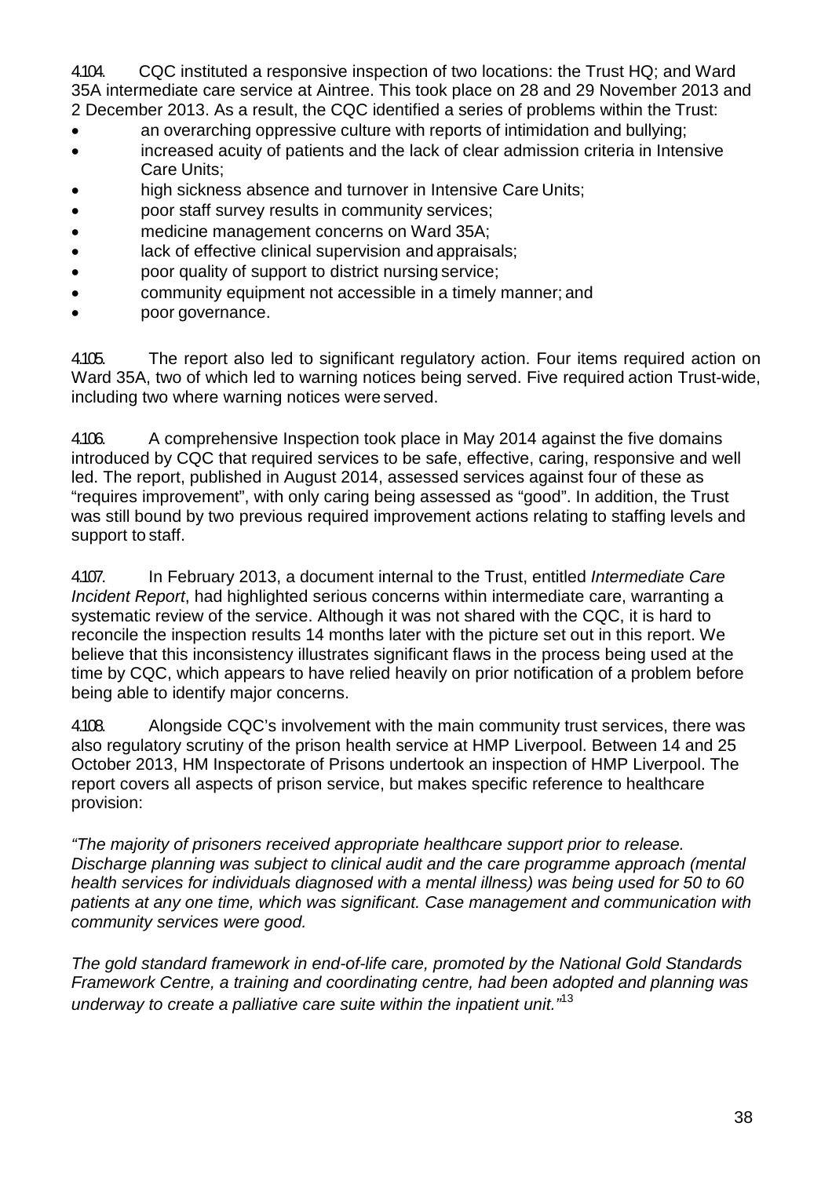4.104. CQC instituted a responsive inspection of two locations: the Trust HQ; and Ward 35A intermediate care service at Aintree. This took place on 28 and 29 November 2013 and 2 December 2013. As a result, the CQC identified a series of problems within the Trust:

- an overarching oppressive culture with reports of intimidation and bullying;
- increased acuity of patients and the lack of clear admission criteria in Intensive Care Units;
- high sickness absence and turnover in Intensive Care Units;
- poor staff survey results in community services;
- medicine management concerns on Ward 35A;
- lack of effective clinical supervision and appraisals;
- poor quality of support to district nursing service;
- community equipment not accessible in a timely manner; and
- poor governance.

4.105. The report also led to significant regulatory action. Four items required action on Ward 35A, two of which led to warning notices being served. Five required action Trust-wide, including two where warning notices were served.

4.106. A comprehensive Inspection took place in May 2014 against the five domains introduced by CQC that required services to be safe, effective, caring, responsive and well led. The report, published in August 2014, assessed services against four of these as "requires improvement", with only caring being assessed as "good". In addition, the Trust was still bound by two previous required improvement actions relating to staffing levels and support to staff.

4.107. In February 2013, a document internal to the Trust, entitled *Intermediate Care Incident Report*, had highlighted serious concerns within intermediate care, warranting a systematic review of the service. Although it was not shared with the CQC, it is hard to reconcile the inspection results 14 months later with the picture set out in this report. We believe that this inconsistency illustrates significant flaws in the process being used at the time by CQC, which appears to have relied heavily on prior notification of a problem before being able to identify major concerns.

4.108. Alongside CQC's involvement with the main community trust services, there was also regulatory scrutiny of the prison health service at HMP Liverpool. Between 14 and 25 October 2013, HM Inspectorate of Prisons undertook an inspection of HMP Liverpool. The report covers all aspects of prison service, but makes specific reference to healthcare provision:

*"The majority of prisoners received appropriate healthcare support prior to release. Discharge planning was subject to clinical audit and the care programme approach (mental health services for individuals diagnosed with a mental illness) was being used for 50 to 60 patients at any one time, which was significant. Case management and communication with community services were good.*

*The gold standard framework in end-of-life care, promoted by the National Gold Standards Framework Centre, a training and coordinating centre, had been adopted and planning was underway to create a palliative care suite within the inpatient unit."*[13]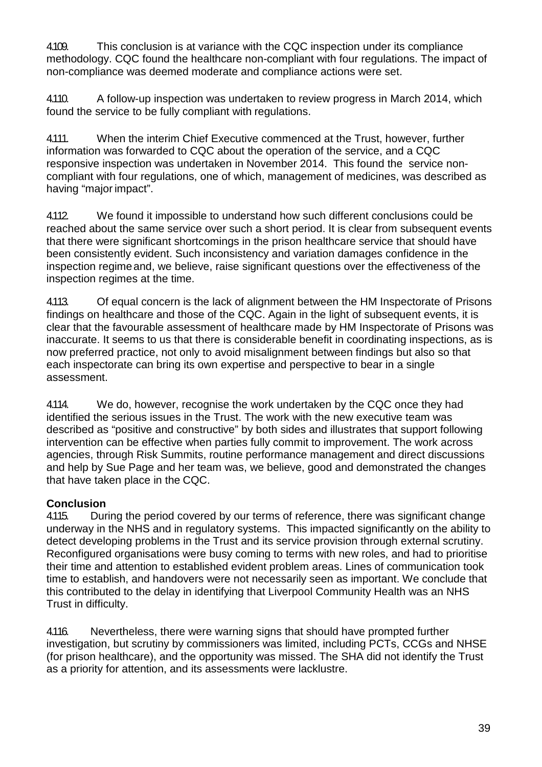4.109. This conclusion is at variance with the CQC inspection under its compliance methodology. CQC found the healthcare non-compliant with four regulations. The impact of non-compliance was deemed moderate and compliance actions were set.

4.110. A follow-up inspection was undertaken to review progress in March 2014, which found the service to be fully compliant with regulations.

4.111. When the interim Chief Executive commenced at the Trust, however, further information was forwarded to CQC about the operation of the service, and a CQC responsive inspection was undertaken in November 2014. This found the service non-compliant with four regulations, one of which, management of medicines, was described as having "major impact".

4.112. We found it impossible to understand how such different conclusions could be reached about the same service over such a short period. It is clear from subsequent events that there were significant shortcomings in the prison healthcare service that should have been consistently evident. Such inconsistency and variation damages confidence in the inspection regime and, we believe, raise significant questions over the effectiveness of the inspection regimes at the time.

4.113. Of equal concern is the lack of alignment between the HM Inspectorate of Prisons findings on healthcare and those of the CQC. Again in the light of subsequent events, it is clear that the favourable assessment of healthcare made by HM Inspectorate of Prisons was inaccurate. It seems to us that there is considerable benefit in coordinating inspections, as is now preferred practice, not only to avoid misalignment between findings but also so that each inspectorate can bring its own expertise and perspective to bear in a single assessment.

4.114. We do, however, recognise the work undertaken by the CQC once they had identified the serious issues in the Trust. The work with the new executive team was described as "positive and constructive" by both sides and illustrates that support following intervention can be effective when parties fully commit to improvement. The work across agencies, through Risk Summits, routine performance management and direct discussions and help by Sue Page and her team was, we believe, good and demonstrated the changes that have taken place in the CQC.

**Conclusion**

4.115. During the period covered by our terms of reference, there was significant change underway in the NHS and in regulatory systems. This impacted significantly on the ability to detect developing problems in the Trust and its service provision through external scrutiny. Reconfigured organisations were busy coming to terms with new roles, and had to prioritise their time and attention to established evident problem areas. Lines of communication took time to establish, and handovers were not necessarily seen as important. We conclude that this contributed to the delay in identifying that Liverpool Community Health was an NHS Trust in difficulty.

4.116. Nevertheless, there were warning signs that should have prompted further investigation, but scrutiny by commissioners was limited, including PCTs, CCGs and NHSE (for prison healthcare), and the opportunity was missed. The SHA did not identify the Trust as a priority for attention, and its assessments were lacklustre.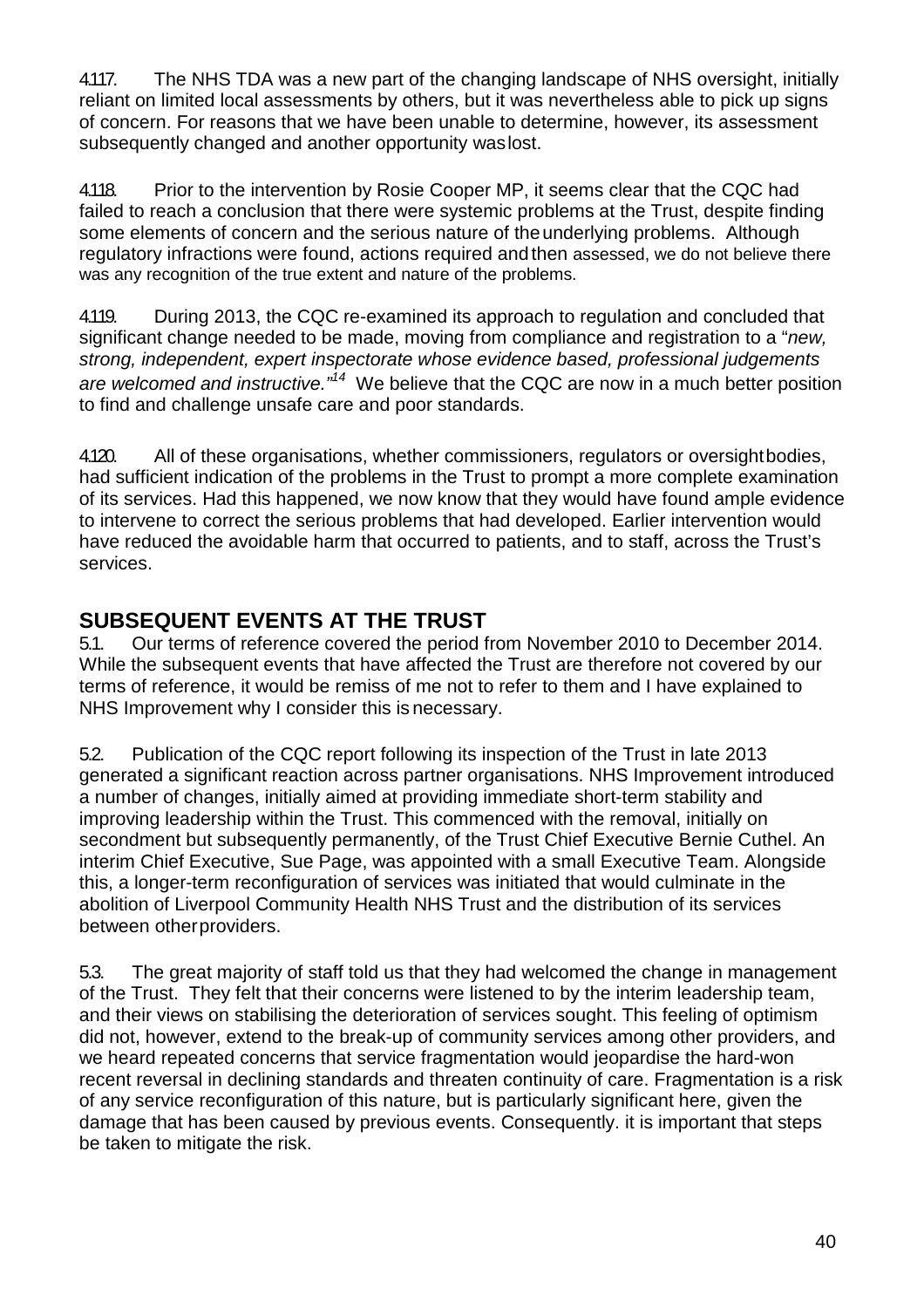4.117. The NHS TDA was a new part of the changing landscape of NHS oversight, initially reliant on limited local assessments by others, but it was nevertheless able to pick up signs of concern. For reasons that we have been unable to determine, however, its assessment subsequently changed and another opportunity was lost.

4.118. Prior to the intervention by Rosie Cooper MP, it seems clear that the CQC had failed to reach a conclusion that there were systemic problems at the Trust, despite finding some elements of concern and the serious nature of the underlying problems. Although regulatory infractions were found, actions required and then assessed, we do not believe there was any recognition of the true extent and nature of the problems.

4.119. During 2013, the CQC re-examined its approach to regulation and concluded that significant change needed to be made, moving from compliance and registration to a "*new, strong, independent, expert inspectorate whose evidence based, professional judgements are welcomed and instructive.*"[14] We believe that the CQC are now in a much better position to find and challenge unsafe care and poor standards.

4.120. All of these organisations, whether commissioners, regulators or oversight bodies, had sufficient indication of the problems in the Trust to prompt a more complete examination of its services. Had this happened, we now know that they would have found ample evidence to intervene to correct the serious problems that had developed. Earlier intervention would have reduced the avoidable harm that occurred to patients, and to staff, across the Trust's services.

## SUBSEQUENT EVENTS AT THE TRUST

5.1. Our terms of reference covered the period from November 2010 to December 2014. While the subsequent events that have affected the Trust are therefore not covered by our terms of reference, it would be remiss of me not to refer to them and I have explained to NHS Improvement why I consider this is necessary.

5.2. Publication of the CQC report following its inspection of the Trust in late 2013 generated a significant reaction across partner organisations. NHS Improvement introduced a number of changes, initially aimed at providing immediate short-term stability and improving leadership within the Trust. This commenced with the removal, initially on secondment but subsequently permanently, of the Trust Chief Executive Bernie Cuthel. An interim Chief Executive, Sue Page, was appointed with a small Executive Team. Alongside this, a longer-term reconfiguration of services was initiated that would culminate in the abolition of Liverpool Community Health NHS Trust and the distribution of its services between other providers.

5.3. The great majority of staff told us that they had welcomed the change in management of the Trust. They felt that their concerns were listened to by the interim leadership team, and their views on stabilising the deterioration of services sought. This feeling of optimism did not, however, extend to the break-up of community services among other providers, and we heard repeated concerns that service fragmentation would jeopardise the hard-won recent reversal in declining standards and threaten continuity of care. Fragmentation is a risk of any service reconfiguration of this nature, but is particularly significant here, given the damage that has been caused by previous events. Consequently. it is important that steps be taken to mitigate the risk.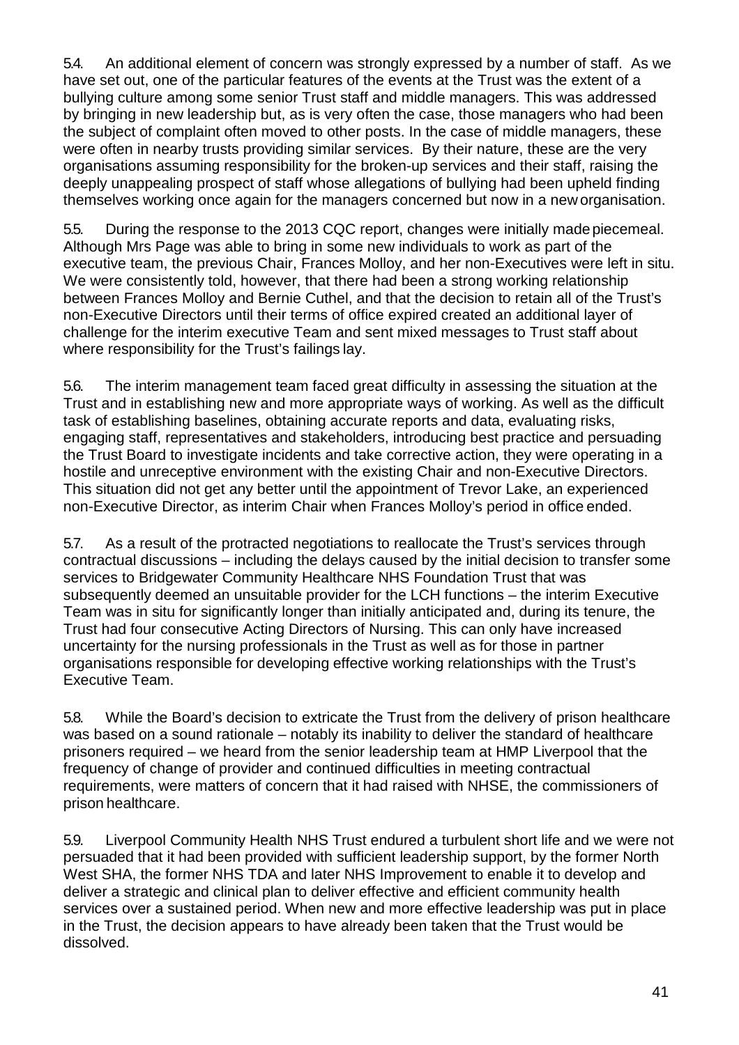5.4. An additional element of concern was strongly expressed by a number of staff. As we have set out, one of the particular features of the events at the Trust was the extent of a bullying culture among some senior Trust staff and middle managers. This was addressed by bringing in new leadership but, as is very often the case, those managers who had been the subject of complaint often moved to other posts. In the case of middle managers, these were often in nearby trusts providing similar services. By their nature, these are the very organisations assuming responsibility for the broken-up services and their staff, raising the deeply unappealing prospect of staff whose allegations of bullying had been upheld finding themselves working once again for the managers concerned but now in a new organisation.

5.5. During the response to the 2013 CQC report, changes were initially made piecemeal. Although Mrs Page was able to bring in some new individuals to work as part of the executive team, the previous Chair, Frances Molloy, and her non-Executives were left in situ. We were consistently told, however, that there had been a strong working relationship between Frances Molloy and Bernie Cuthel, and that the decision to retain all of the Trust's non-Executive Directors until their terms of office expired created an additional layer of challenge for the interim executive Team and sent mixed messages to Trust staff about where responsibility for the Trust's failings lay.

5.6. The interim management team faced great difficulty in assessing the situation at the Trust and in establishing new and more appropriate ways of working. As well as the difficult task of establishing baselines, obtaining accurate reports and data, evaluating risks, engaging staff, representatives and stakeholders, introducing best practice and persuading the Trust Board to investigate incidents and take corrective action, they were operating in a hostile and unreceptive environment with the existing Chair and non-Executive Directors. This situation did not get any better until the appointment of Trevor Lake, an experienced non-Executive Director, as interim Chair when Frances Molloy's period in office ended.

5.7. As a result of the protracted negotiations to reallocate the Trust's services through contractual discussions – including the delays caused by the initial decision to transfer some services to Bridgewater Community Healthcare NHS Foundation Trust that was subsequently deemed an unsuitable provider for the LCH functions – the interim Executive Team was in situ for significantly longer than initially anticipated and, during its tenure, the Trust had four consecutive Acting Directors of Nursing. This can only have increased uncertainty for the nursing professionals in the Trust as well as for those in partner organisations responsible for developing effective working relationships with the Trust's Executive Team.

5.8. While the Board's decision to extricate the Trust from the delivery of prison healthcare was based on a sound rationale – notably its inability to deliver the standard of healthcare prisoners required – we heard from the senior leadership team at HMP Liverpool that the frequency of change of provider and continued difficulties in meeting contractual requirements, were matters of concern that it had raised with NHSE, the commissioners of prison healthcare.

5.9. Liverpool Community Health NHS Trust endured a turbulent short life and we were not persuaded that it had been provided with sufficient leadership support, by the former North West SHA, the former NHS TDA and later NHS Improvement to enable it to develop and deliver a strategic and clinical plan to deliver effective and efficient community health services over a sustained period. When new and more effective leadership was put in place in the Trust, the decision appears to have already been taken that the Trust would be dissolved.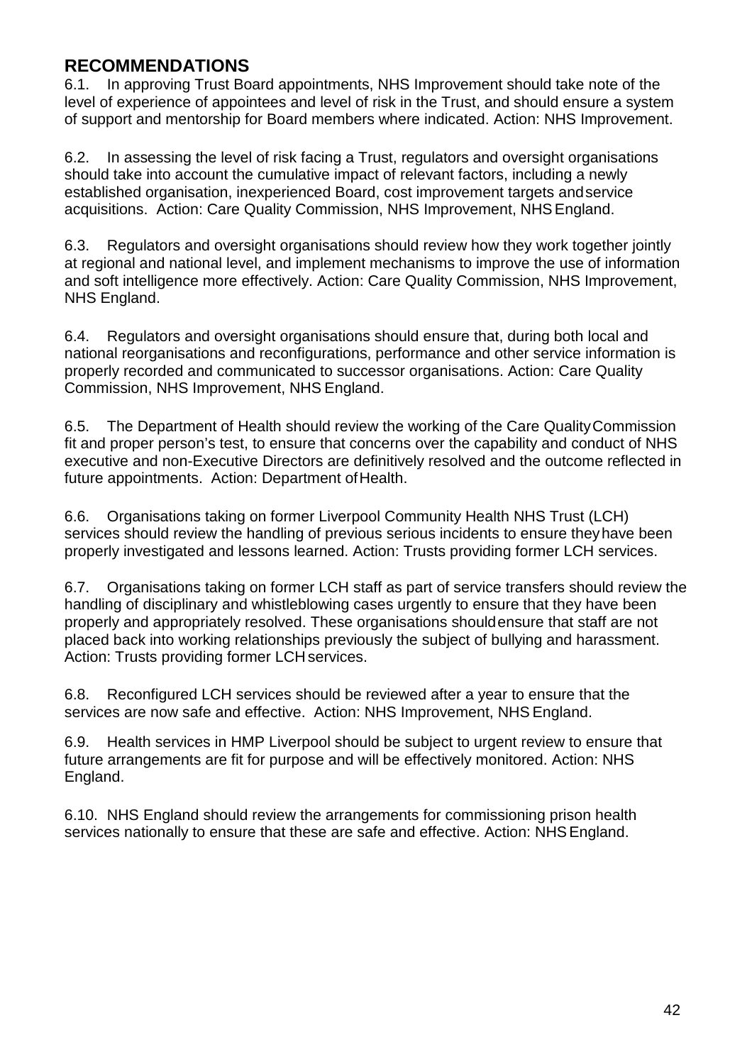## RECOMMENDATIONS

6.1. In approving Trust Board appointments, NHS Improvement should take note of the level of experience of appointees and level of risk in the Trust, and should ensure a system of support and mentorship for Board members where indicated. Action: NHS Improvement.

6.2. In assessing the level of risk facing a Trust, regulators and oversight organisations should take into account the cumulative impact of relevant factors, including a newly established organisation, inexperienced Board, cost improvement targets and service acquisitions. Action: Care Quality Commission, NHS Improvement, NHS England.

6.3. Regulators and oversight organisations should review how they work together jointly at regional and national level, and implement mechanisms to improve the use of information and soft intelligence more effectively. Action: Care Quality Commission, NHS Improvement, NHS England.

6.4. Regulators and oversight organisations should ensure that, during both local and national reorganisations and reconfigurations, performance and other service information is properly recorded and communicated to successor organisations. Action: Care Quality Commission, NHS Improvement, NHS England.

6.5. The Department of Health should review the working of the Care Quality Commission fit and proper person's test, to ensure that concerns over the capability and conduct of NHS executive and non-Executive Directors are definitively resolved and the outcome reflected in future appointments. Action: Department of Health.

6.6. Organisations taking on former Liverpool Community Health NHS Trust (LCH) services should review the handling of previous serious incidents to ensure they have been properly investigated and lessons learned. Action: Trusts providing former LCH services.

6.7. Organisations taking on former LCH staff as part of service transfers should review the handling of disciplinary and whistleblowing cases urgently to ensure that they have been properly and appropriately resolved. These organisations should ensure that staff are not placed back into working relationships previously the subject of bullying and harassment. Action: Trusts providing former LCH services.

6.8. Reconfigured LCH services should be reviewed after a year to ensure that the services are now safe and effective. Action: NHS Improvement, NHS England.

6.9. Health services in HMP Liverpool should be subject to urgent review to ensure that future arrangements are fit for purpose and will be effectively monitored. Action: NHS England.

6.10. NHS England should review the arrangements for commissioning prison health services nationally to ensure that these are safe and effective. Action: NHS England.